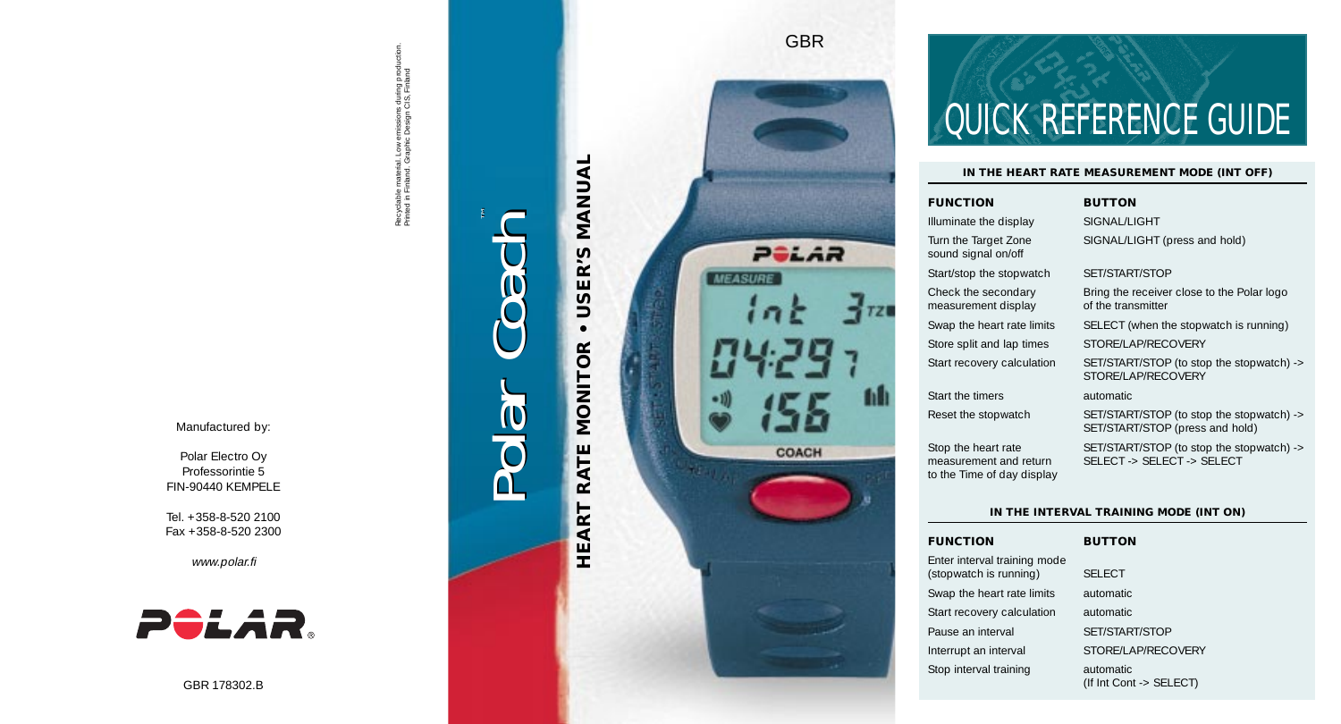Recyclable material. Low emissions during production.
Printed in Finland. Graphic Design C/S, Finland

Manufactured by:

Polar Electro Oy
Professorintie 5
FIN-90440 KEMPELE

Tel. +358-8-520 2100
Fax +358-8-520 2300

*www.polar.fi*

GBR 178302.B

# Polar Coach™

## HEART RATE MONITOR • USER'S MANUAL

GBR

# QUICK REFERENCE GUIDE

### IN THE HEART RATE MEASUREMENT MODE (INT OFF)

| FUNCTION | BUTTON |
| --- | --- |
| Illuminate the display | SIGNAL/LIGHT |
| Turn the Target Zone sound signal on/off | SIGNAL/LIGHT (press and hold) |
| Start/stop the stopwatch | SET/START/STOP |
| Check the secondary measurement display | Bring the receiver close to the Polar logo of the transmitter |
| Swap the heart rate limits | SELECT (when the stopwatch is running) |
| Store split and lap times | STORE/LAP/RECOVERY |
| Start recovery calculation | SET/START/STOP (to stop the stopwatch) -> STORE/LAP/RECOVERY |
| Start the timers | automatic |
| Reset the stopwatch | SET/START/STOP (to stop the stopwatch) -> SET/START/STOP (press and hold) |
| Stop the heart rate measurement and return to the Time of day display | SET/START/STOP (to stop the stopwatch) -> SELECT -> SELECT -> SELECT |

### IN THE INTERVAL TRAINING MODE (INT ON)

| FUNCTION | BUTTON |
| --- | --- |
| Enter interval training mode (stopwatch is running) | SELECT |
| Swap the heart rate limits | automatic |
| Start recovery calculation | automatic |
| Pause an interval | SET/START/STOP |
| Interrupt an interval | STORE/LAP/RECOVERY |
| Stop interval training | automatic (If Int Cont -> SELECT) |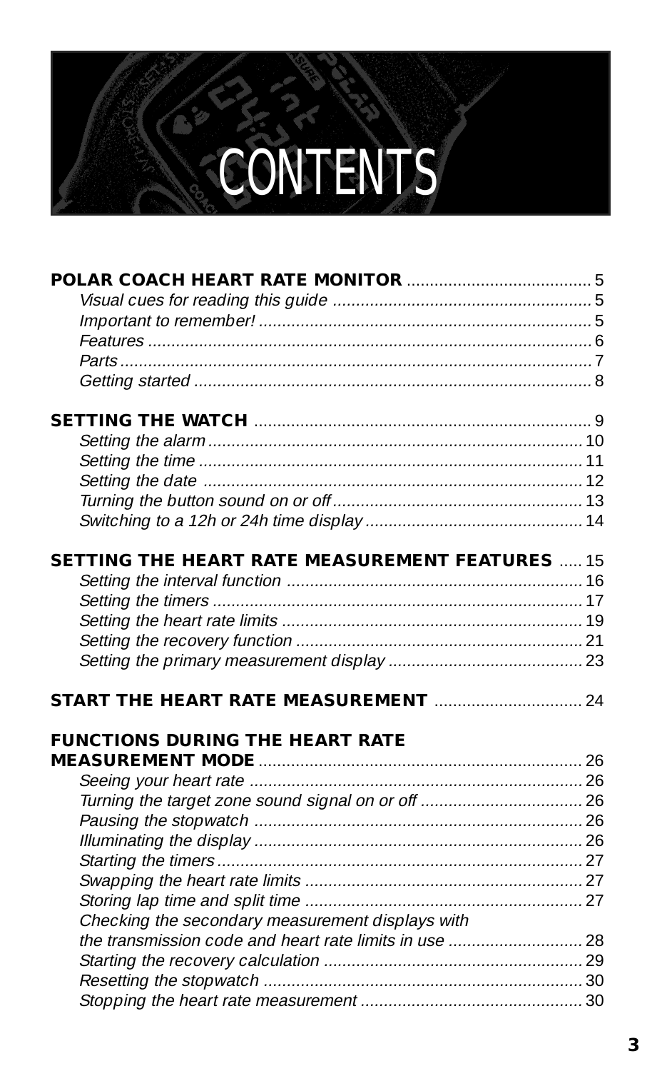# CONTENTS

**POLAR COACH HEART RATE MONITOR** ........................................ 5
*Visual cues for reading this guide* ........................................ 5
*Important to remember!* ........................................ 5
*Features* ........................................ 6
*Parts* ........................................ 7
*Getting started* ........................................ 8

**SETTING THE WATCH** ........................................ 9
*Setting the alarm* ........................................ 10
*Setting the time* ........................................ 11
*Setting the date* ........................................ 12
*Turning the button sound on or off* ........................................ 13
*Switching to a 12h or 24h time display* ........................................ 14

**SETTING THE HEART RATE MEASUREMENT FEATURES** ..... 15
*Setting the interval function* ........................................ 16
*Setting the timers* ........................................ 17
*Setting the heart rate limits* ........................................ 19
*Setting the recovery function* ........................................ 21
*Setting the primary measurement display* ........................................ 23

**START THE HEART RATE MEASUREMENT** ........................................ 24

**FUNCTIONS DURING THE HEART RATE MEASUREMENT MODE** ........................................ 26
*Seeing your heart rate* ........................................ 26
*Turning the target zone sound signal on or off* ........................................ 26
*Pausing the stopwatch* ........................................ 26
*Illuminating the display* ........................................ 26
*Starting the timers* ........................................ 27
*Swapping the heart rate limits* ........................................ 27
*Storing lap time and split time* ........................................ 27
*Checking the secondary measurement displays with the transmission code and heart rate limits in use* ........................................ 28
*Starting the recovery calculation* ........................................ 29
*Resetting the stopwatch* ........................................ 30
*Stopping the heart rate measurement* ........................................ 30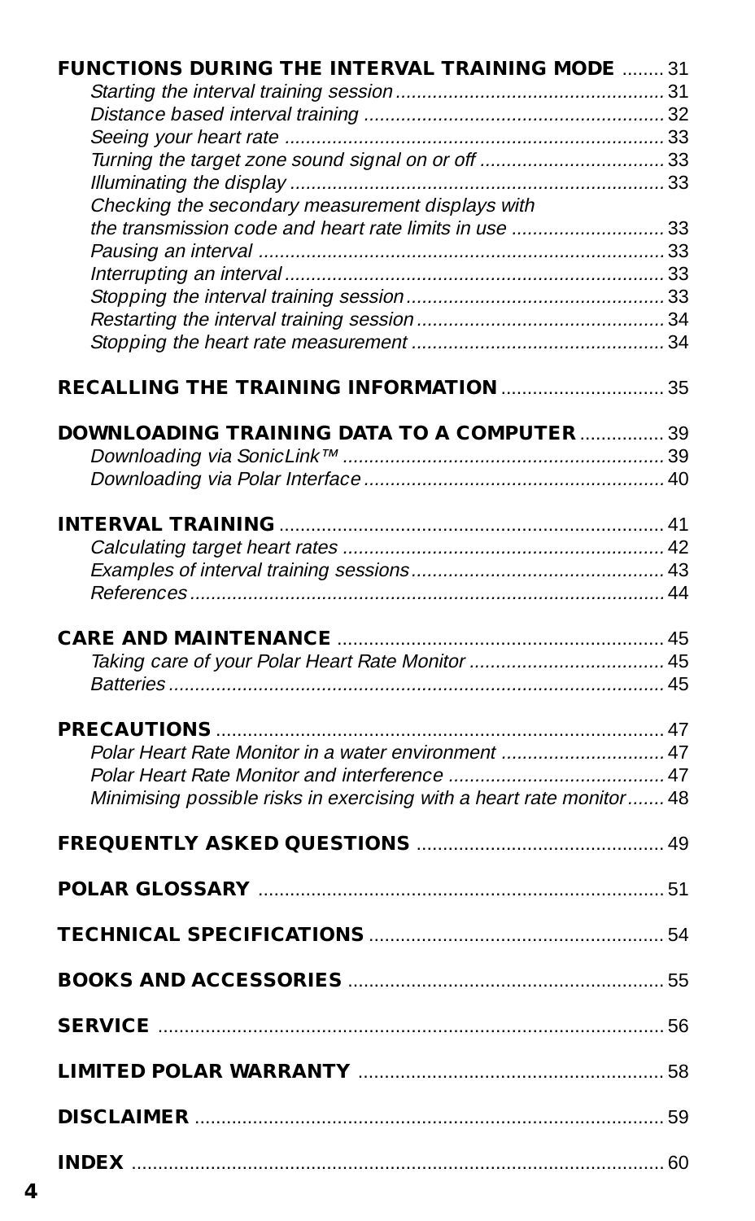**FUNCTIONS DURING THE INTERVAL TRAINING MODE** ........ 31
*Starting the interval training session* .......... 31
*Distance based interval training* .......... 32
*Seeing your heart rate* .......... 33
*Turning the target zone sound signal on or off* .......... 33
*Illuminating the display* .......... 33
*Checking the secondary measurement displays with the transmission code and heart rate limits in use* .......... 33
*Pausing an interval* .......... 33
*Interrupting an interval* .......... 33
*Stopping the interval training session* .......... 33
*Restarting the interval training session* .......... 34
*Stopping the heart rate measurement* .......... 34

**RECALLING THE TRAINING INFORMATION** .......... 35

**DOWNLOADING TRAINING DATA TO A COMPUTER** .......... 39
*Downloading via SonicLink™* .......... 39
*Downloading via Polar Interface* .......... 40

**INTERVAL TRAINING** .......... 41
*Calculating target heart rates* .......... 42
*Examples of interval training sessions* .......... 43
*References* .......... 44

**CARE AND MAINTENANCE** .......... 45
*Taking care of your Polar Heart Rate Monitor* .......... 45
*Batteries* .......... 45

**PRECAUTIONS** .......... 47
*Polar Heart Rate Monitor in a water environment* .......... 47
*Polar Heart Rate Monitor and interference* .......... 47
*Minimising possible risks in exercising with a heart rate monitor* .......... 48

**FREQUENTLY ASKED QUESTIONS** .......... 49

**POLAR GLOSSARY** .......... 51

**TECHNICAL SPECIFICATIONS** .......... 54

**BOOKS AND ACCESSORIES** .......... 55

**SERVICE** .......... 56

**LIMITED POLAR WARRANTY** .......... 58

**DISCLAIMER** .......... 59

**INDEX** .......... 60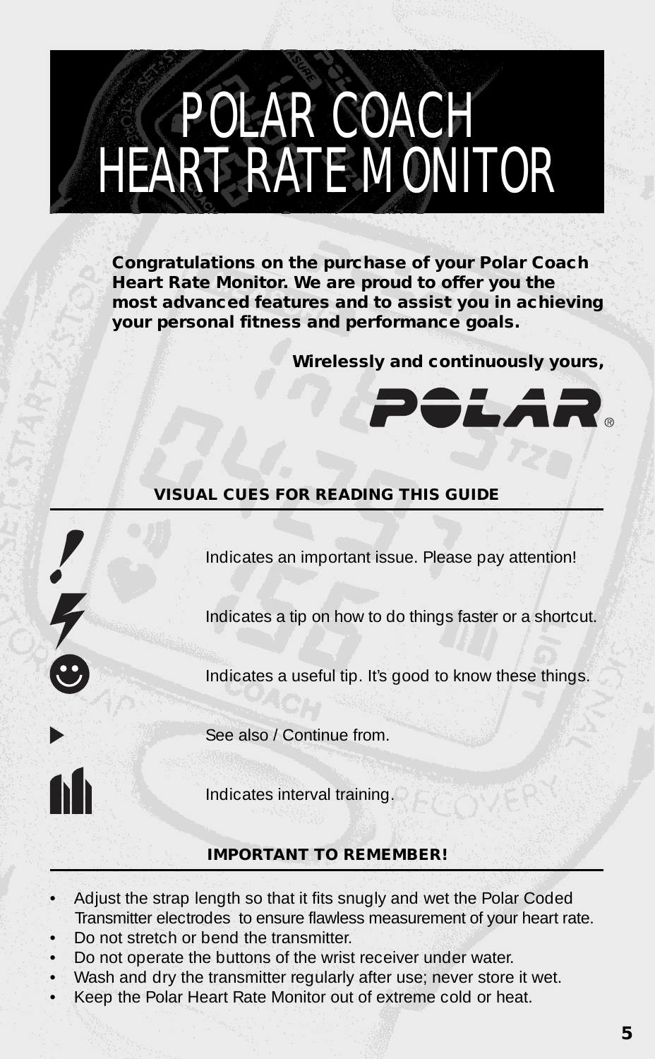# POLAR COACH HEART RATE MONITOR

**Congratulations on the purchase of your Polar Coach Heart Rate Monitor. We are proud to offer you the most advanced features and to assist you in achieving your personal fitness and performance goals.**

**Wirelessly and continuously yours,**

**POLAR®**

## VISUAL CUES FOR READING THIS GUIDE

| Icon | Meaning |
| --- | --- |
| ! | Indicates an important issue. Please pay attention! |
| ⚡ | Indicates a tip on how to do things faster or a shortcut. |
| ☺ | Indicates a useful tip. It's good to know these things. |
| ▶ | See also / Continue from. |
| Interval icon | Indicates interval training. |

## IMPORTANT TO REMEMBER!

- Adjust the strap length so that it fits snugly and wet the Polar Coded Transmitter electrodes to ensure flawless measurement of your heart rate.
- Do not stretch or bend the transmitter.
- Do not operate the buttons of the wrist receiver under water.
- Wash and dry the transmitter regularly after use; never store it wet.
- Keep the Polar Heart Rate Monitor out of extreme cold or heat.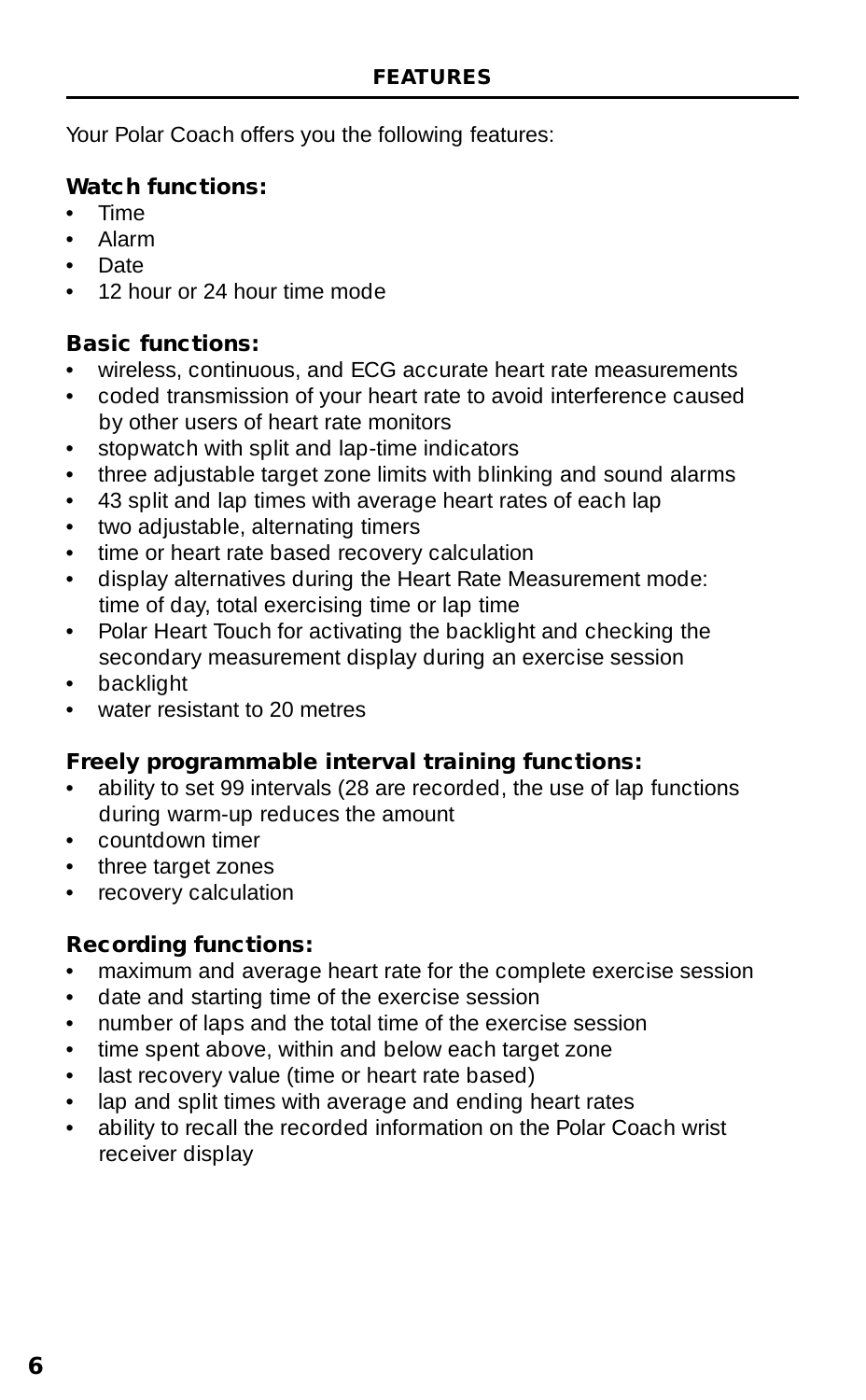## FEATURES

Your Polar Coach offers you the following features:

**Watch functions:**

- Time
- Alarm
- Date
- 12 hour or 24 hour time mode

**Basic functions:**

- wireless, continuous, and ECG accurate heart rate measurements
- coded transmission of your heart rate to avoid interference caused by other users of heart rate monitors
- stopwatch with split and lap-time indicators
- three adjustable target zone limits with blinking and sound alarms
- 43 split and lap times with average heart rates of each lap
- two adjustable, alternating timers
- time or heart rate based recovery calculation
- display alternatives during the Heart Rate Measurement mode: time of day, total exercising time or lap time
- Polar Heart Touch for activating the backlight and checking the secondary measurement display during an exercise session
- backlight
- water resistant to 20 metres

**Freely programmable interval training functions:**

- ability to set 99 intervals (28 are recorded, the use of lap functions during warm-up reduces the amount
- countdown timer
- three target zones
- recovery calculation

**Recording functions:**

- maximum and average heart rate for the complete exercise session
- date and starting time of the exercise session
- number of laps and the total time of the exercise session
- time spent above, within and below each target zone
- last recovery value (time or heart rate based)
- lap and split times with average and ending heart rates
- ability to recall the recorded information on the Polar Coach wrist receiver display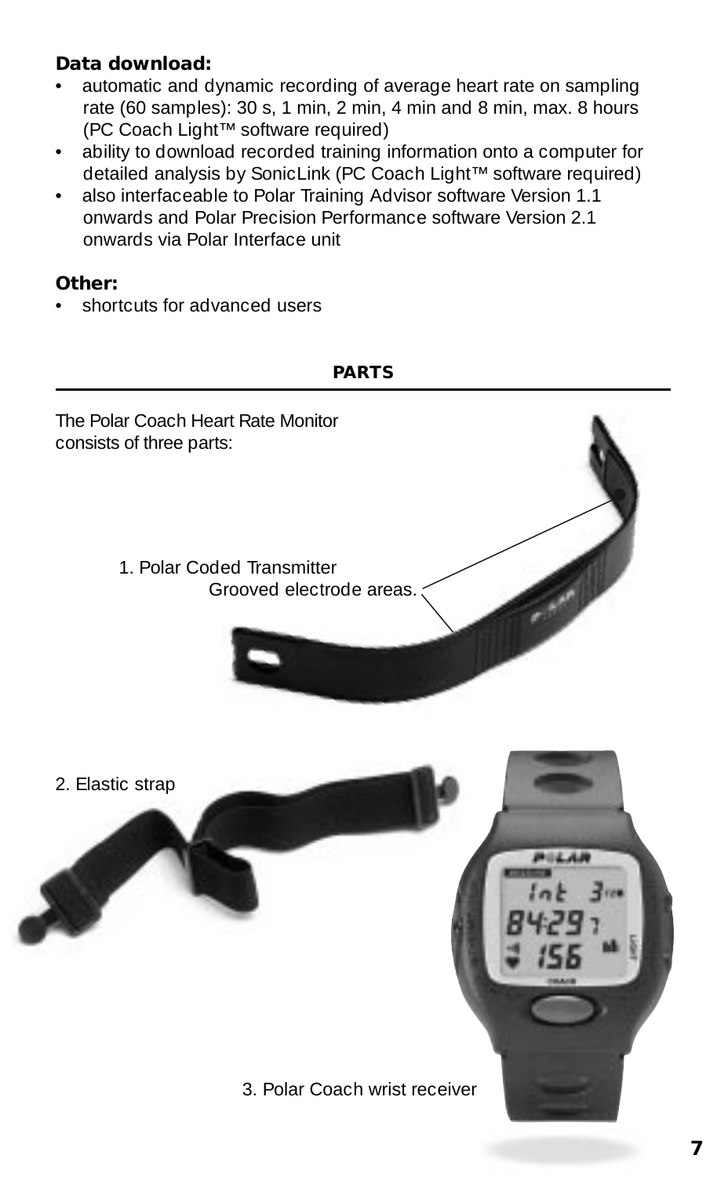**Data download:**

- automatic and dynamic recording of average heart rate on sampling rate (60 samples): 30 s, 1 min, 2 min, 4 min and 8 min, max. 8 hours (PC Coach Light™ software required)
- ability to download recorded training information onto a computer for detailed analysis by SonicLink (PC Coach Light™ software required)
- also interfaceable to Polar Training Advisor software Version 1.1 onwards and Polar Precision Performance software Version 2.1 onwards via Polar Interface unit

**Other:**

- shortcuts for advanced users

## PARTS

The Polar Coach Heart Rate Monitor consists of three parts:

1. Polar Coded Transmitter
   Grooved electrode areas.

2. Elastic strap

3. Polar Coach wrist receiver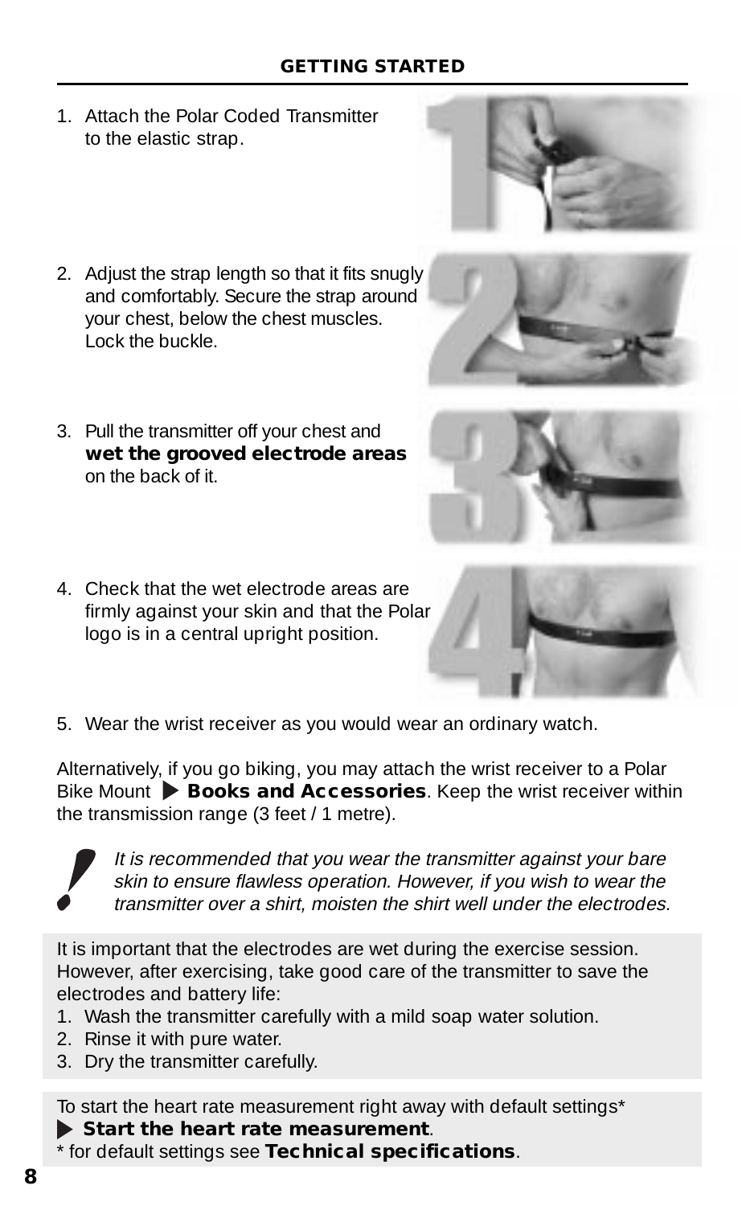## GETTING STARTED

1. Attach the Polar Coded Transmitter to the elastic strap.

2. Adjust the strap length so that it fits snugly and comfortably. Secure the strap around your chest, below the chest muscles. Lock the buckle.

3. Pull the transmitter off your chest and **wet the grooved electrode areas** on the back of it.

4. Check that the wet electrode areas are firmly against your skin and that the Polar logo is in a central upright position.

5. Wear the wrist receiver as you would wear an ordinary watch.

Alternatively, if you go biking, you may attach the wrist receiver to a Polar Bike Mount ▶ **Books and Accessories**. Keep the wrist receiver within the transmission range (3 feet / 1 metre).

*It is recommended that you wear the transmitter against your bare skin to ensure flawless operation. However, if you wish to wear the transmitter over a shirt, moisten the shirt well under the electrodes.*

It is important that the electrodes are wet during the exercise session. However, after exercising, take good care of the transmitter to save the electrodes and battery life:

1. Wash the transmitter carefully with a mild soap water solution.
2. Rinse it with pure water.
3. Dry the transmitter carefully.

To start the heart rate measurement right away with default settings*
▶ **Start the heart rate measurement**.
* for default settings see **Technical specifications**.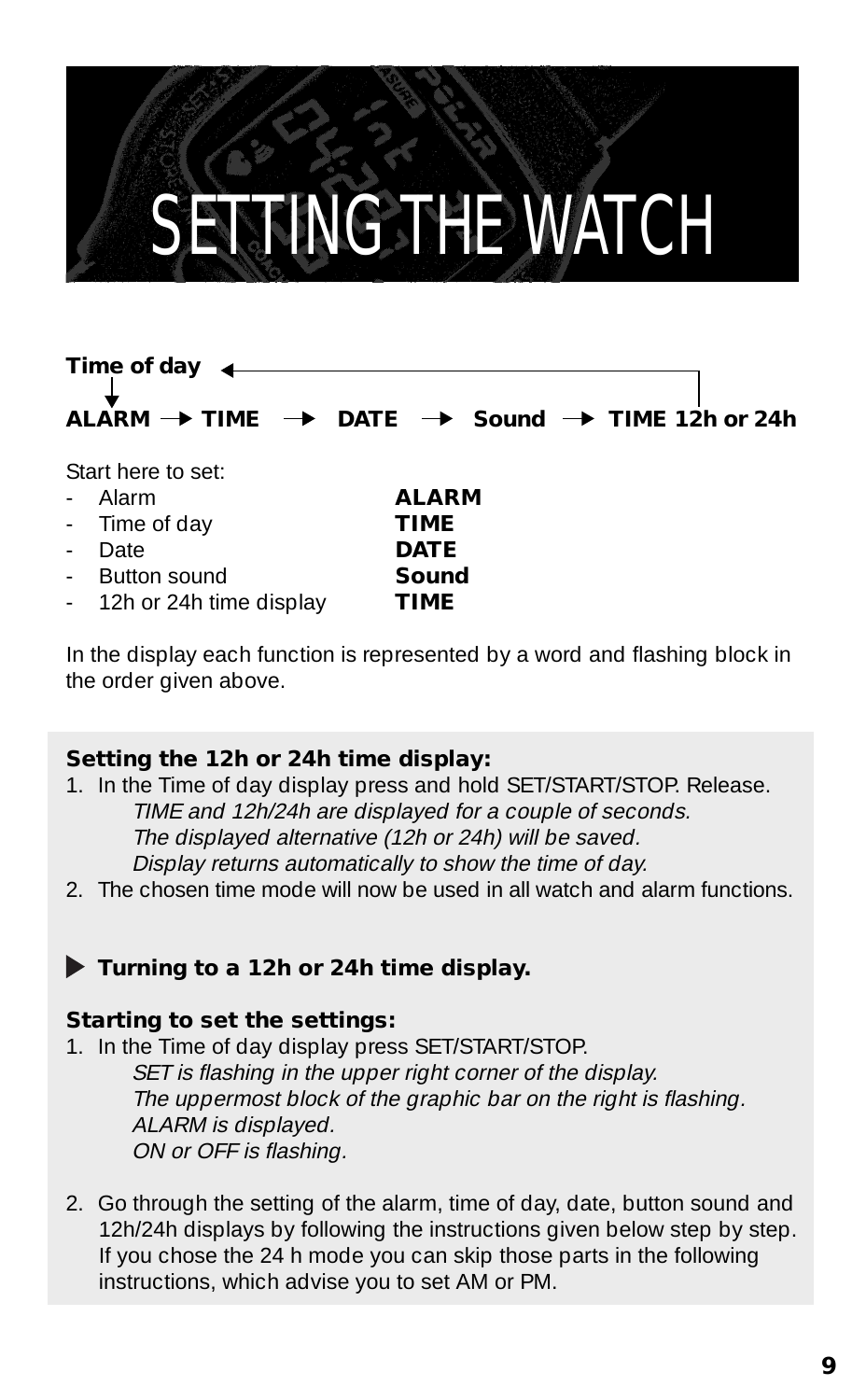# SETTING THE WATCH

**Time of day** ←

**ALARM** → **TIME** → **DATE** → **Sound** → **TIME 12h or 24h**

Start here to set:

- Alarm **ALARM**
- Time of day **TIME**
- Date **DATE**
- Button sound **Sound**
- 12h or 24h time display **TIME**

In the display each function is represented by a word and flashing block in the order given above.

**Setting the 12h or 24h time display:**

1. In the Time of day display press and hold SET/START/STOP. Release.
   *TIME and 12h/24h are displayed for a couple of seconds.*
   *The displayed alternative (12h or 24h) will be saved.*
   *Display returns automatically to show the time of day.*
2. The chosen time mode will now be used in all watch and alarm functions.

▶ **Turning to a 12h or 24h time display.**

**Starting to set the settings:**

1. In the Time of day display press SET/START/STOP.
   *SET is flashing in the upper right corner of the display.*
   *The uppermost block of the graphic bar on the right is flashing.*
   *ALARM is displayed.*
   *ON or OFF is flashing.*
2. Go through the setting of the alarm, time of day, date, button sound and 12h/24h displays by following the instructions given below step by step. If you chose the 24 h mode you can skip those parts in the following instructions, which advise you to set AM or PM.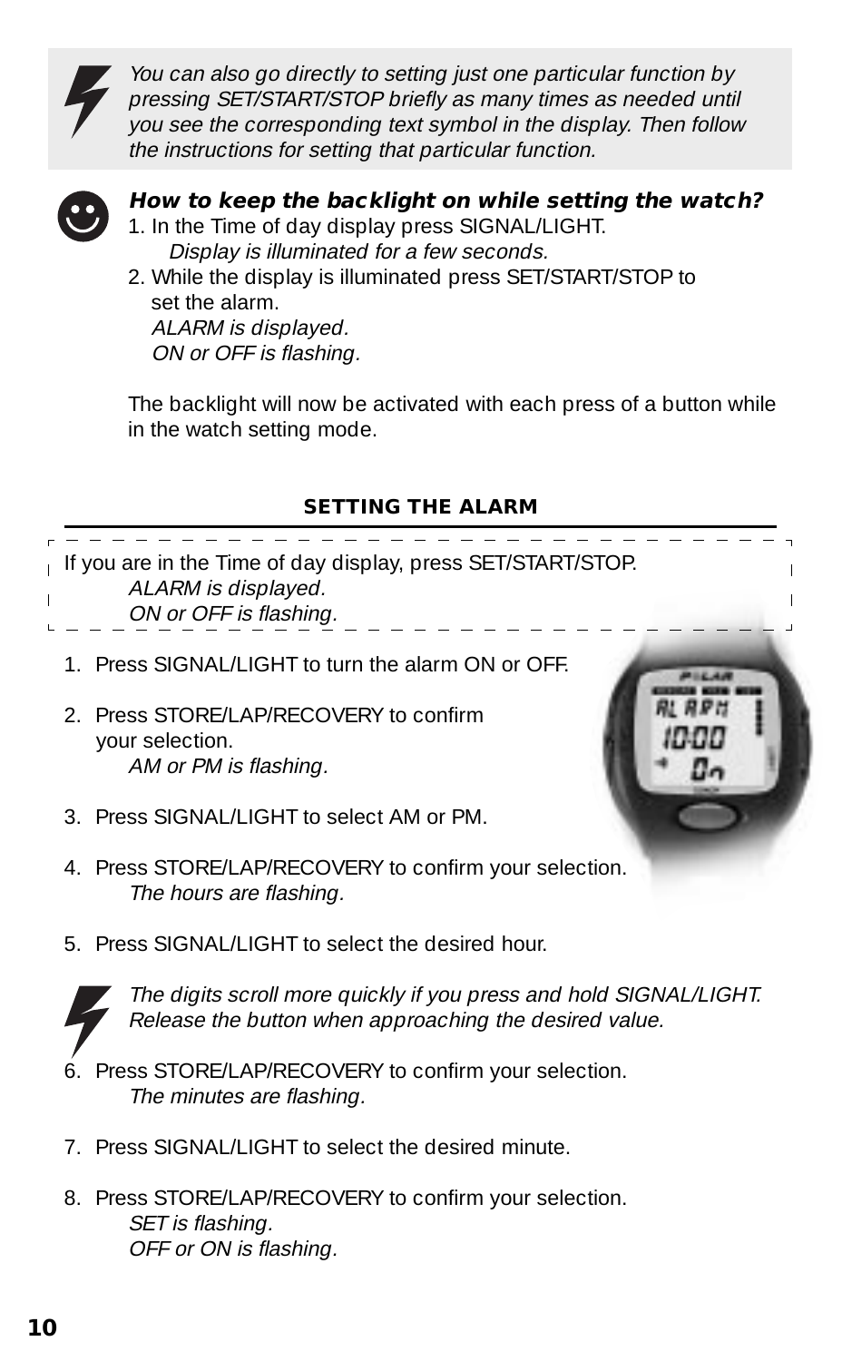*You can also go directly to setting just one particular function by pressing SET/START/STOP briefly as many times as needed until you see the corresponding text symbol in the display. Then follow the instructions for setting that particular function.*

***How to keep the backlight on while setting the watch?***

1. In the Time of day display press SIGNAL/LIGHT.
   *Display is illuminated for a few seconds.*
2. While the display is illuminated press SET/START/STOP to set the alarm.
   *ALARM is displayed.*
   *ON or OFF is flashing.*

The backlight will now be activated with each press of a button while in the watch setting mode.

## SETTING THE ALARM

If you are in the Time of day display, press SET/START/STOP.
*ALARM is displayed.*
*ON or OFF is flashing.*

1. Press SIGNAL/LIGHT to turn the alarm ON or OFF.
2. Press STORE/LAP/RECOVERY to confirm your selection.
   *AM or PM is flashing.*
3. Press SIGNAL/LIGHT to select AM or PM.
4. Press STORE/LAP/RECOVERY to confirm your selection.
   *The hours are flashing.*
5. Press SIGNAL/LIGHT to select the desired hour.

*The digits scroll more quickly if you press and hold SIGNAL/LIGHT. Release the button when approaching the desired value.*

6. Press STORE/LAP/RECOVERY to confirm your selection.
   *The minutes are flashing.*
7. Press SIGNAL/LIGHT to select the desired minute.
8. Press STORE/LAP/RECOVERY to confirm your selection.
   *SET is flashing.*
   *OFF or ON is flashing.*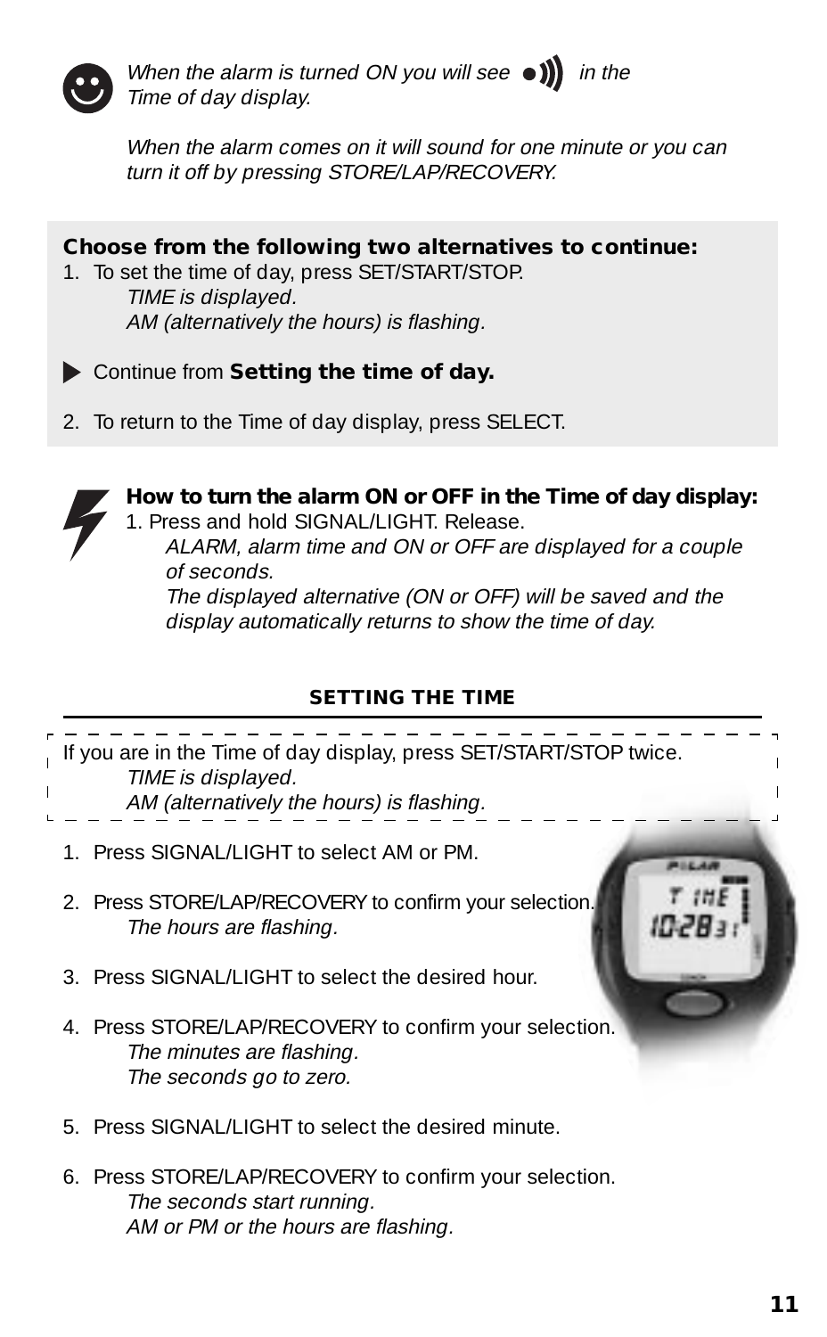*When the alarm is turned ON you will see* ●))) *in the Time of day display.*

*When the alarm comes on it will sound for one minute or you can turn it off by pressing STORE/LAP/RECOVERY.*

**Choose from the following two alternatives to continue:**

1. To set the time of day, press SET/START/STOP.
   *TIME is displayed.*
   *AM (alternatively the hours) is flashing.*

▶ Continue from **Setting the time of day.**

2. To return to the Time of day display, press SELECT.

**How to turn the alarm ON or OFF in the Time of day display:**

1. Press and hold SIGNAL/LIGHT. Release.
   *ALARM, alarm time and ON or OFF are displayed for a couple of seconds.*
   *The displayed alternative (ON or OFF) will be saved and the display automatically returns to show the time of day.*

## SETTING THE TIME

If you are in the Time of day display, press SET/START/STOP twice.
*TIME is displayed.*
*AM (alternatively the hours) is flashing.*

1. Press SIGNAL/LIGHT to select AM or PM.
2. Press STORE/LAP/RECOVERY to confirm your selection.
   *The hours are flashing.*
3. Press SIGNAL/LIGHT to select the desired hour.
4. Press STORE/LAP/RECOVERY to confirm your selection.
   *The minutes are flashing.*
   *The seconds go to zero.*
5. Press SIGNAL/LIGHT to select the desired minute.
6. Press STORE/LAP/RECOVERY to confirm your selection.
   *The seconds start running.*
   *AM or PM or the hours are flashing.*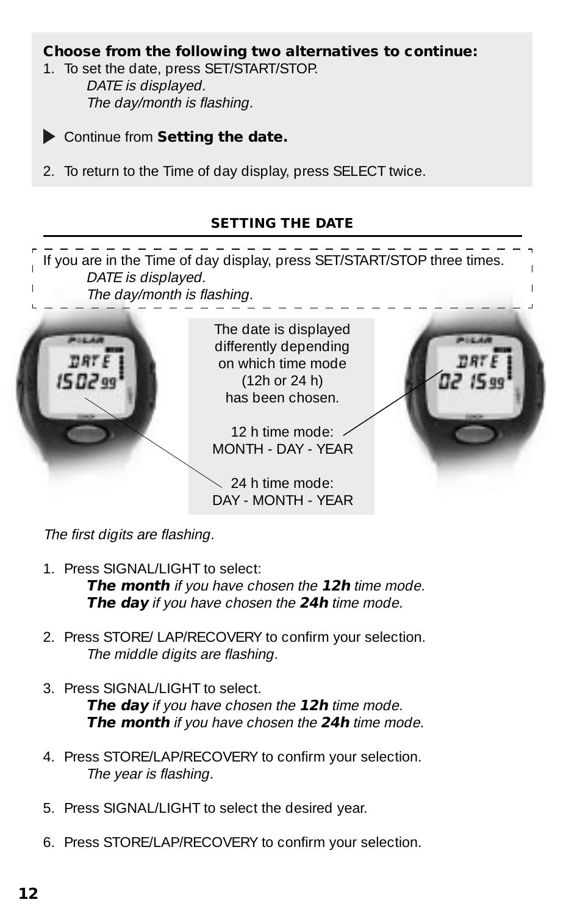**Choose from the following two alternatives to continue:**

1. To set the date, press SET/START/STOP.
   *DATE is displayed.*
   *The day/month is flashing.*

▶ Continue from **Setting the date.**

2. To return to the Time of day display, press SELECT twice.

## SETTING THE DATE

If you are in the Time of day display, press SET/START/STOP three times.
*DATE is displayed.*
*The day/month is flashing.*

The date is displayed differently depending on which time mode (12h or 24 h) has been chosen.

12 h time mode:
MONTH - DAY - YEAR

24 h time mode:
DAY - MONTH - YEAR

*The first digits are flashing.*

1. Press SIGNAL/LIGHT to select:
   ***The month*** *if you have chosen the* ***12h*** *time mode.*
   ***The day*** *if you have chosen the* ***24h*** *time mode.*

2. Press STORE/ LAP/RECOVERY to confirm your selection.
   *The middle digits are flashing.*

3. Press SIGNAL/LIGHT to select.
   ***The day*** *if you have chosen the* ***12h*** *time mode.*
   ***The month*** *if you have chosen the* ***24h*** *time mode.*

4. Press STORE/LAP/RECOVERY to confirm your selection.
   *The year is flashing.*

5. Press SIGNAL/LIGHT to select the desired year.

6. Press STORE/LAP/RECOVERY to confirm your selection.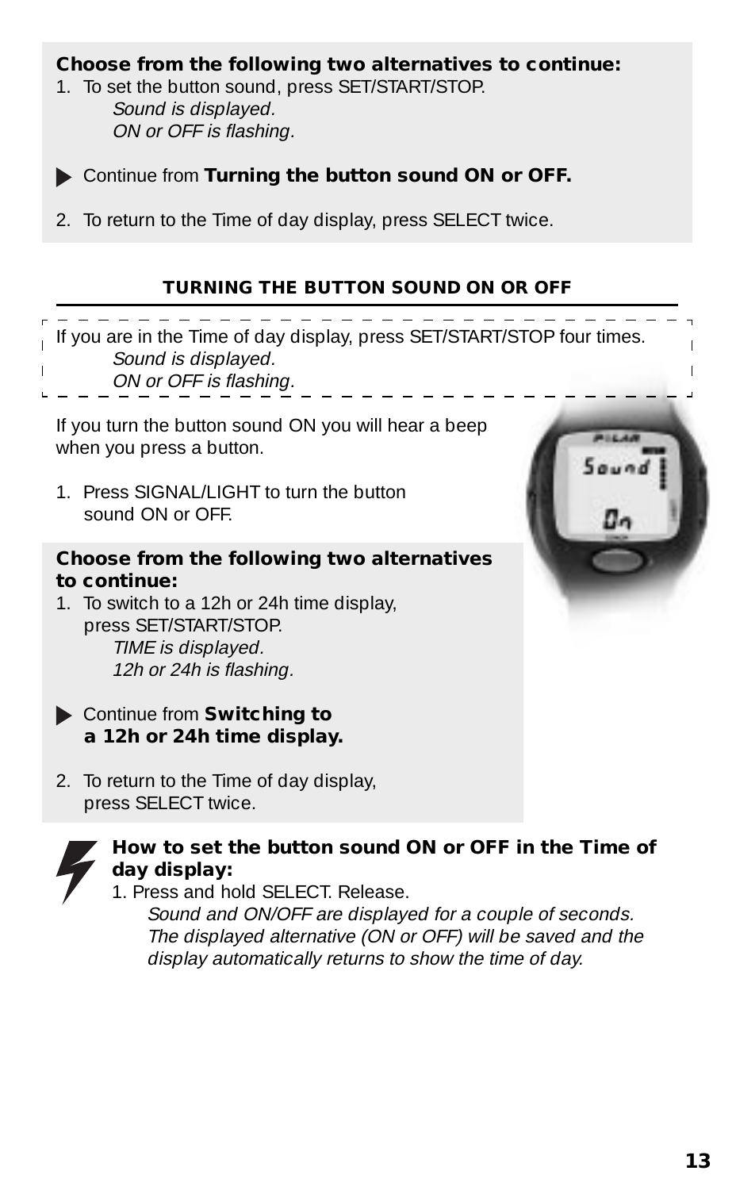**Choose from the following two alternatives to continue:**

1. To set the button sound, press SET/START/STOP.
   *Sound is displayed.*
   *ON or OFF is flashing.*

▶ Continue from **Turning the button sound ON or OFF.**

2. To return to the Time of day display, press SELECT twice.

## TURNING THE BUTTON SOUND ON OR OFF

If you are in the Time of day display, press SET/START/STOP four times.
*Sound is displayed.*
*ON or OFF is flashing.*

If you turn the button sound ON you will hear a beep when you press a button.

1. Press SIGNAL/LIGHT to turn the button sound ON or OFF.

**Choose from the following two alternatives to continue:**

1. To switch to a 12h or 24h time display, press SET/START/STOP.
   *TIME is displayed.*
   *12h or 24h is flashing.*

▶ Continue from **Switching to a 12h or 24h time display.**

2. To return to the Time of day display, press SELECT twice.

**How to set the button sound ON or OFF in the Time of day display:**

1. Press and hold SELECT. Release.
   *Sound and ON/OFF are displayed for a couple of seconds. The displayed alternative (ON or OFF) will be saved and the display automatically returns to show the time of day.*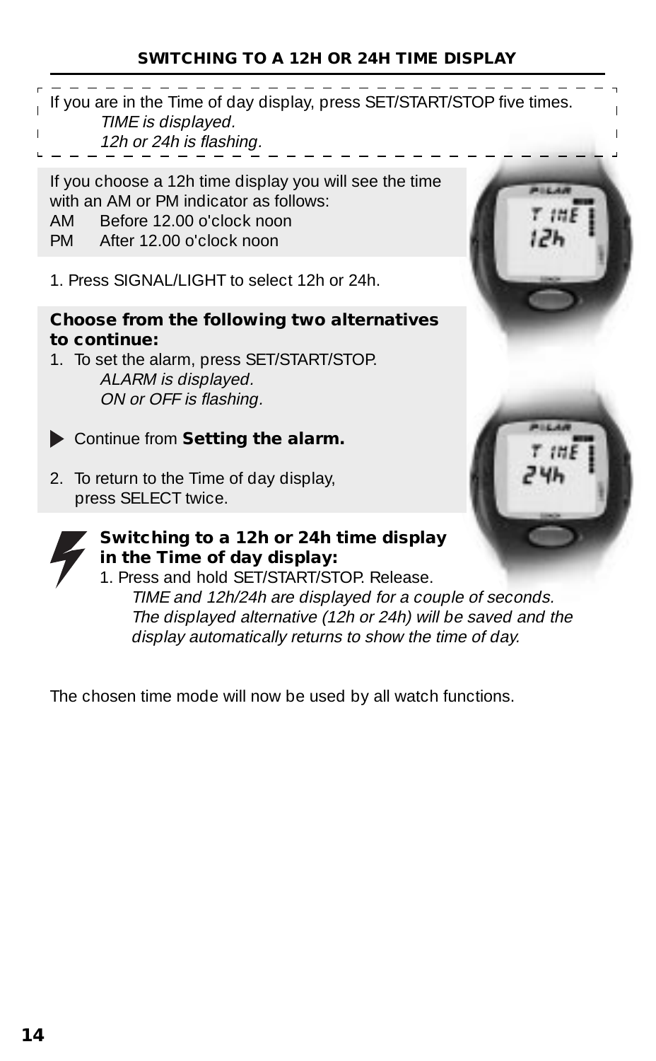## SWITCHING TO A 12H OR 24H TIME DISPLAY

If you are in the Time of day display, press SET/START/STOP five times.

*TIME is displayed.*
*12h or 24h is flashing.*

If you choose a 12h time display you will see the time with an AM or PM indicator as follows:

AM Before 12.00 o'clock noon
PM After 12.00 o'clock noon

1. Press SIGNAL/LIGHT to select 12h or 24h.

**Choose from the following two alternatives to continue:**

1. To set the alarm, press SET/START/STOP.
   *ALARM is displayed.*
   *ON or OFF is flashing.*

▶ Continue from **Setting the alarm.**

2. To return to the Time of day display, press SELECT twice.

**Switching to a 12h or 24h time display in the Time of day display:**

1. Press and hold SET/START/STOP. Release.
   *TIME and 12h/24h are displayed for a couple of seconds. The displayed alternative (12h or 24h) will be saved and the display automatically returns to show the time of day.*

The chosen time mode will now be used by all watch functions.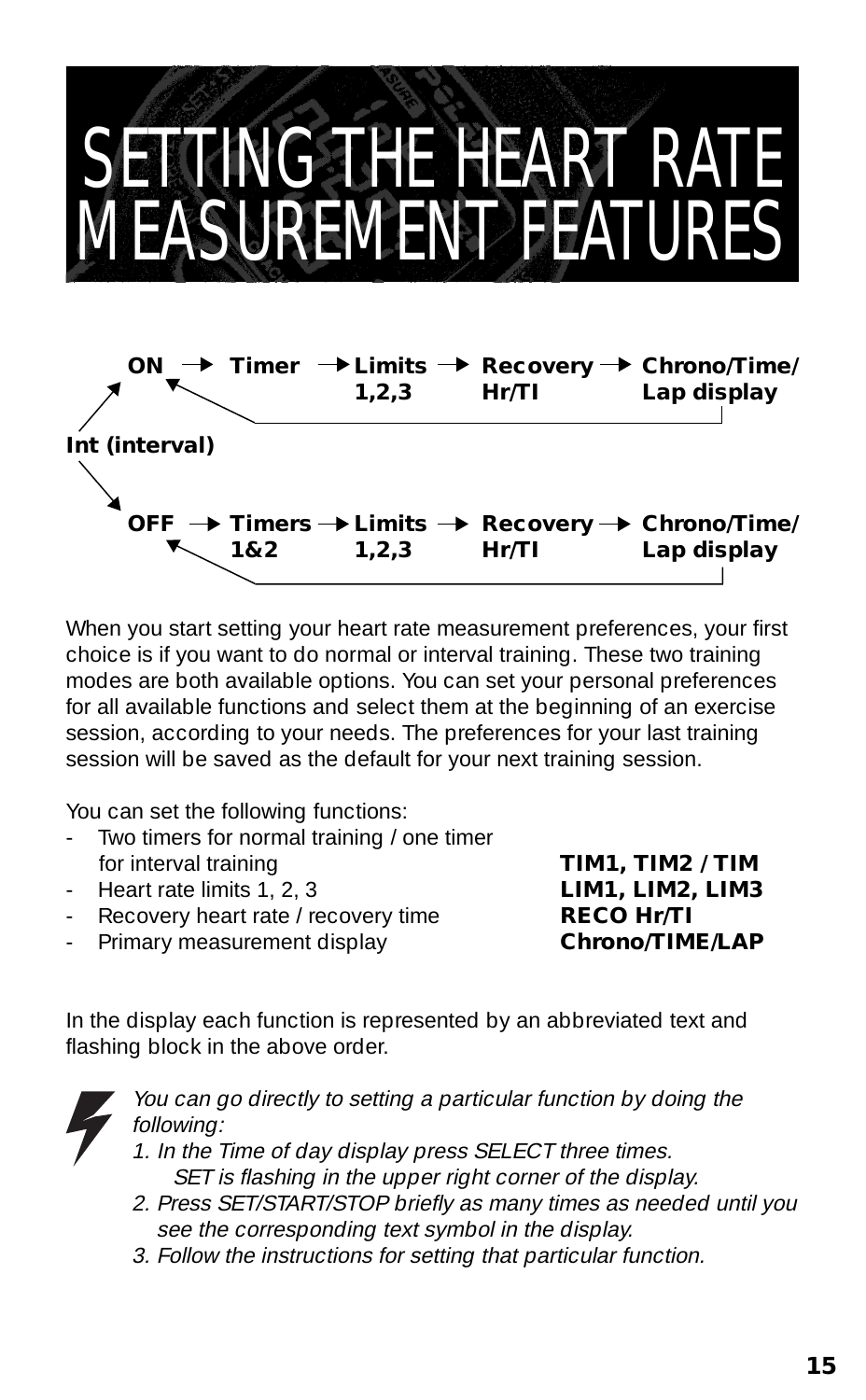# SETTING THE HEART RATE MEASUREMENT FEATURES

**Int (interval)**

**ON** → **Timer** → **Limits 1,2,3** → **Recovery Hr/TI** → **Chrono/Time/Lap display**

**OFF** → **Timers 1&2** → **Limits 1,2,3** → **Recovery Hr/TI** → **Chrono/Time/Lap display**

When you start setting your heart rate measurement preferences, your first choice is if you want to do normal or interval training. These two training modes are both available options. You can set your personal preferences for all available functions and select them at the beginning of an exercise session, according to your needs. The preferences for your last training session will be saved as the default for your next training session.

You can set the following functions:

- Two timers for normal training / one timer for interval training **TIM1, TIM2 / TIM**
- Heart rate limits 1, 2, 3 **LIM1, LIM2, LIM3**
- Recovery heart rate / recovery time **RECO Hr/TI**
- Primary measurement display **Chrono/TIME/LAP**

In the display each function is represented by an abbreviated text and flashing block in the above order.

*You can go directly to setting a particular function by doing the following:*

*1. In the Time of day display press SELECT three times. SET is flashing in the upper right corner of the display.*

*2. Press SET/START/STOP briefly as many times as needed until you see the corresponding text symbol in the display.*

*3. Follow the instructions for setting that particular function.*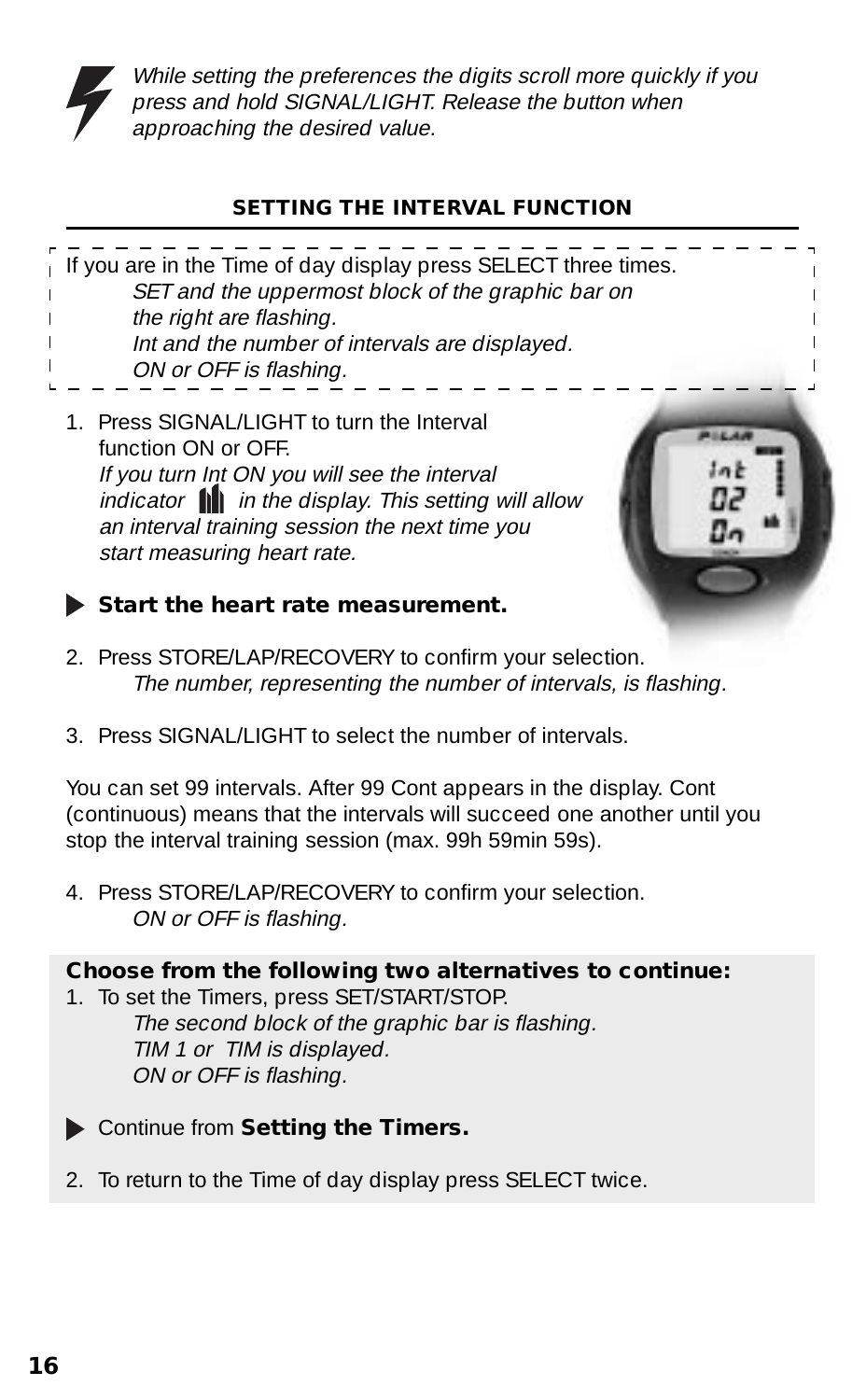*While setting the preferences the digits scroll more quickly if you press and hold SIGNAL/LIGHT. Release the button when approaching the desired value.*

## SETTING THE INTERVAL FUNCTION

If you are in the Time of day display press SELECT three times.
*SET and the uppermost block of the graphic bar on the right are flashing.*
*Int and the number of intervals are displayed.*
*ON or OFF is flashing.*

1. Press SIGNAL/LIGHT to turn the Interval function ON or OFF.
   *If you turn Int ON you will see the interval indicator in the display. This setting will allow an interval training session the next time you start measuring heart rate.*

▶ **Start the heart rate measurement.**

2. Press STORE/LAP/RECOVERY to confirm your selection.
   *The number, representing the number of intervals, is flashing.*

3. Press SIGNAL/LIGHT to select the number of intervals.

You can set 99 intervals. After 99 Cont appears in the display. Cont (continuous) means that the intervals will succeed one another until you stop the interval training session (max. 99h 59min 59s).

4. Press STORE/LAP/RECOVERY to confirm your selection.
   *ON or OFF is flashing.*

**Choose from the following two alternatives to continue:**

1. To set the Timers, press SET/START/STOP.
   *The second block of the graphic bar is flashing.*
   *TIM 1 or TIM is displayed.*
   *ON or OFF is flashing.*

   ▶ Continue from **Setting the Timers.**

2. To return to the Time of day display press SELECT twice.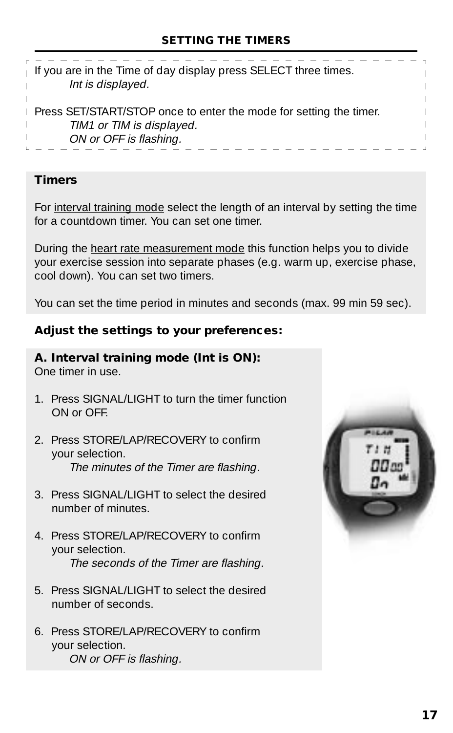## SETTING THE TIMERS

If you are in the Time of day display press SELECT three times.

*Int is displayed.*

Press SET/START/STOP once to enter the mode for setting the timer.

*TIM1 or TIM is displayed.*

*ON or OFF is flashing.*

**Timers**

For interval training mode select the length of an interval by setting the time for a countdown timer. You can set one timer.

During the heart rate measurement mode this function helps you to divide your exercise session into separate phases (e.g. warm up, exercise phase, cool down). You can set two timers.

You can set the time period in minutes and seconds (max. 99 min 59 sec).

**Adjust the settings to your preferences:**

**A. Interval training mode (Int is ON):**
One timer in use.

1. Press SIGNAL/LIGHT to turn the timer function ON or OFF.
2. Press STORE/LAP/RECOVERY to confirm your selection.
   *The minutes of the Timer are flashing.*
3. Press SIGNAL/LIGHT to select the desired number of minutes.
4. Press STORE/LAP/RECOVERY to confirm your selection.
   *The seconds of the Timer are flashing.*
5. Press SIGNAL/LIGHT to select the desired number of seconds.
6. Press STORE/LAP/RECOVERY to confirm your selection.
   *ON or OFF is flashing.*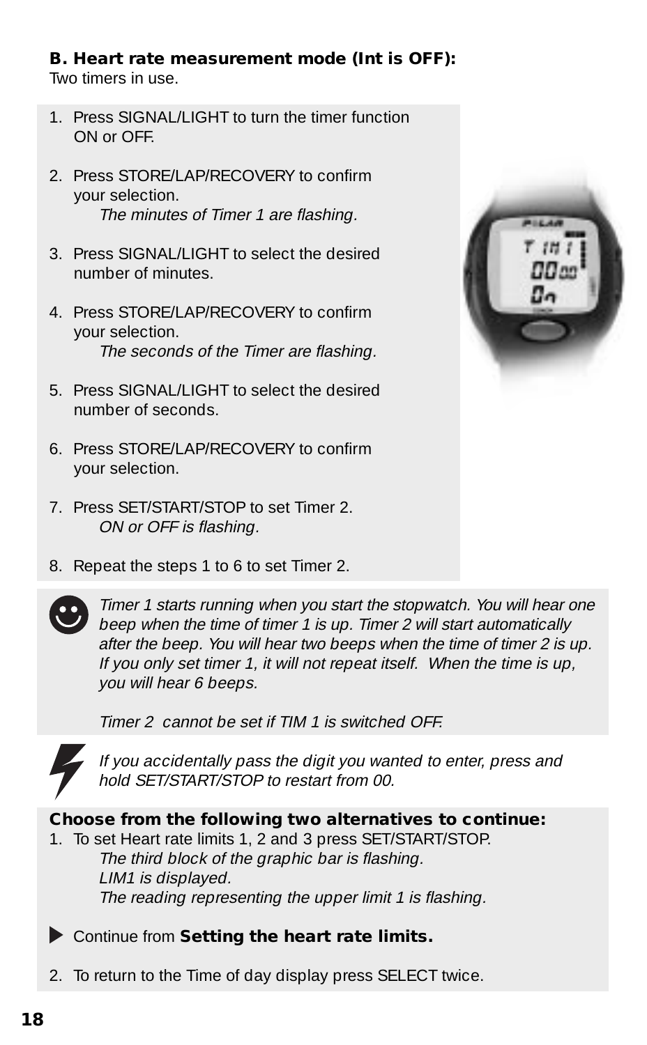**B. Heart rate measurement mode (Int is OFF):**
Two timers in use.

1. Press SIGNAL/LIGHT to turn the timer function ON or OFF.

2. Press STORE/LAP/RECOVERY to confirm your selection.
   *The minutes of Timer 1 are flashing.*

3. Press SIGNAL/LIGHT to select the desired number of minutes.

4. Press STORE/LAP/RECOVERY to confirm your selection.
   *The seconds of the Timer are flashing.*

5. Press SIGNAL/LIGHT to select the desired number of seconds.

6. Press STORE/LAP/RECOVERY to confirm your selection.

7. Press SET/START/STOP to set Timer 2.
   *ON or OFF is flashing.*

8. Repeat the steps 1 to 6 to set Timer 2.

*Timer 1 starts running when you start the stopwatch. You will hear one beep when the time of timer 1 is up. Timer 2 will start automatically after the beep. You will hear two beeps when the time of timer 2 is up. If you only set timer 1, it will not repeat itself. When the time is up, you will hear 6 beeps.*

*Timer 2 cannot be set if TIM 1 is switched OFF.*

*If you accidentally pass the digit you wanted to enter, press and hold SET/START/STOP to restart from 00.*

**Choose from the following two alternatives to continue:**

1. To set Heart rate limits 1, 2 and 3 press SET/START/STOP.
   *The third block of the graphic bar is flashing.*
   *LIM1 is displayed.*
   *The reading representing the upper limit 1 is flashing.*

   ▶ Continue from **Setting the heart rate limits.**

2. To return to the Time of day display press SELECT twice.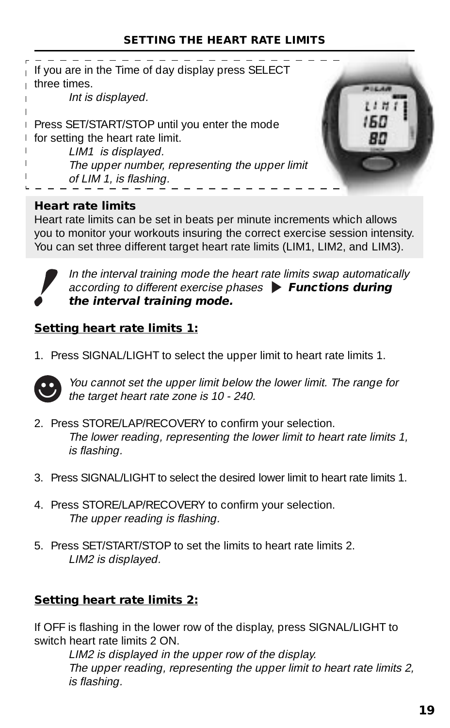## SETTING THE HEART RATE LIMITS

If you are in the Time of day display press SELECT three times.

*Int is displayed.*

Press SET/START/STOP until you enter the mode for setting the heart rate limit.

*LIM1 is displayed.*
*The upper number, representing the upper limit of LIM 1, is flashing.*

**Heart rate limits**
Heart rate limits can be set in beats per minute increments which allows you to monitor your workouts insuring the correct exercise session intensity. You can set three different target heart rate limits (LIM1, LIM2, and LIM3).

*In the interval training mode the heart rate limits swap automatically according to different exercise phases* ▶ ***Functions during the interval training mode.***

**Setting heart rate limits 1:**

1. Press SIGNAL/LIGHT to select the upper limit to heart rate limits 1.

*You cannot set the upper limit below the lower limit. The range for the target heart rate zone is 10 - 240.*

2. Press STORE/LAP/RECOVERY to confirm your selection.
   *The lower reading, representing the lower limit to heart rate limits 1, is flashing.*

3. Press SIGNAL/LIGHT to select the desired lower limit to heart rate limits 1.

4. Press STORE/LAP/RECOVERY to confirm your selection.
   *The upper reading is flashing.*

5. Press SET/START/STOP to set the limits to heart rate limits 2.
   *LIM2 is displayed.*

**Setting heart rate limits 2:**

If OFF is flashing in the lower row of the display, press SIGNAL/LIGHT to switch heart rate limits 2 ON.

*LIM2 is displayed in the upper row of the display.*
*The upper reading, representing the upper limit to heart rate limits 2, is flashing.*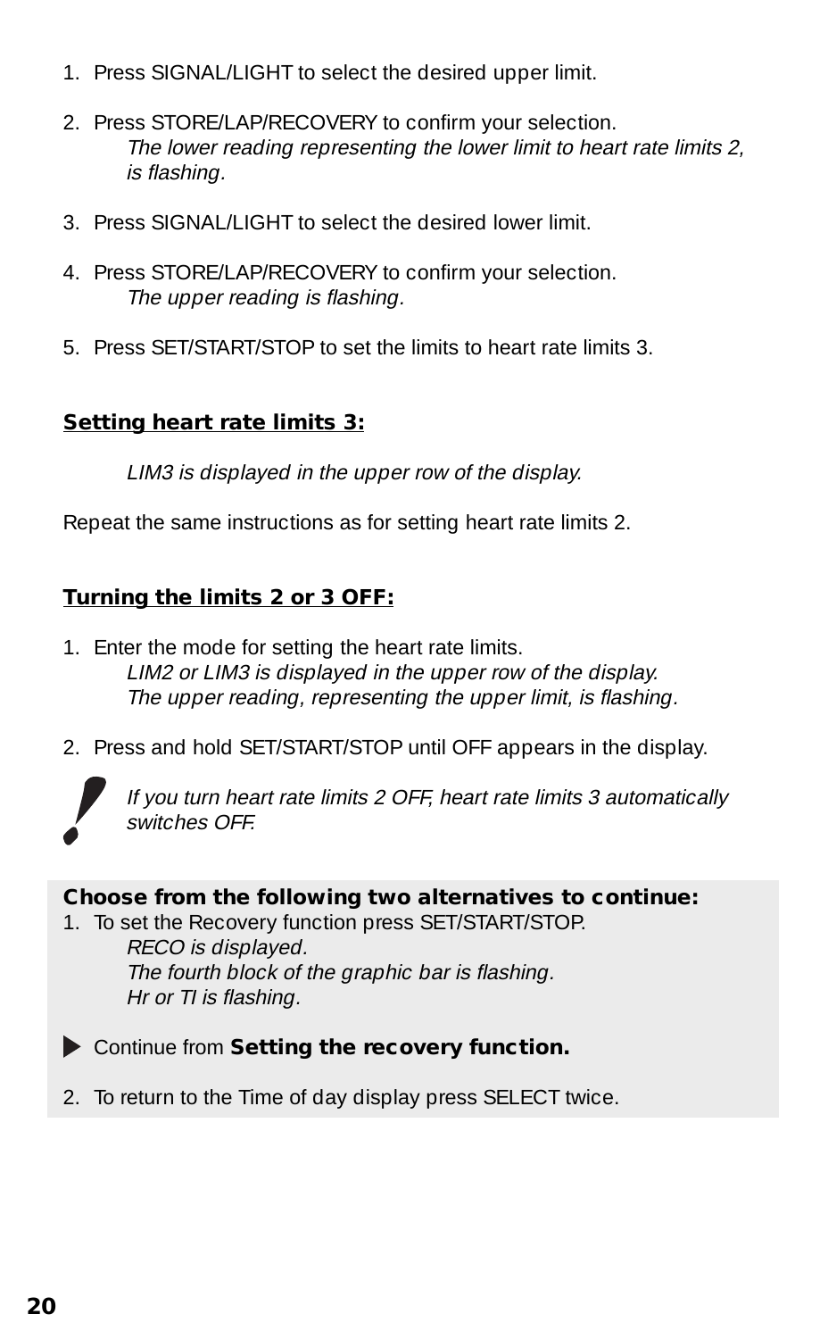1. Press SIGNAL/LIGHT to select the desired upper limit.

2. Press STORE/LAP/RECOVERY to confirm your selection.
   *The lower reading representing the lower limit to heart rate limits 2, is flashing.*

3. Press SIGNAL/LIGHT to select the desired lower limit.

4. Press STORE/LAP/RECOVERY to confirm your selection.
   *The upper reading is flashing.*

5. Press SET/START/STOP to set the limits to heart rate limits 3.

**Setting heart rate limits 3:**

*LIM3 is displayed in the upper row of the display.*

Repeat the same instructions as for setting heart rate limits 2.

**Turning the limits 2 or 3 OFF:**

1. Enter the mode for setting the heart rate limits.
   *LIM2 or LIM3 is displayed in the upper row of the display.*
   *The upper reading, representing the upper limit, is flashing.*

2. Press and hold SET/START/STOP until OFF appears in the display.

*If you turn heart rate limits 2 OFF, heart rate limits 3 automatically switches OFF.*

**Choose from the following two alternatives to continue:**

1. To set the Recovery function press SET/START/STOP.
   *RECO is displayed.*
   *The fourth block of the graphic bar is flashing.*
   *Hr or TI is flashing.*

   ▶ Continue from **Setting the recovery function.**

2. To return to the Time of day display press SELECT twice.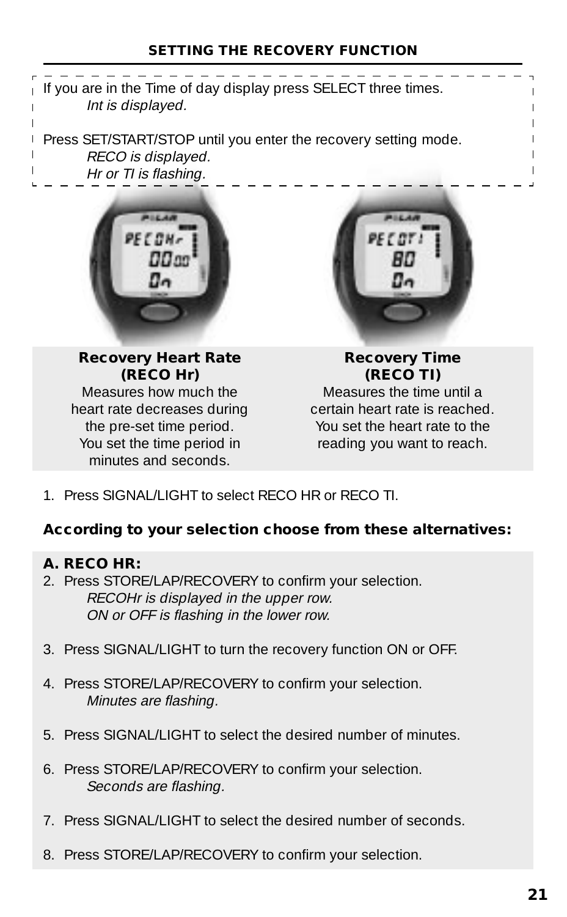## SETTING THE RECOVERY FUNCTION

If you are in the Time of day display press SELECT three times.
*Int is displayed.*

Press SET/START/STOP until you enter the recovery setting mode.
*RECO is displayed.*
*Hr or TI is flashing.*

| **Recovery Heart Rate (RECO Hr)** | **Recovery Time (RECO TI)** |
|---|---|
| Measures how much the heart rate decreases during the pre-set time period. You set the time period in minutes and seconds. | Measures the time until a certain heart rate is reached. You set the heart rate to the reading you want to reach. |

1. Press SIGNAL/LIGHT to select RECO HR or RECO TI.

**According to your selection choose from these alternatives:**

**A. RECO HR:**

2. Press STORE/LAP/RECOVERY to confirm your selection.
   *RECOHr is displayed in the upper row.*
   *ON or OFF is flashing in the lower row.*

3. Press SIGNAL/LIGHT to turn the recovery function ON or OFF.

4. Press STORE/LAP/RECOVERY to confirm your selection.
   *Minutes are flashing.*

5. Press SIGNAL/LIGHT to select the desired number of minutes.

6. Press STORE/LAP/RECOVERY to confirm your selection.
   *Seconds are flashing.*

7. Press SIGNAL/LIGHT to select the desired number of seconds.

8. Press STORE/LAP/RECOVERY to confirm your selection.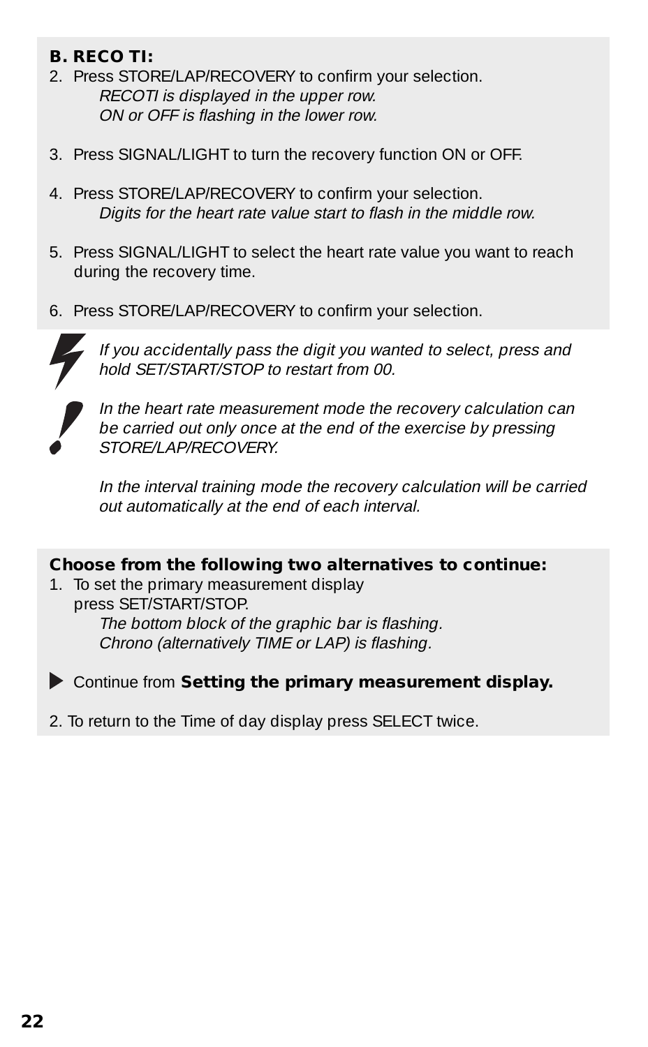**B. RECO TI:**

2. Press STORE/LAP/RECOVERY to confirm your selection.
   *RECOTI is displayed in the upper row.*
   *ON or OFF is flashing in the lower row.*

3. Press SIGNAL/LIGHT to turn the recovery function ON or OFF.

4. Press STORE/LAP/RECOVERY to confirm your selection.
   *Digits for the heart rate value start to flash in the middle row.*

5. Press SIGNAL/LIGHT to select the heart rate value you want to reach during the recovery time.

6. Press STORE/LAP/RECOVERY to confirm your selection.

*If you accidentally pass the digit you wanted to select, press and hold SET/START/STOP to restart from 00.*

*In the heart rate measurement mode the recovery calculation can be carried out only once at the end of the exercise by pressing STORE/LAP/RECOVERY.*

*In the interval training mode the recovery calculation will be carried out automatically at the end of each interval.*

**Choose from the following two alternatives to continue:**

1. To set the primary measurement display press SET/START/STOP.
   *The bottom block of the graphic bar is flashing.*
   *Chrono (alternatively TIME or LAP) is flashing.*

▶ Continue from **Setting the primary measurement display.**

2. To return to the Time of day display press SELECT twice.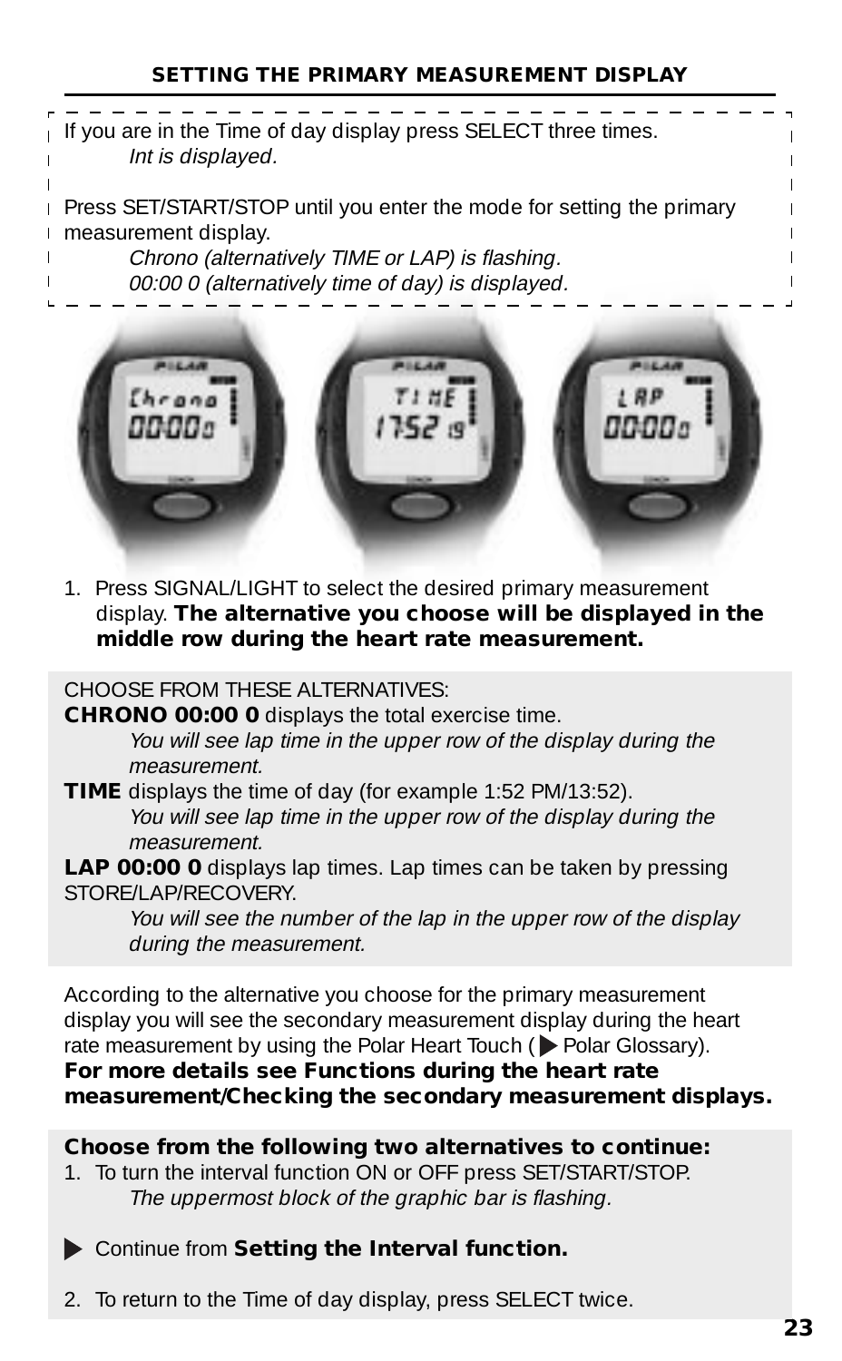## SETTING THE PRIMARY MEASUREMENT DISPLAY

If you are in the Time of day display press SELECT three times.

*Int is displayed.*

Press SET/START/STOP until you enter the mode for setting the primary measurement display.

*Chrono (alternatively TIME or LAP) is flashing.*
*00:00 0 (alternatively time of day) is displayed.*

1. Press SIGNAL/LIGHT to select the desired primary measurement display. **The alternative you choose will be displayed in the middle row during the heart rate measurement.**

CHOOSE FROM THESE ALTERNATIVES:

**CHRONO 00:00 0** displays the total exercise time.
*You will see lap time in the upper row of the display during the measurement.*

**TIME** displays the time of day (for example 1:52 PM/13:52).
*You will see lap time in the upper row of the display during the measurement.*

**LAP 00:00 0** displays lap times. Lap times can be taken by pressing STORE/LAP/RECOVERY.
*You will see the number of the lap in the upper row of the display during the measurement.*

According to the alternative you choose for the primary measurement display you will see the secondary measurement display during the heart rate measurement by using the Polar Heart Touch (▶ Polar Glossary).
**For more details see Functions during the heart rate measurement/Checking the secondary measurement displays.**

**Choose from the following two alternatives to continue:**

1. To turn the interval function ON or OFF press SET/START/STOP.
   *The uppermost block of the graphic bar is flashing.*

   ▶ Continue from **Setting the Interval function.**

2. To return to the Time of day display, press SELECT twice.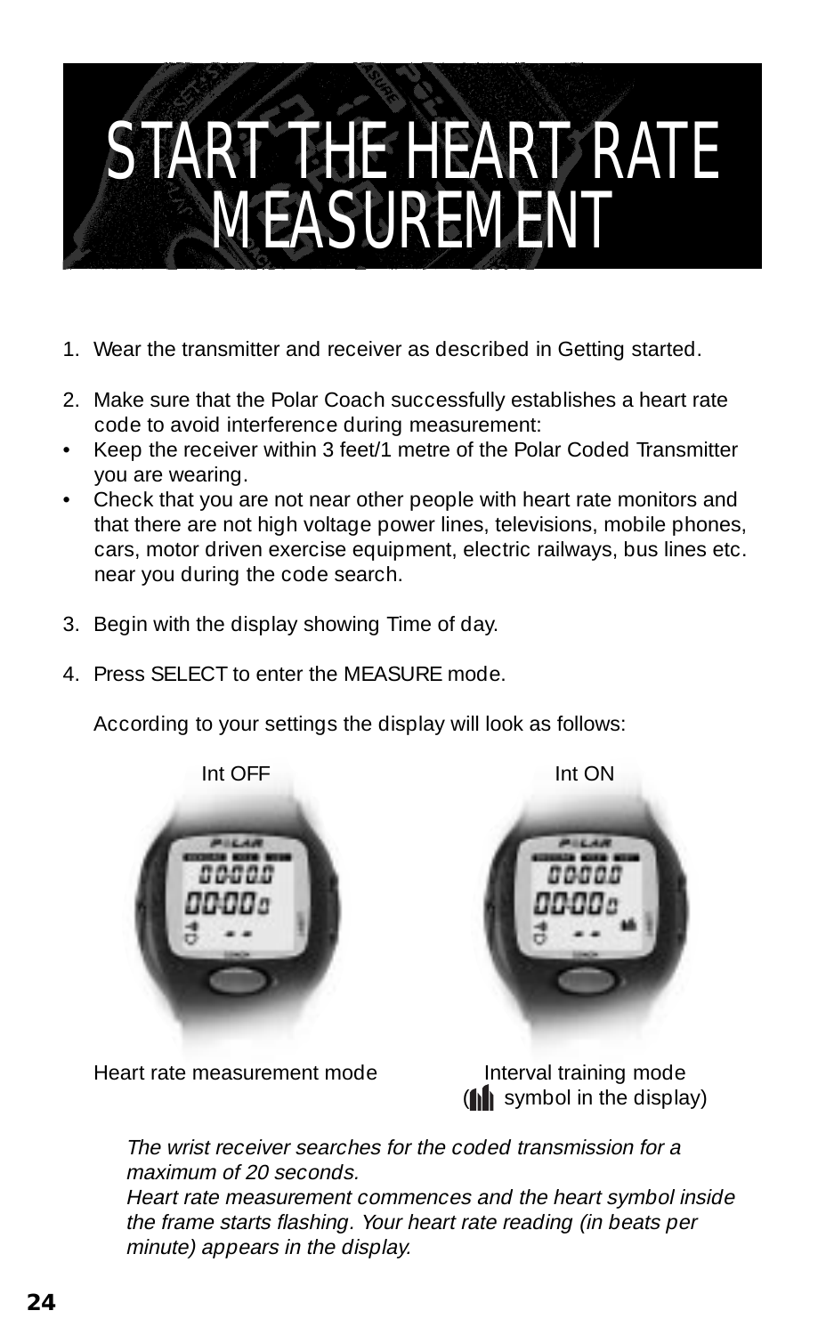# START THE HEART RATE MEASUREMENT

1. Wear the transmitter and receiver as described in Getting started.

2. Make sure that the Polar Coach successfully establishes a heart rate code to avoid interference during measurement:
   - Keep the receiver within 3 feet/1 metre of the Polar Coded Transmitter you are wearing.
   - Check that you are not near other people with heart rate monitors and that there are not high voltage power lines, televisions, mobile phones, cars, motor driven exercise equipment, electric railways, bus lines etc. near you during the code search.

3. Begin with the display showing Time of day.

4. Press SELECT to enter the MEASURE mode.

   According to your settings the display will look as follows:

   Int OFF — Heart rate measurement mode

   Int ON — Interval training mode (symbol in the display)

   *The wrist receiver searches for the coded transmission for a maximum of 20 seconds.*
   *Heart rate measurement commences and the heart symbol inside the frame starts flashing. Your heart rate reading (in beats per minute) appears in the display.*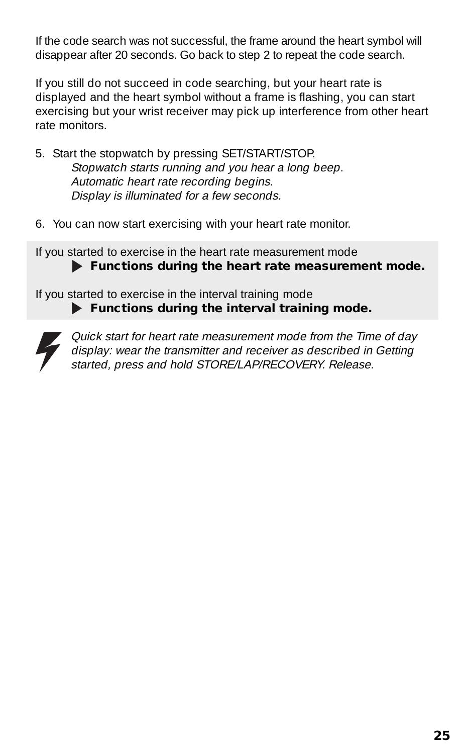If the code search was not successful, the frame around the heart symbol will disappear after 20 seconds. Go back to step 2 to repeat the code search.

If you still do not succeed in code searching, but your heart rate is displayed and the heart symbol without a frame is flashing, you can start exercising but your wrist receiver may pick up interference from other heart rate monitors.

5. Start the stopwatch by pressing SET/START/STOP.
   *Stopwatch starts running and you hear a long beep.*
   *Automatic heart rate recording begins.*
   *Display is illuminated for a few seconds.*

6. You can now start exercising with your heart rate monitor.

If you started to exercise in the heart rate measurement mode
   ▶ **Functions during the heart rate measurement mode.**

If you started to exercise in the interval training mode
   ▶ **Functions during the interval training mode.**

*Quick start for heart rate measurement mode from the Time of day display: wear the transmitter and receiver as described in Getting started, press and hold STORE/LAP/RECOVERY. Release.*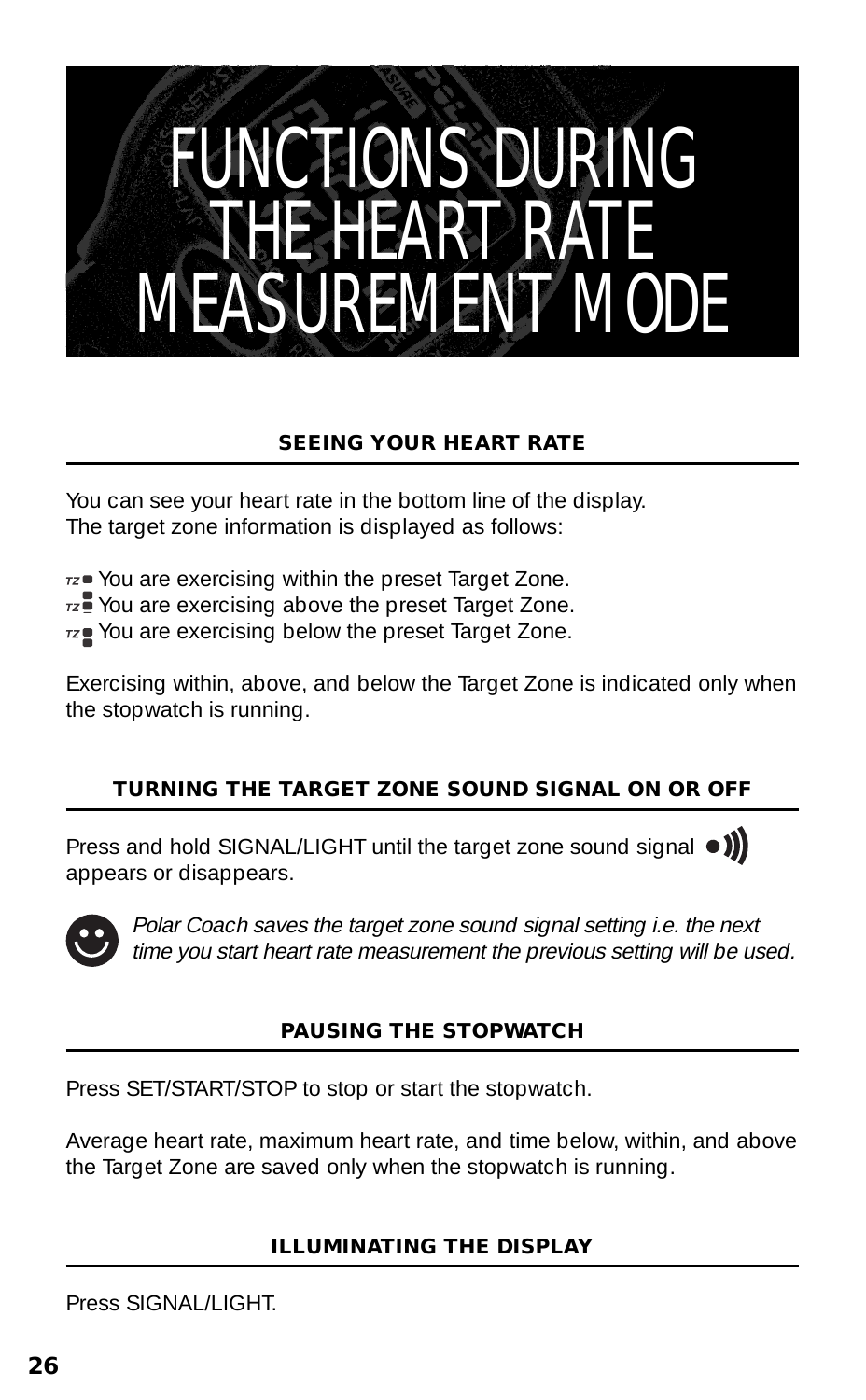# FUNCTIONS DURING THE HEART RATE MEASUREMENT MODE

## SEEING YOUR HEART RATE

You can see your heart rate in the bottom line of the display.
The target zone information is displayed as follows:

TZ You are exercising within the preset Target Zone.
TZ You are exercising above the preset Target Zone.
TZ You are exercising below the preset Target Zone.

Exercising within, above, and below the Target Zone is indicated only when the stopwatch is running.

## TURNING THE TARGET ZONE SOUND SIGNAL ON OR OFF

Press and hold SIGNAL/LIGHT until the target zone sound signal appears or disappears.

*Polar Coach saves the target zone sound signal setting i.e. the next time you start heart rate measurement the previous setting will be used.*

## PAUSING THE STOPWATCH

Press SET/START/STOP to stop or start the stopwatch.

Average heart rate, maximum heart rate, and time below, within, and above the Target Zone are saved only when the stopwatch is running.

## ILLUMINATING THE DISPLAY

Press SIGNAL/LIGHT.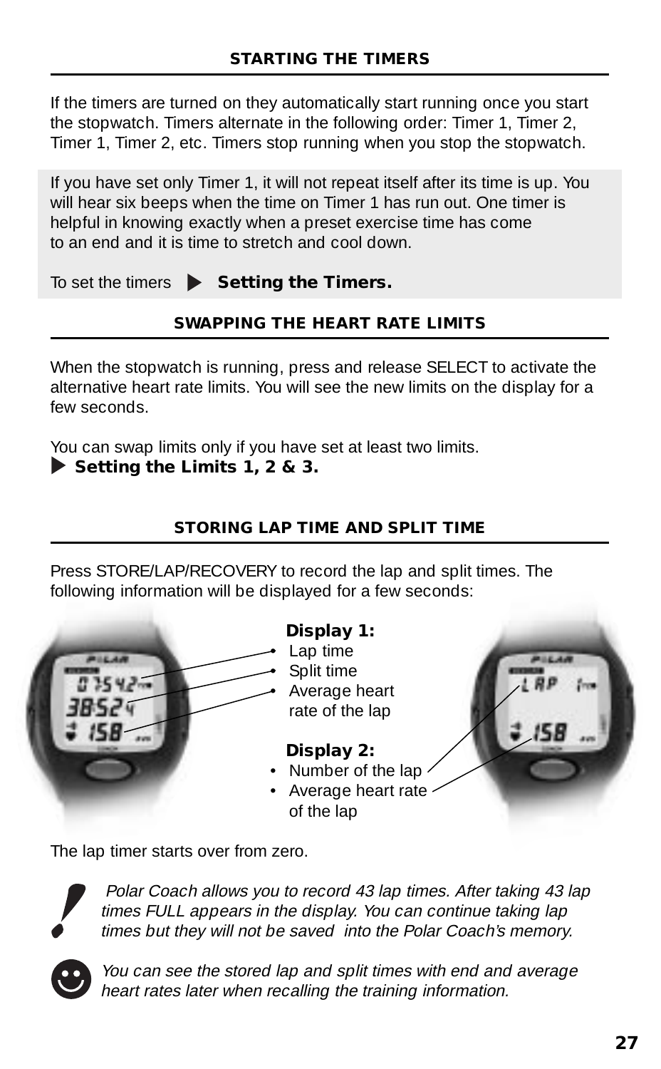## STARTING THE TIMERS

If the timers are turned on they automatically start running once you start the stopwatch. Timers alternate in the following order: Timer 1, Timer 2, Timer 1, Timer 2, etc. Timers stop running when you stop the stopwatch.

If you have set only Timer 1, it will not repeat itself after its time is up. You will hear six beeps when the time on Timer 1 has run out. One timer is helpful in knowing exactly when a preset exercise time has come to an end and it is time to stretch and cool down.

To set the timers ▶ **Setting the Timers.**

## SWAPPING THE HEART RATE LIMITS

When the stopwatch is running, press and release SELECT to activate the alternative heart rate limits. You will see the new limits on the display for a few seconds.

You can swap limits only if you have set at least two limits.
▶ **Setting the Limits 1, 2 & 3.**

## STORING LAP TIME AND SPLIT TIME

Press STORE/LAP/RECOVERY to record the lap and split times. The following information will be displayed for a few seconds:

**Display 1:**

- Lap time
- Split time
- Average heart rate of the lap

**Display 2:**

- Number of the lap
- Average heart rate of the lap

The lap timer starts over from zero.

*Polar Coach allows you to record 43 lap times. After taking 43 lap times FULL appears in the display. You can continue taking lap times but they will not be saved into the Polar Coach's memory.*

*You can see the stored lap and split times with end and average heart rates later when recalling the training information.*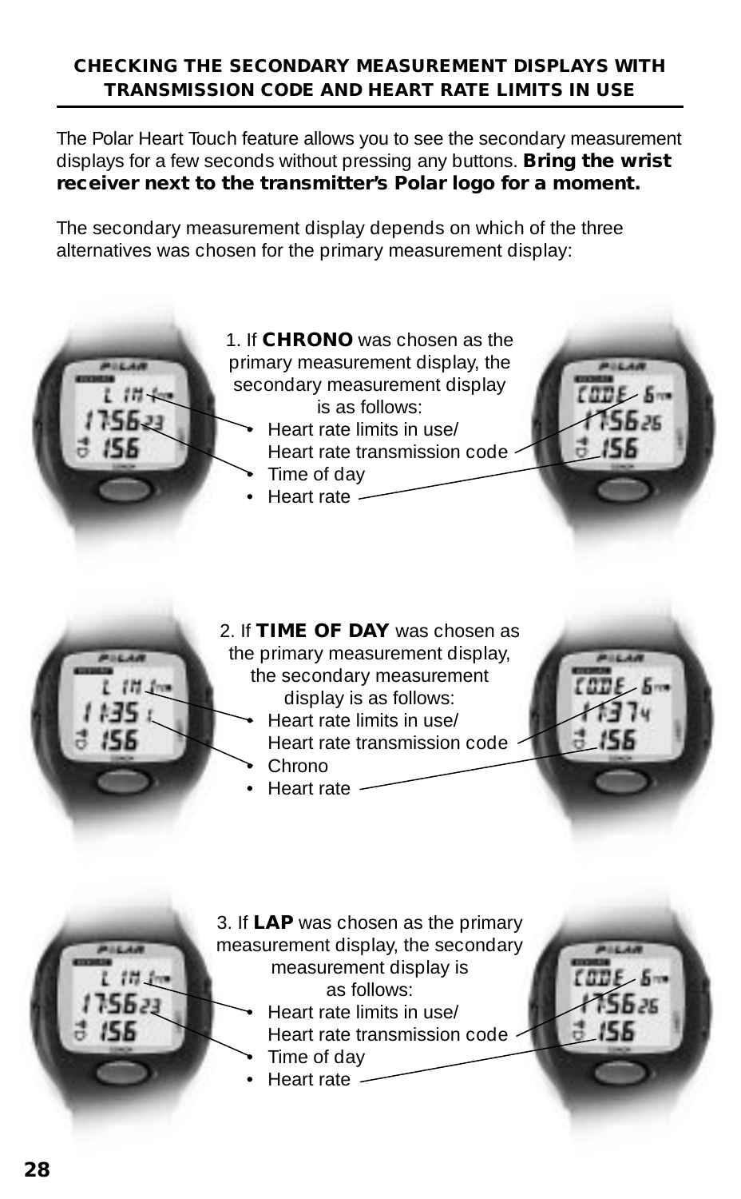## CHECKING THE SECONDARY MEASUREMENT DISPLAYS WITH TRANSMISSION CODE AND HEART RATE LIMITS IN USE

The Polar Heart Touch feature allows you to see the secondary measurement displays for a few seconds without pressing any buttons. **Bring the wrist receiver next to the transmitter's Polar logo for a moment.**

The secondary measurement display depends on which of the three alternatives was chosen for the primary measurement display:

1. If **CHRONO** was chosen as the primary measurement display, the secondary measurement display is as follows:
   - Heart rate limits in use/ Heart rate transmission code
   - Time of day
   - Heart rate

2. If **TIME OF DAY** was chosen as the primary measurement display, the secondary measurement display is as follows:
   - Heart rate limits in use/ Heart rate transmission code
   - Chrono
   - Heart rate

3. If **LAP** was chosen as the primary measurement display, the secondary measurement display is as follows:
   - Heart rate limits in use/ Heart rate transmission code
   - Time of day
   - Heart rate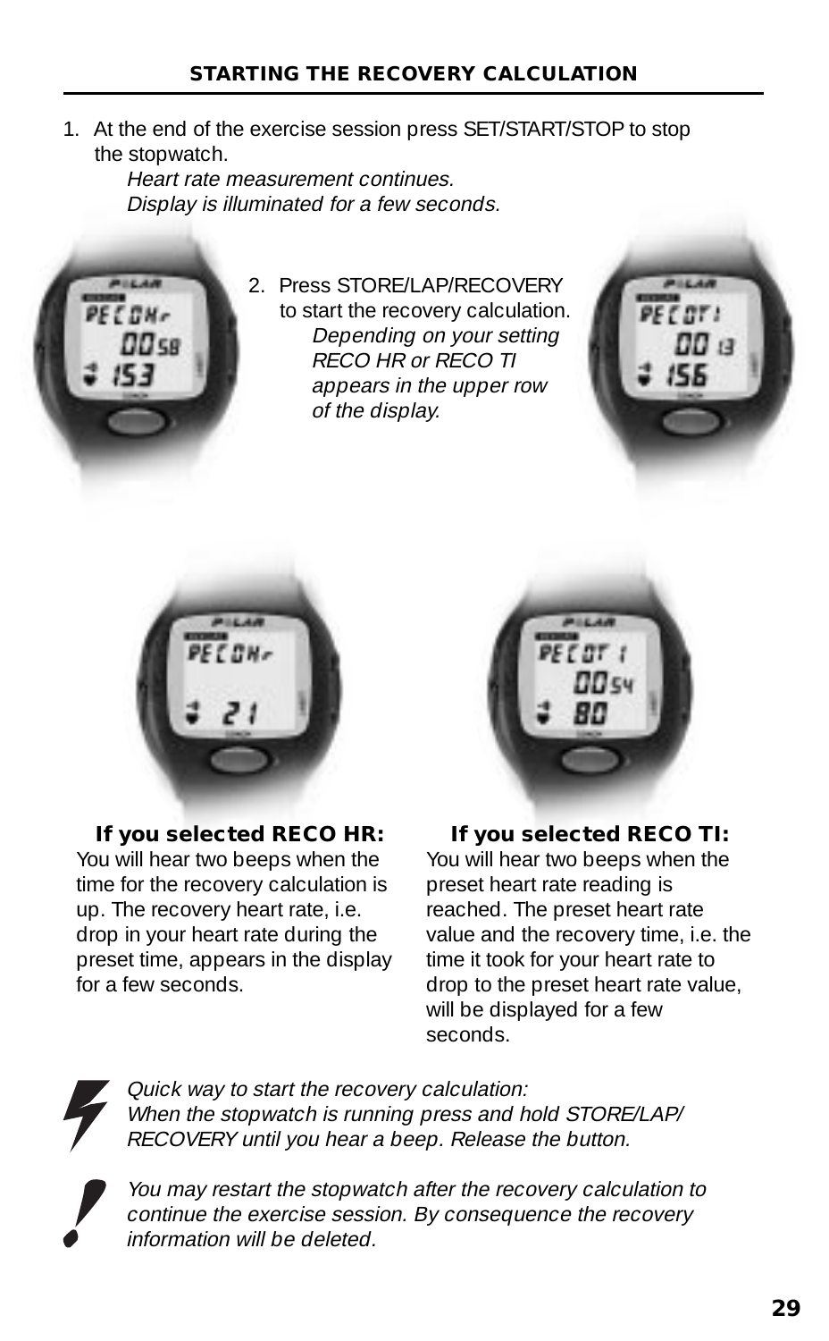## STARTING THE RECOVERY CALCULATION

1. At the end of the exercise session press SET/START/STOP to stop the stopwatch.
   *Heart rate measurement continues.*
   *Display is illuminated for a few seconds.*

2. Press STORE/LAP/RECOVERY to start the recovery calculation.
   *Depending on your setting RECO HR or RECO TI appears in the upper row of the display.*

**If you selected RECO HR:**
You will hear two beeps when the time for the recovery calculation is up. The recovery heart rate, i.e. drop in your heart rate during the preset time, appears in the display for a few seconds.

**If you selected RECO TI:**
You will hear two beeps when the preset heart rate reading is reached. The preset heart rate value and the recovery time, i.e. the time it took for your heart rate to drop to the preset heart rate value, will be displayed for a few seconds.

*Quick way to start the recovery calculation:*
*When the stopwatch is running press and hold STORE/LAP/RECOVERY until you hear a beep. Release the button.*

*You may restart the stopwatch after the recovery calculation to continue the exercise session. By consequence the recovery information will be deleted.*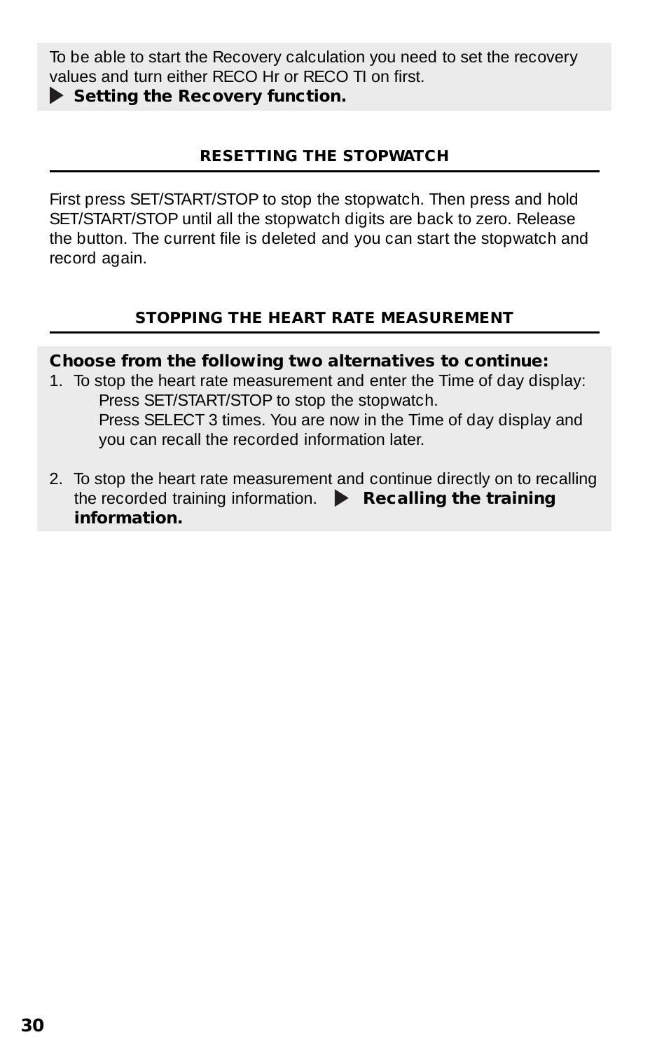To be able to start the Recovery calculation you need to set the recovery values and turn either RECO Hr or RECO TI on first.

▶ **Setting the Recovery function.**

## RESETTING THE STOPWATCH

First press SET/START/STOP to stop the stopwatch. Then press and hold SET/START/STOP until all the stopwatch digits are back to zero. Release the button. The current file is deleted and you can start the stopwatch and record again.

## STOPPING THE HEART RATE MEASUREMENT

**Choose from the following two alternatives to continue:**

1. To stop the heart rate measurement and enter the Time of day display:
   Press SET/START/STOP to stop the stopwatch.
   Press SELECT 3 times. You are now in the Time of day display and you can recall the recorded information later.

2. To stop the heart rate measurement and continue directly on to recalling the recorded training information. ▶ **Recalling the training information.**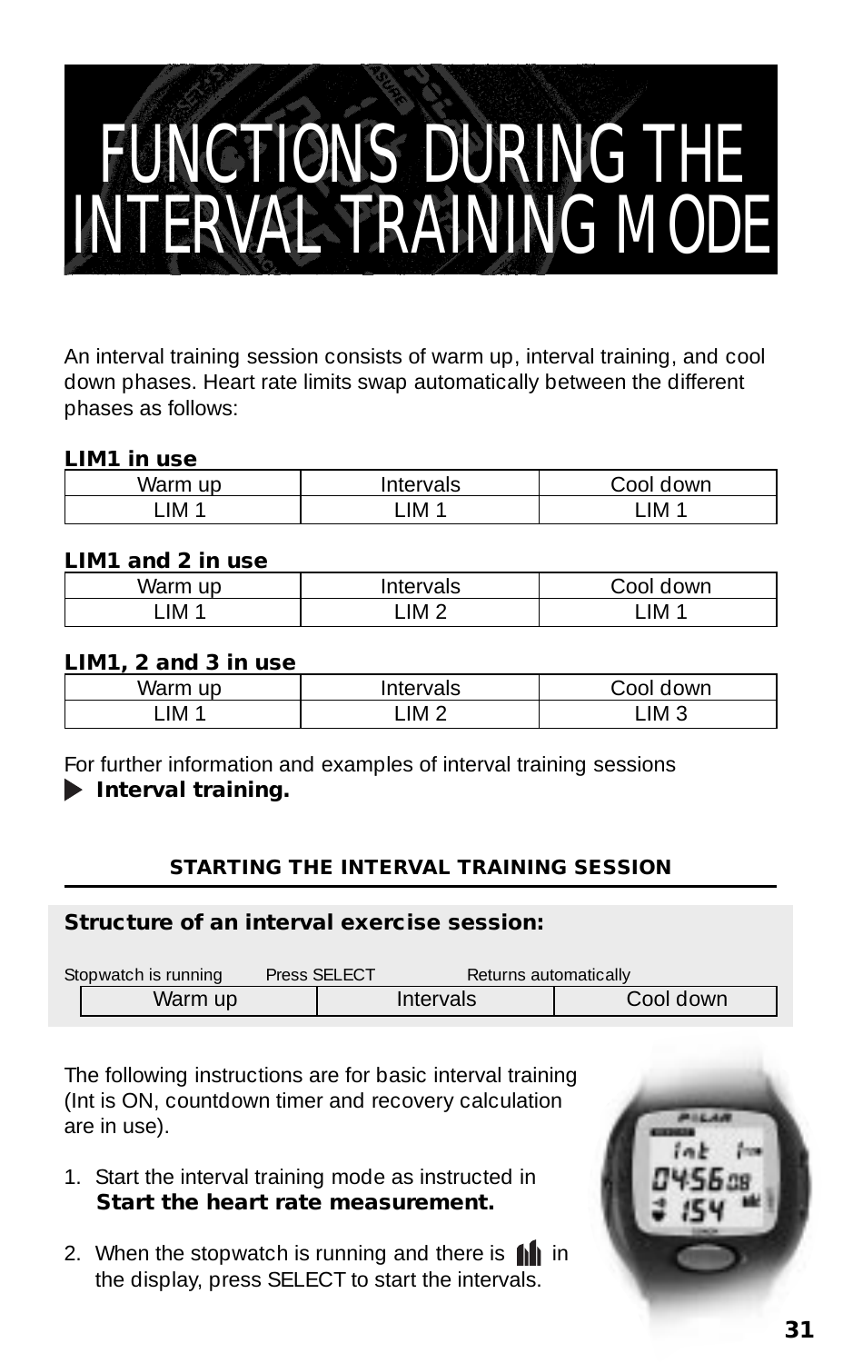# FUNCTIONS DURING THE INTERVAL TRAINING MODE

An interval training session consists of warm up, interval training, and cool down phases. Heart rate limits swap automatically between the different phases as follows:

**LIM1 in use**

| Warm up | Intervals | Cool down |
|---|---|---|
| LIM 1 | LIM 1 | LIM 1 |

**LIM1 and 2 in use**

| Warm up | Intervals | Cool down |
|---|---|---|
| LIM 1 | LIM 2 | LIM 1 |

**LIM1, 2 and 3 in use**

| Warm up | Intervals | Cool down |
|---|---|---|
| LIM 1 | LIM 2 | LIM 3 |

For further information and examples of interval training sessions ▶ **Interval training.**

## STARTING THE INTERVAL TRAINING SESSION

**Structure of an interval exercise session:**

| Stopwatch is running | Press SELECT | Returns automatically |
|---|---|---|
| Warm up | Intervals | Cool down |

The following instructions are for basic interval training (Int is ON, countdown timer and recovery calculation are in use).

1. Start the interval training mode as instructed in **Start the heart rate measurement.**
2. When the stopwatch is running and there is [icon] in the display, press SELECT to start the intervals.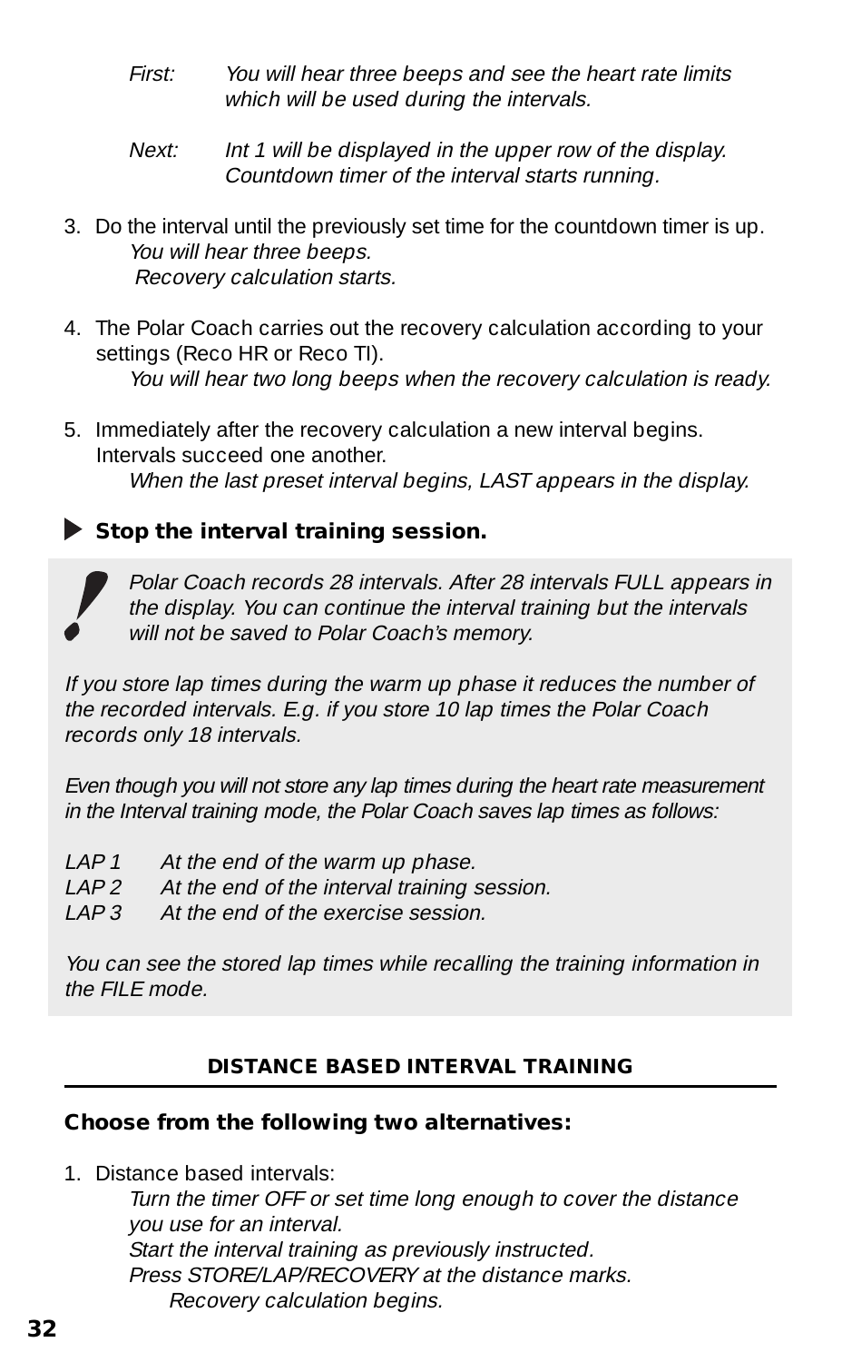*First:* *You will hear three beeps and see the heart rate limits which will be used during the intervals.*

*Next:* *Int 1 will be displayed in the upper row of the display. Countdown timer of the interval starts running.*

3. Do the interval until the previously set time for the countdown timer is up.
   *You will hear three beeps.*
   *Recovery calculation starts.*

4. The Polar Coach carries out the recovery calculation according to your settings (Reco HR or Reco TI).
   *You will hear two long beeps when the recovery calculation is ready.*

5. Immediately after the recovery calculation a new interval begins. Intervals succeed one another.
   *When the last preset interval begins, LAST appears in the display.*

▶ **Stop the interval training session.**

> **!** *Polar Coach records 28 intervals. After 28 intervals FULL appears in the display. You can continue the interval training but the intervals will not be saved to Polar Coach's memory.*
>
> *If you store lap times during the warm up phase it reduces the number of the recorded intervals. E.g. if you store 10 lap times the Polar Coach records only 18 intervals.*
>
> *Even though you will not store any lap times during the heart rate measurement in the Interval training mode, the Polar Coach saves lap times as follows:*
>
> *LAP 1* *At the end of the warm up phase.*
> *LAP 2* *At the end of the interval training session.*
> *LAP 3* *At the end of the exercise session.*
>
> *You can see the stored lap times while recalling the training information in the FILE mode.*

## DISTANCE BASED INTERVAL TRAINING

**Choose from the following two alternatives:**

1. Distance based intervals:
   *Turn the timer OFF or set time long enough to cover the distance you use for an interval.*
   *Start the interval training as previously instructed.*
   *Press STORE/LAP/RECOVERY at the distance marks.*
   *Recovery calculation begins.*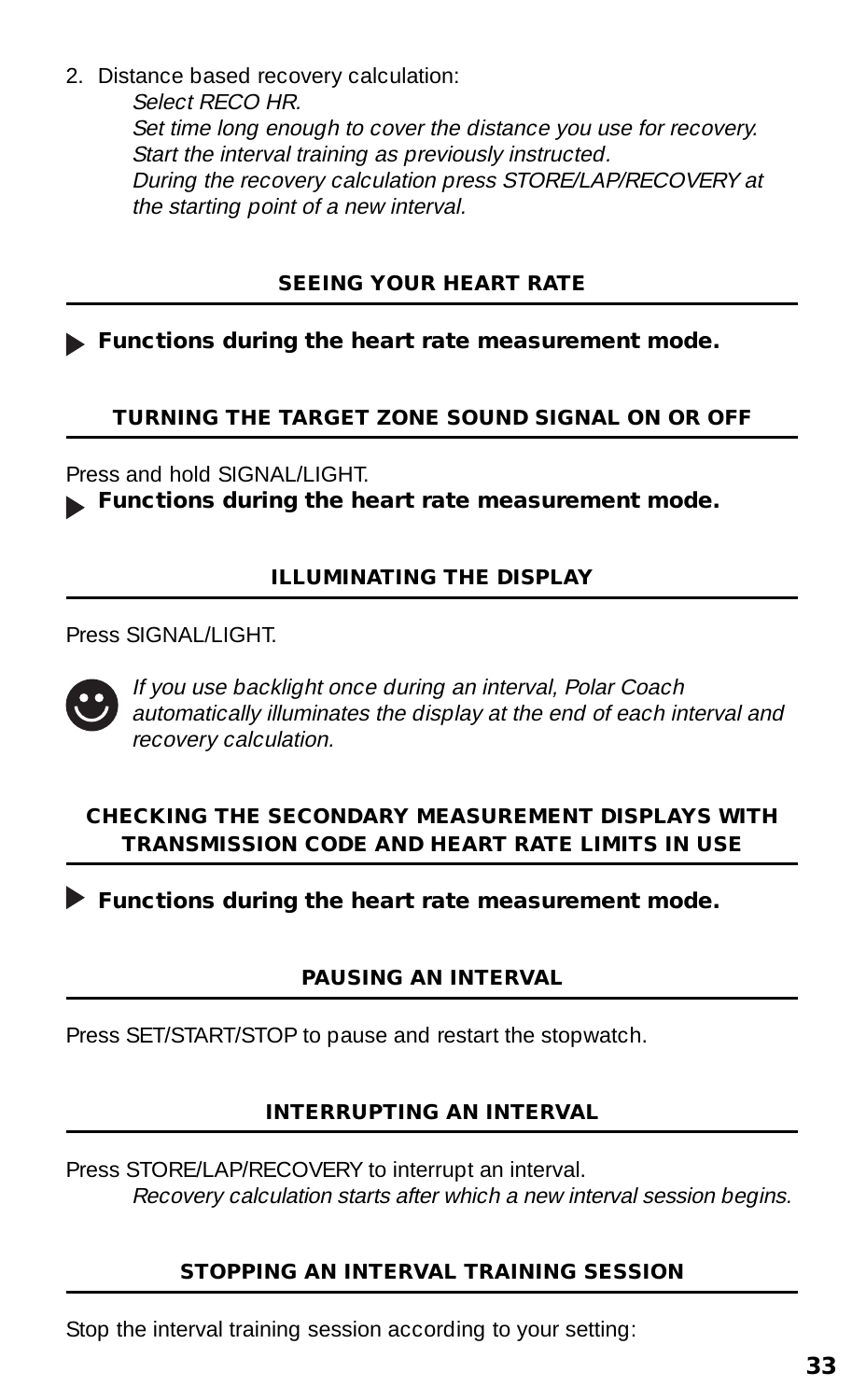2. Distance based recovery calculation:

   *Select RECO HR.*
   *Set time long enough to cover the distance you use for recovery.*
   *Start the interval training as previously instructed.*
   *During the recovery calculation press STORE/LAP/RECOVERY at the starting point of a new interval.*

## SEEING YOUR HEART RATE

▶ **Functions during the heart rate measurement mode.**

## TURNING THE TARGET ZONE SOUND SIGNAL ON OR OFF

Press and hold SIGNAL/LIGHT.

▶ **Functions during the heart rate measurement mode.**

## ILLUMINATING THE DISPLAY

Press SIGNAL/LIGHT.

☺ *If you use backlight once during an interval, Polar Coach automatically illuminates the display at the end of each interval and recovery calculation.*

## CHECKING THE SECONDARY MEASUREMENT DISPLAYS WITH TRANSMISSION CODE AND HEART RATE LIMITS IN USE

▶ **Functions during the heart rate measurement mode.**

## PAUSING AN INTERVAL

Press SET/START/STOP to pause and restart the stopwatch.

## INTERRUPTING AN INTERVAL

Press STORE/LAP/RECOVERY to interrupt an interval.

*Recovery calculation starts after which a new interval session begins.*

## STOPPING AN INTERVAL TRAINING SESSION

Stop the interval training session according to your setting: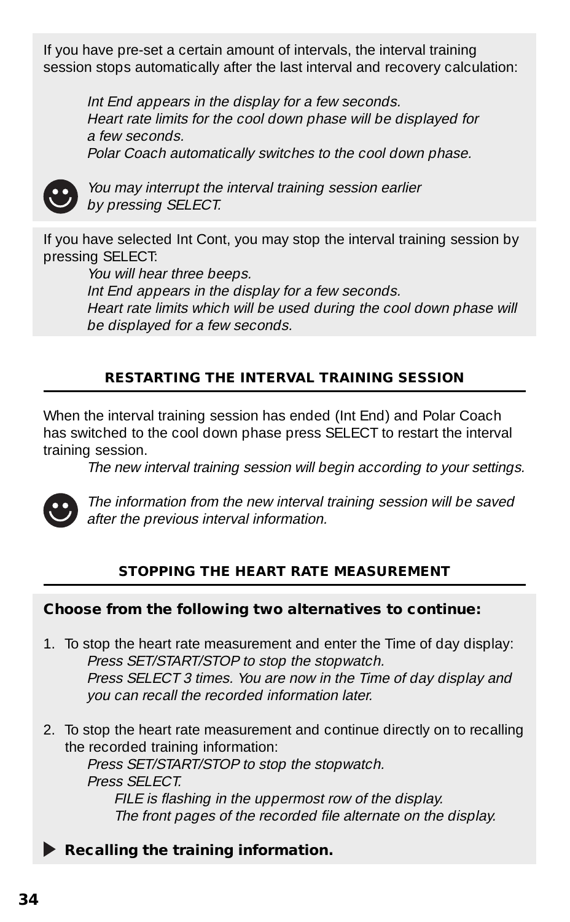If you have pre-set a certain amount of intervals, the interval training session stops automatically after the last interval and recovery calculation:

*Int End appears in the display for a few seconds.*
*Heart rate limits for the cool down phase will be displayed for a few seconds.*
*Polar Coach automatically switches to the cool down phase.*

*You may interrupt the interval training session earlier by pressing SELECT.*

If you have selected Int Cont, you may stop the interval training session by pressing SELECT:

*You will hear three beeps.*
*Int End appears in the display for a few seconds.*
*Heart rate limits which will be used during the cool down phase will be displayed for a few seconds.*

## RESTARTING THE INTERVAL TRAINING SESSION

When the interval training session has ended (Int End) and Polar Coach has switched to the cool down phase press SELECT to restart the interval training session.

*The new interval training session will begin according to your settings.*

*The information from the new interval training session will be saved after the previous interval information.*

## STOPPING THE HEART RATE MEASUREMENT

**Choose from the following two alternatives to continue:**

1. To stop the heart rate measurement and enter the Time of day display:
   *Press SET/START/STOP to stop the stopwatch.*
   *Press SELECT 3 times. You are now in the Time of day display and you can recall the recorded information later.*

2. To stop the heart rate measurement and continue directly on to recalling the recorded training information:
   *Press SET/START/STOP to stop the stopwatch.*
   *Press SELECT.*
   *FILE is flashing in the uppermost row of the display.*
   *The front pages of the recorded file alternate on the display.*

▶ **Recalling the training information.**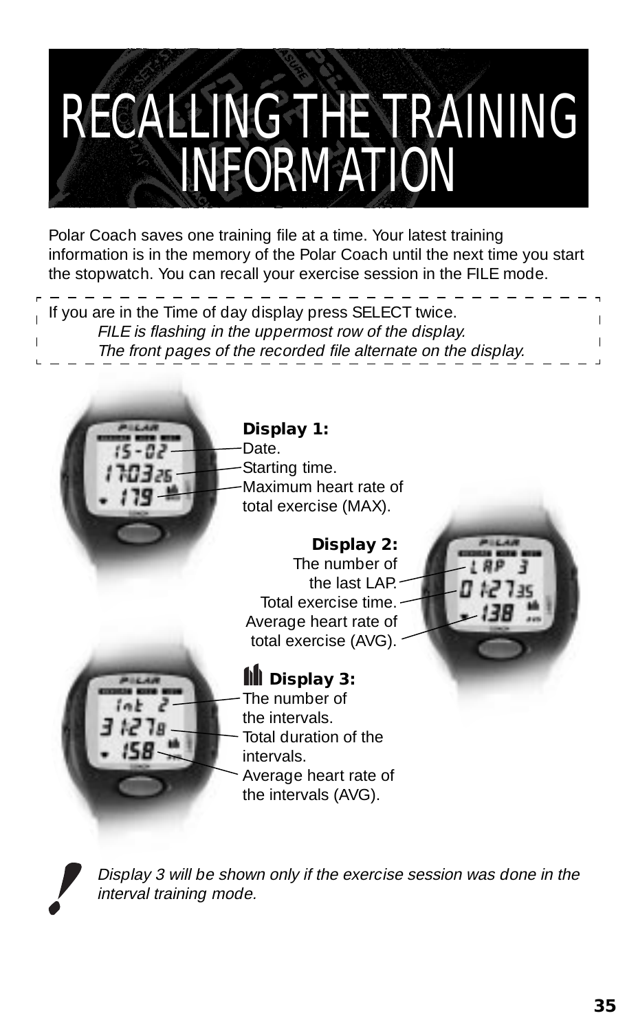# RECALLING THE TRAINING INFORMATION

Polar Coach saves one training file at a time. Your latest training information is in the memory of the Polar Coach until the next time you start the stopwatch. You can recall your exercise session in the FILE mode.

If you are in the Time of day display press SELECT twice.

*FILE is flashing in the uppermost row of the display.*

*The front pages of the recorded file alternate on the display.*

**Display 1:**
Date.
Starting time.
Maximum heart rate of total exercise (MAX).

**Display 2:**
The number of the last LAP.
Total exercise time.
Average heart rate of total exercise (AVG).

**Display 3:**
The number of the intervals.
Total duration of the intervals.
Average heart rate of the intervals (AVG).

*Display 3 will be shown only if the exercise session was done in the interval training mode.*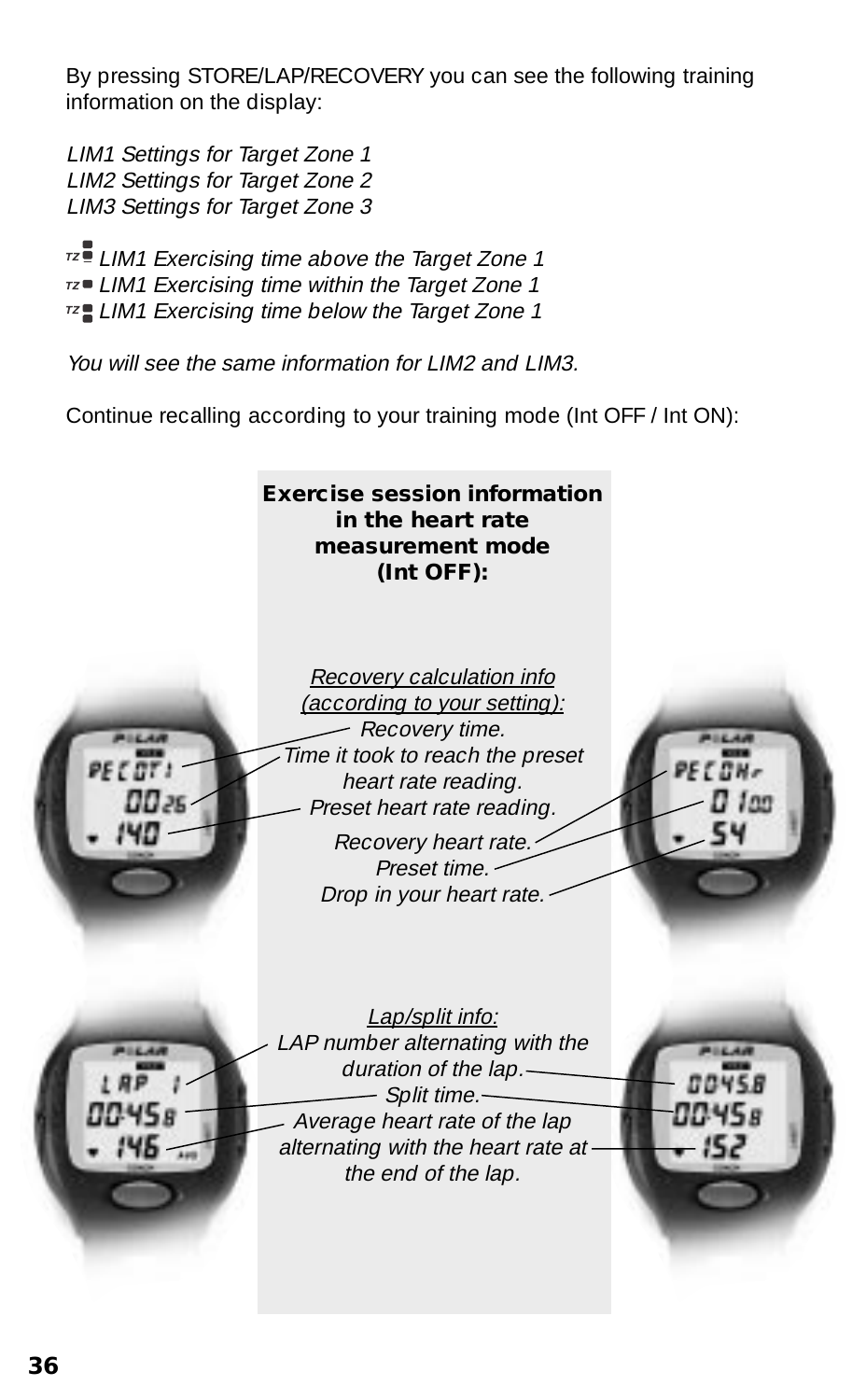By pressing STORE/LAP/RECOVERY you can see the following training information on the display:

*LIM1 Settings for Target Zone 1*
*LIM2 Settings for Target Zone 2*
*LIM3 Settings for Target Zone 3*

*LIM1 Exercising time above the Target Zone 1*
*LIM1 Exercising time within the Target Zone 1*
*LIM1 Exercising time below the Target Zone 1*

*You will see the same information for LIM2 and LIM3.*

Continue recalling according to your training mode (Int OFF / Int ON):

**Exercise session information in the heart rate measurement mode (Int OFF):**

*Recovery calculation info (according to your setting):*

*Recovery time.*
*Time it took to reach the preset heart rate reading.*
*Preset heart rate reading.*

*Recovery heart rate.*
*Preset time.*
*Drop in your heart rate.*

*Lap/split info:*

*LAP number alternating with the duration of the lap.*
*Split time.*
*Average heart rate of the lap alternating with the heart rate at the end of the lap.*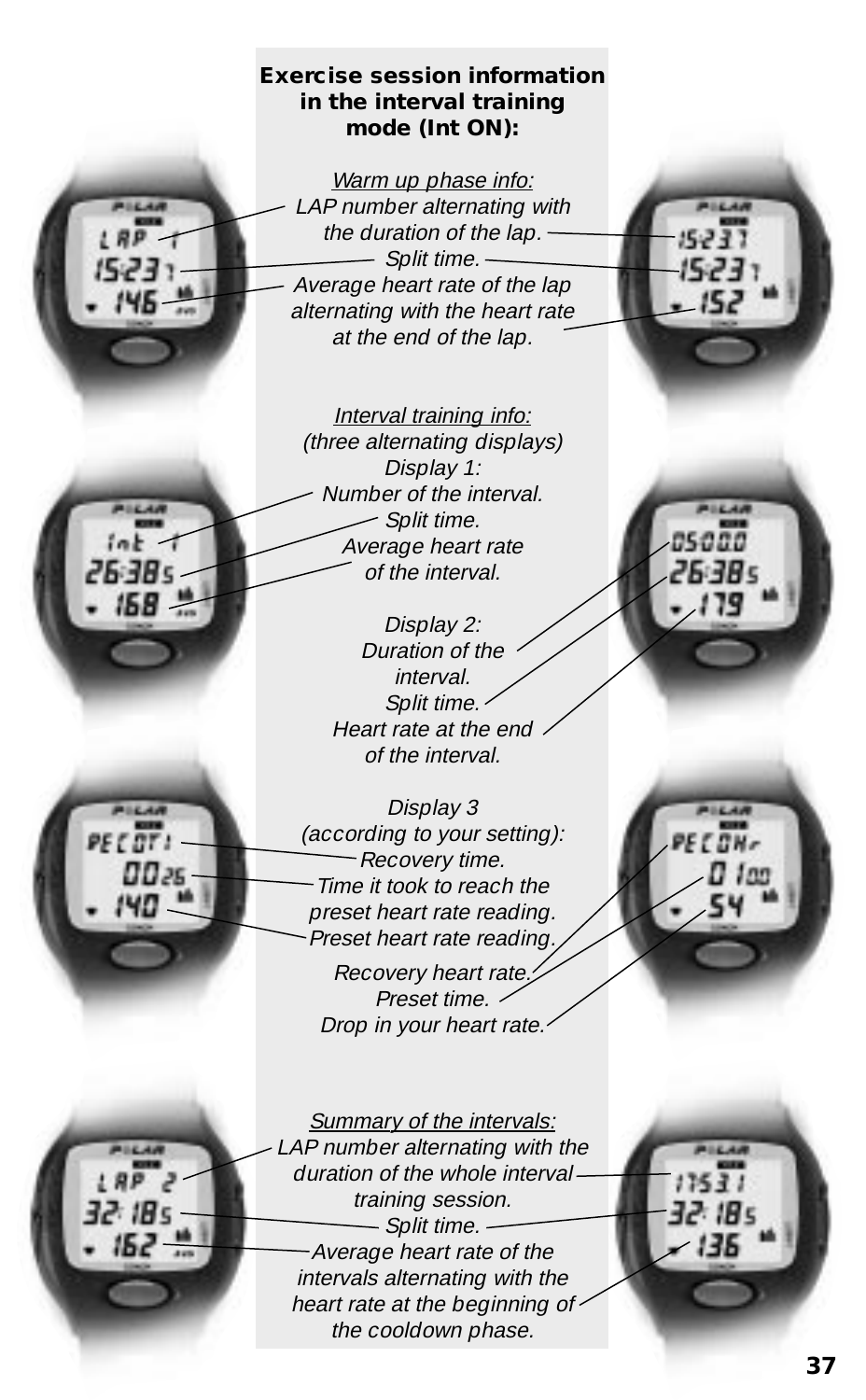**Exercise session information in the interval training mode (Int ON):**

*Warm up phase info:*

*LAP number alternating with the duration of the lap.*

*Split time.*

*Average heart rate of the lap alternating with the heart rate at the end of the lap.*

*Interval training info:*

*(three alternating displays)*

*Display 1:*

*Number of the interval.*

*Split time.*

*Average heart rate of the interval.*

*Display 2:*

*Duration of the interval.*

*Split time.*

*Heart rate at the end of the interval.*

*Display 3*

*(according to your setting):*

*Recovery time.*

*Time it took to reach the preset heart rate reading.*

*Preset heart rate reading.*

*Recovery heart rate.*

*Preset time.*

*Drop in your heart rate.*

*Summary of the intervals:*

*LAP number alternating with the duration of the whole interval training session.*

*Split time.*

*Average heart rate of the intervals alternating with the heart rate at the beginning of the cooldown phase.*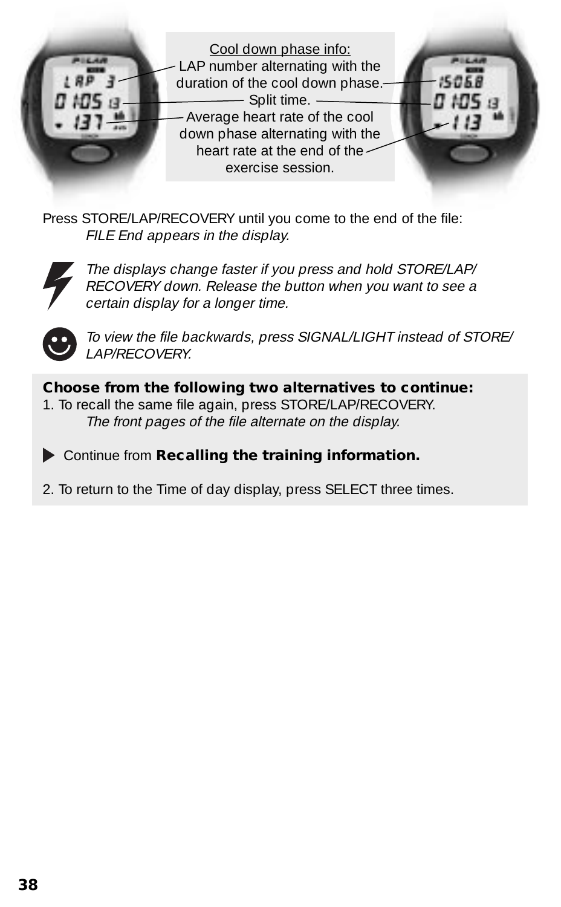Cool down phase info:

LAP number alternating with the duration of the cool down phase.

Split time.

Average heart rate of the cool down phase alternating with the heart rate at the end of the exercise session.

Press STORE/LAP/RECOVERY until you come to the end of the file:

*FILE End appears in the display.*

*The displays change faster if you press and hold STORE/LAP/RECOVERY down. Release the button when you want to see a certain display for a longer time.*

*To view the file backwards, press SIGNAL/LIGHT instead of STORE/LAP/RECOVERY.*

**Choose from the following two alternatives to continue:**

1. To recall the same file again, press STORE/LAP/RECOVERY.

   *The front pages of the file alternate on the display.*

   ▶ Continue from **Recalling the training information.**

2. To return to the Time of day display, press SELECT three times.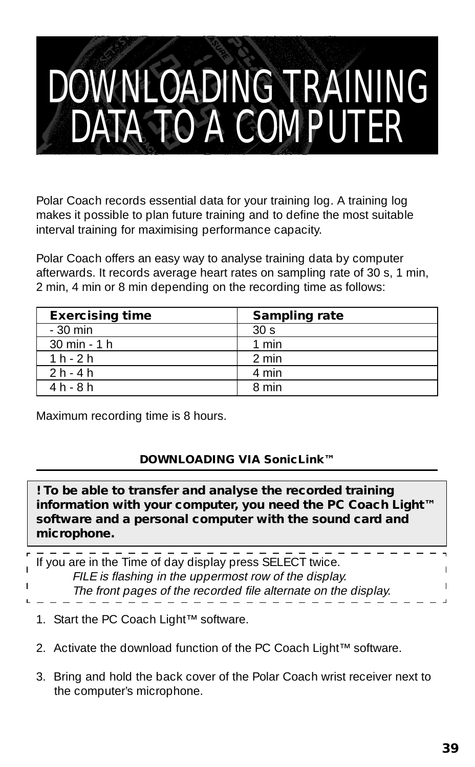# DOWNLOADING TRAINING DATA TO A COMPUTER

Polar Coach records essential data for your training log. A training log makes it possible to plan future training and to define the most suitable interval training for maximising performance capacity.

Polar Coach offers an easy way to analyse training data by computer afterwards. It records average heart rates on sampling rate of 30 s, 1 min, 2 min, 4 min or 8 min depending on the recording time as follows:

| Exercising time | Sampling rate |
|---|---|
| - 30 min | 30 s |
| 30 min - 1 h | 1 min |
| 1 h - 2 h | 2 min |
| 2 h - 4 h | 4 min |
| 4 h - 8 h | 8 min |

Maximum recording time is 8 hours.

### DOWNLOADING VIA SonicLink™

**! To be able to transfer and analyse the recorded training information with your computer, you need the PC Coach Light™ software and a personal computer with the sound card and microphone.**

If you are in the Time of day display press SELECT twice.
*FILE is flashing in the uppermost row of the display.*
*The front pages of the recorded file alternate on the display.*

1. Start the PC Coach Light™ software.
2. Activate the download function of the PC Coach Light™ software.
3. Bring and hold the back cover of the Polar Coach wrist receiver next to the computer's microphone.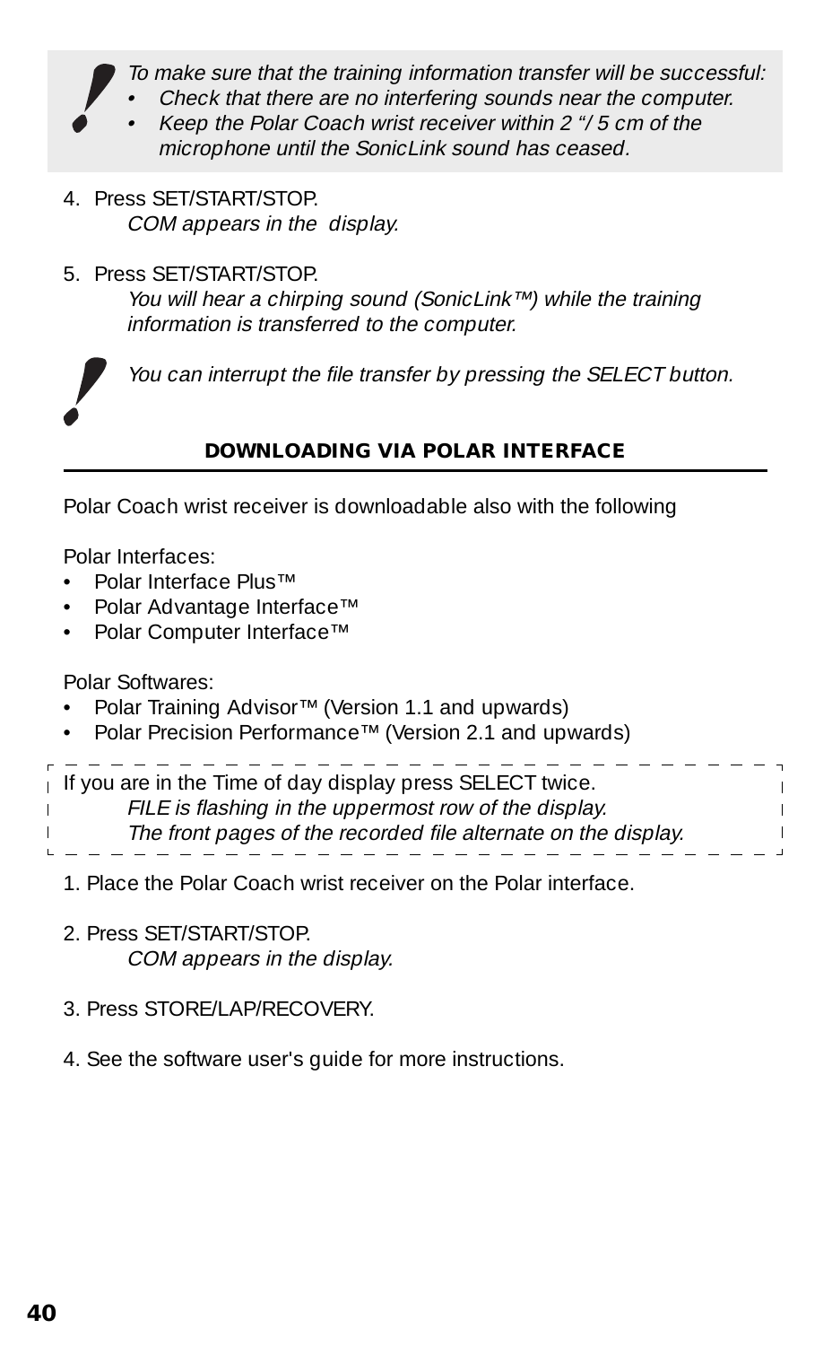*To make sure that the training information transfer will be successful:*

- *Check that there are no interfering sounds near the computer.*
- *Keep the Polar Coach wrist receiver within 2 "/ 5 cm of the microphone until the SonicLink sound has ceased.*

4. Press SET/START/STOP.

   *COM appears in the display.*

5. Press SET/START/STOP.

   *You will hear a chirping sound (SonicLink™) while the training information is transferred to the computer.*

*You can interrupt the file transfer by pressing the SELECT button.*

## DOWNLOADING VIA POLAR INTERFACE

Polar Coach wrist receiver is downloadable also with the following

Polar Interfaces:

- Polar Interface Plus™
- Polar Advantage Interface™
- Polar Computer Interface™

Polar Softwares:

- Polar Training Advisor™ (Version 1.1 and upwards)
- Polar Precision Performance™ (Version 2.1 and upwards)

If you are in the Time of day display press SELECT twice.

*FILE is flashing in the uppermost row of the display.*
*The front pages of the recorded file alternate on the display.*

1. Place the Polar Coach wrist receiver on the Polar interface.

2. Press SET/START/STOP.

   *COM appears in the display.*

3. Press STORE/LAP/RECOVERY.

4. See the software user's guide for more instructions.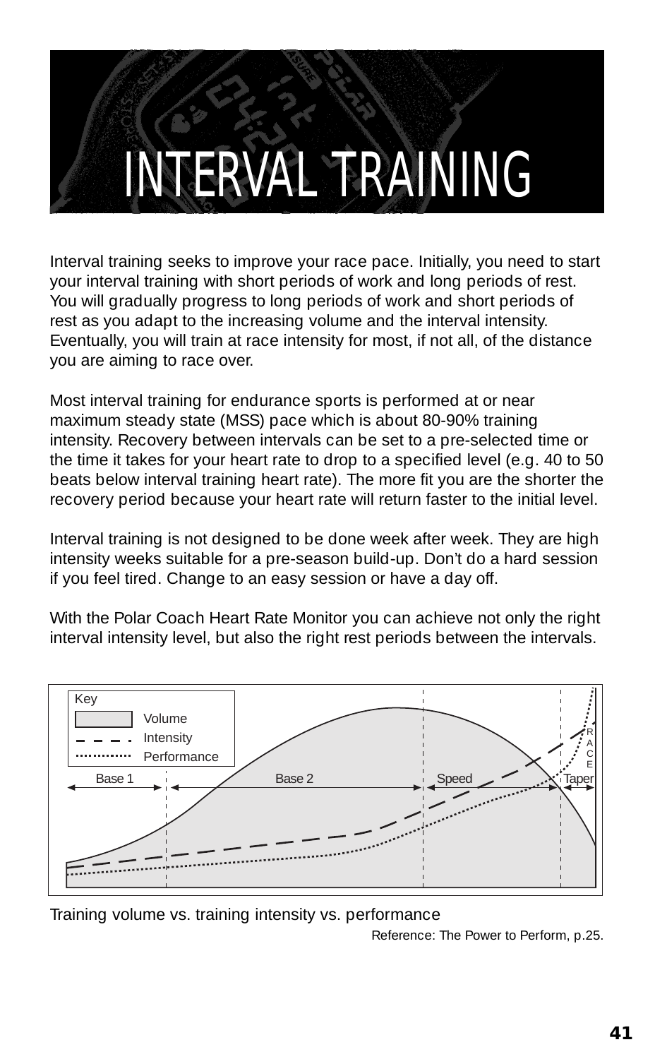# INTERVAL TRAINING

Interval training seeks to improve your race pace. Initially, you need to start your interval training with short periods of work and long periods of rest. You will gradually progress to long periods of work and short periods of rest as you adapt to the increasing volume and the interval intensity. Eventually, you will train at race intensity for most, if not all, of the distance you are aiming to race over.

Most interval training for endurance sports is performed at or near maximum steady state (MSS) pace which is about 80-90% training intensity. Recovery between intervals can be set to a pre-selected time or the time it takes for your heart rate to drop to a specified level (e.g. 40 to 50 beats below interval training heart rate). The more fit you are the shorter the recovery period because your heart rate will return faster to the initial level.

Interval training is not designed to be done week after week. They are high intensity weeks suitable for a pre-season build-up. Don't do a hard session if you feel tired. Change to an easy session or have a day off.

With the Polar Coach Heart Rate Monitor you can achieve not only the right interval intensity level, but also the right rest periods between the intervals.

Key: Volume, Intensity, Performance

Base 1 | Base 2 | Speed | Taper | RACE

Training volume vs. training intensity vs. performance

Reference: The Power to Perform, p.25.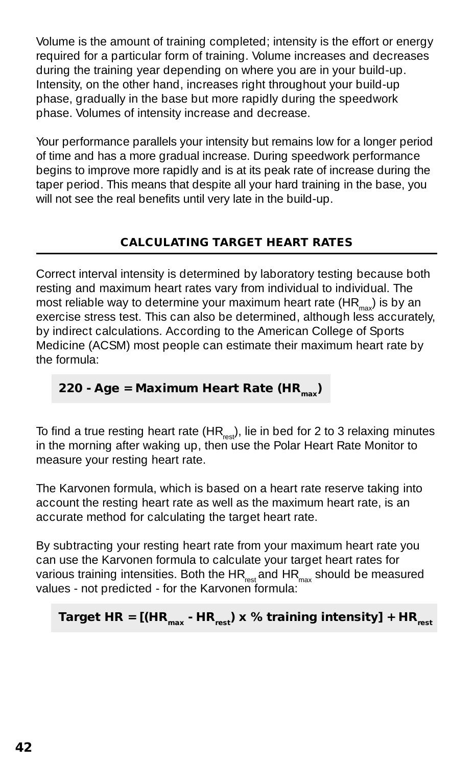Volume is the amount of training completed; intensity is the effort or energy required for a particular form of training. Volume increases and decreases during the training year depending on where you are in your build-up. Intensity, on the other hand, increases right throughout your build-up phase, gradually in the base but more rapidly during the speedwork phase. Volumes of intensity increase and decrease.

Your performance parallels your intensity but remains low for a longer period of time and has a more gradual increase. During speedwork performance begins to improve more rapidly and is at its peak rate of increase during the taper period. This means that despite all your hard training in the base, you will not see the real benefits until very late in the build-up.

## CALCULATING TARGET HEART RATES

Correct interval intensity is determined by laboratory testing because both resting and maximum heart rates vary from individual to individual. The most reliable way to determine your maximum heart rate ($HR_{max}$) is by an exercise stress test. This can also be determined, although less accurately, by indirect calculations. According to the American College of Sports Medicine (ACSM) most people can estimate their maximum heart rate by the formula:

$$220 - \text{Age} = \text{Maximum Heart Rate } (HR_{max})$$

To find a true resting heart rate ($HR_{rest}$), lie in bed for 2 to 3 relaxing minutes in the morning after waking up, then use the Polar Heart Rate Monitor to measure your resting heart rate.

The Karvonen formula, which is based on a heart rate reserve taking into account the resting heart rate as well as the maximum heart rate, is an accurate method for calculating the target heart rate.

By subtracting your resting heart rate from your maximum heart rate you can use the Karvonen formula to calculate your target heart rates for various training intensities. Both the $HR_{rest}$ and $HR_{max}$ should be measured values - not predicted - for the Karvonen formula:

$$\text{Target HR} = [(HR_{max} - HR_{rest}) \times \% \text{ training intensity}] + HR_{rest}$$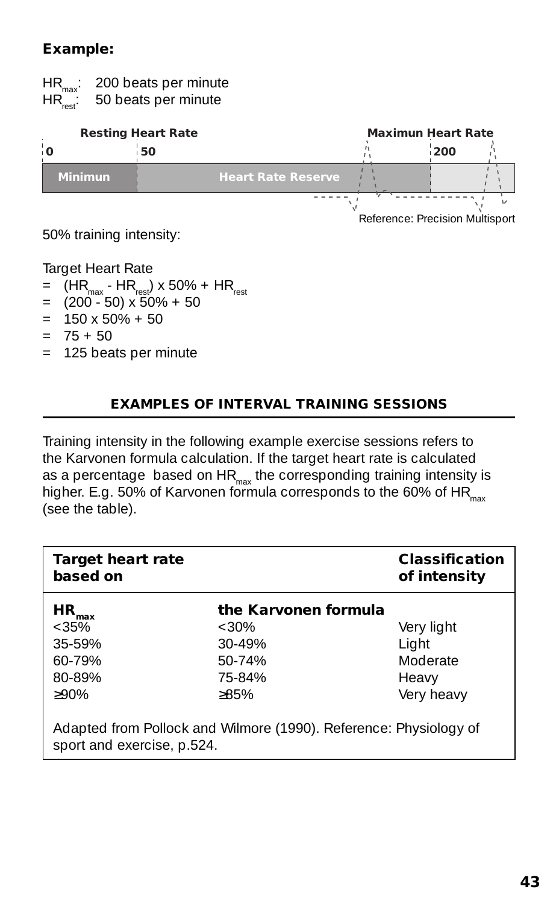**Example:**

$HR_{max}$: 200 beats per minute
$HR_{rest}$: 50 beats per minute

| Resting Heart Rate | | Maximun Heart Rate | |
|---|---|---|---|
| 0 | 50 | | 200 |
| Minimun | Heart Rate Reserve | | |

Reference: Precision Multisport

50% training intensity:

Target Heart Rate
= $(HR_{max} - HR_{rest}) \times 50\% + HR_{rest}$
= (200 - 50) x 50% + 50
= 150 x 50% + 50
= 75 + 50
= 125 beats per minute

## EXAMPLES OF INTERVAL TRAINING SESSIONS

Training intensity in the following example exercise sessions refers to the Karvonen formula calculation. If the target heart rate is calculated as a percentage based on $HR_{max}$ the corresponding training intensity is higher. E.g. 50% of Karvonen formula corresponds to the 60% of $HR_{max}$ (see the table).

| **Target heart rate based on** | | **Classification of intensity** |
|---|---|---|
| **$HR_{max}$** | **the Karvonen formula** | |
| <35% | <30% | Very light |
| 35-59% | 30-49% | Light |
| 60-79% | 50-74% | Moderate |
| 80-89% | 75-84% | Heavy |
| ≥90% | ≥85% | Very heavy |

Adapted from Pollock and Wilmore (1990). Reference: Physiology of sport and exercise, p.524.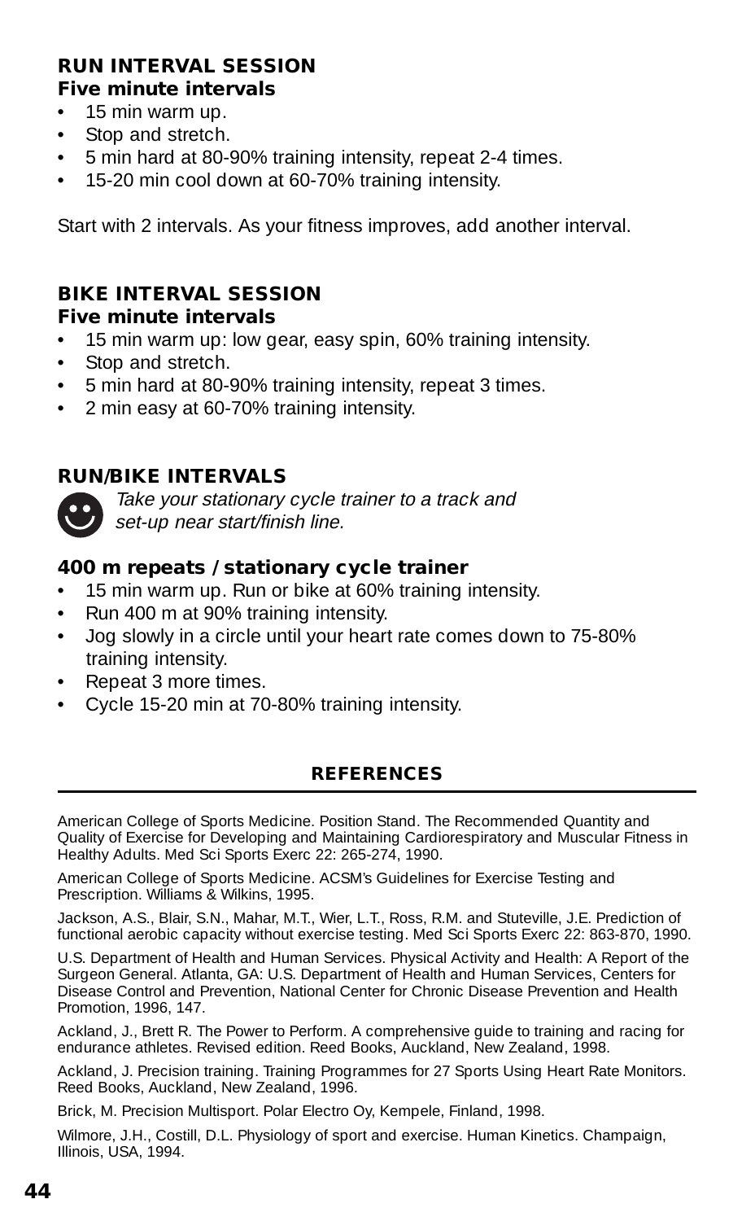## RUN INTERVAL SESSION

### Five minute intervals

- 15 min warm up.
- Stop and stretch.
- 5 min hard at 80-90% training intensity, repeat 2-4 times.
- 15-20 min cool down at 60-70% training intensity.

Start with 2 intervals. As your fitness improves, add another interval.

## BIKE INTERVAL SESSION

### Five minute intervals

- 15 min warm up: low gear, easy spin, 60% training intensity.
- Stop and stretch.
- 5 min hard at 80-90% training intensity, repeat 3 times.
- 2 min easy at 60-70% training intensity.

## RUN/BIKE INTERVALS

*Take your stationary cycle trainer to a track and set-up near start/finish line.*

### 400 m repeats / stationary cycle trainer

- 15 min warm up. Run or bike at 60% training intensity.
- Run 400 m at 90% training intensity.
- Jog slowly in a circle until your heart rate comes down to 75-80% training intensity.
- Repeat 3 more times.
- Cycle 15-20 min at 70-80% training intensity.

## REFERENCES

American College of Sports Medicine. Position Stand. The Recommended Quantity and Quality of Exercise for Developing and Maintaining Cardiorespiratory and Muscular Fitness in Healthy Adults. Med Sci Sports Exerc 22: 265-274, 1990.

American College of Sports Medicine. ACSM's Guidelines for Exercise Testing and Prescription. Williams & Wilkins, 1995.

Jackson, A.S., Blair, S.N., Mahar, M.T., Wier, L.T., Ross, R.M. and Stuteville, J.E. Prediction of functional aerobic capacity without exercise testing. Med Sci Sports Exerc 22: 863-870, 1990.

U.S. Department of Health and Human Services. Physical Activity and Health: A Report of the Surgeon General. Atlanta, GA: U.S. Department of Health and Human Services, Centers for Disease Control and Prevention, National Center for Chronic Disease Prevention and Health Promotion, 1996, 147.

Ackland, J., Brett R. The Power to Perform. A comprehensive guide to training and racing for endurance athletes. Revised edition. Reed Books, Auckland, New Zealand, 1998.

Ackland, J. Precision training. Training Programmes for 27 Sports Using Heart Rate Monitors. Reed Books, Auckland, New Zealand, 1996.

Brick, M. Precision Multisport. Polar Electro Oy, Kempele, Finland, 1998.

Wilmore, J.H., Costill, D.L. Physiology of sport and exercise. Human Kinetics. Champaign, Illinois, USA, 1994.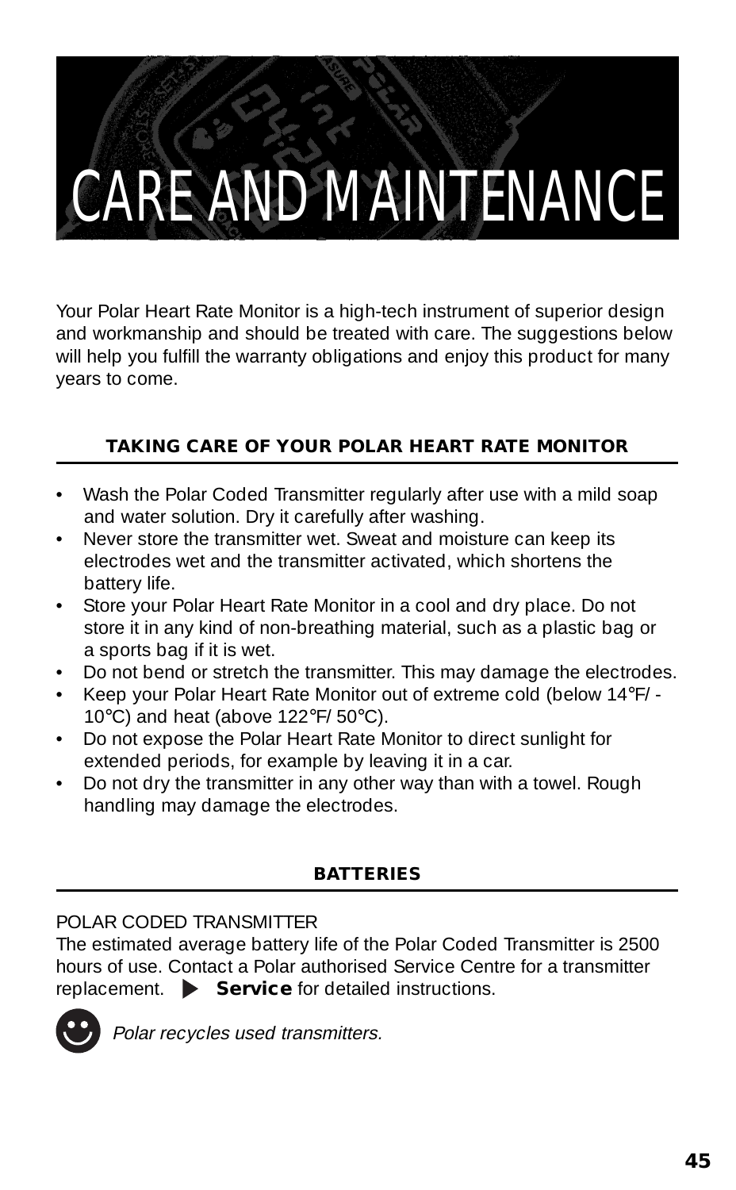# CARE AND MAINTENANCE

Your Polar Heart Rate Monitor is a high-tech instrument of superior design and workmanship and should be treated with care. The suggestions below will help you fulfill the warranty obligations and enjoy this product for many years to come.

## TAKING CARE OF YOUR POLAR HEART RATE MONITOR

- Wash the Polar Coded Transmitter regularly after use with a mild soap and water solution. Dry it carefully after washing.
- Never store the transmitter wet. Sweat and moisture can keep its electrodes wet and the transmitter activated, which shortens the battery life.
- Store your Polar Heart Rate Monitor in a cool and dry place. Do not store it in any kind of non-breathing material, such as a plastic bag or a sports bag if it is wet.
- Do not bend or stretch the transmitter. This may damage the electrodes.
- Keep your Polar Heart Rate Monitor out of extreme cold (below 14°F/ -10°C) and heat (above 122°F/ 50°C).
- Do not expose the Polar Heart Rate Monitor to direct sunlight for extended periods, for example by leaving it in a car.
- Do not dry the transmitter in any other way than with a towel. Rough handling may damage the electrodes.

## BATTERIES

POLAR CODED TRANSMITTER

The estimated average battery life of the Polar Coded Transmitter is 2500 hours of use. Contact a Polar authorised Service Centre for a transmitter replacement. ▶ **Service** for detailed instructions.

*Polar recycles used transmitters.*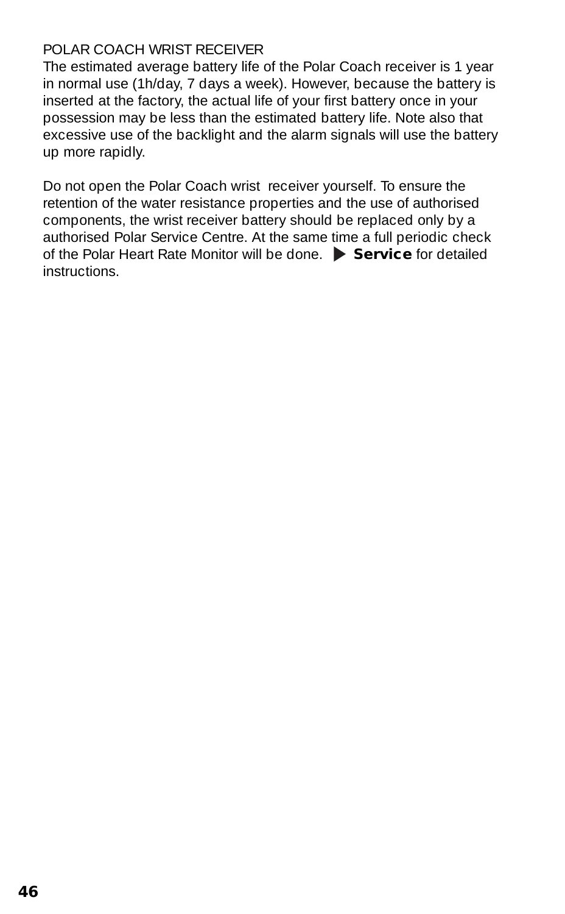POLAR COACH WRIST RECEIVER

The estimated average battery life of the Polar Coach receiver is 1 year in normal use (1h/day, 7 days a week). However, because the battery is inserted at the factory, the actual life of your first battery once in your possession may be less than the estimated battery life. Note also that excessive use of the backlight and the alarm signals will use the battery up more rapidly.

Do not open the Polar Coach wrist receiver yourself. To ensure the retention of the water resistance properties and the use of authorised components, the wrist receiver battery should be replaced only by a authorised Polar Service Centre. At the same time a full periodic check of the Polar Heart Rate Monitor will be done. ▶ **Service** for detailed instructions.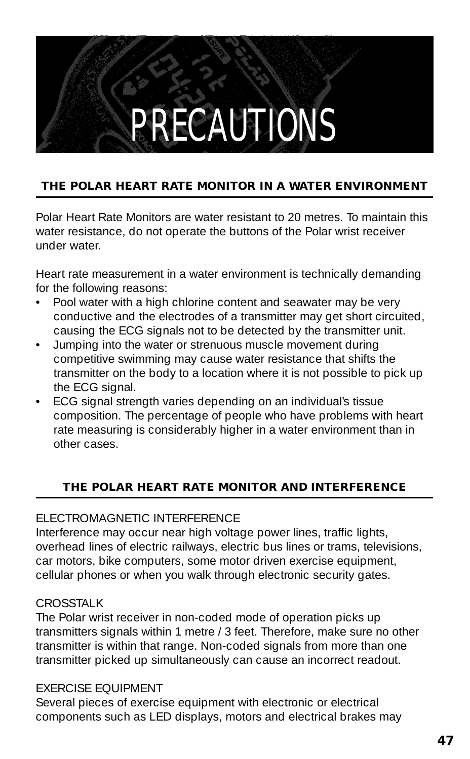# PRECAUTIONS

## THE POLAR HEART RATE MONITOR IN A WATER ENVIRONMENT

Polar Heart Rate Monitors are water resistant to 20 metres. To maintain this water resistance, do not operate the buttons of the Polar wrist receiver under water.

Heart rate measurement in a water environment is technically demanding for the following reasons:

- Pool water with a high chlorine content and seawater may be very conductive and the electrodes of a transmitter may get short circuited, causing the ECG signals not to be detected by the transmitter unit.
- Jumping into the water or strenuous muscle movement during competitive swimming may cause water resistance that shifts the transmitter on the body to a location where it is not possible to pick up the ECG signal.
- ECG signal strength varies depending on an individual's tissue composition. The percentage of people who have problems with heart rate measuring is considerably higher in a water environment than in other cases.

## THE POLAR HEART RATE MONITOR AND INTERFERENCE

ELECTROMAGNETIC INTERFERENCE
Interference may occur near high voltage power lines, traffic lights, overhead lines of electric railways, electric bus lines or trams, televisions, car motors, bike computers, some motor driven exercise equipment, cellular phones or when you walk through electronic security gates.

CROSSTALK
The Polar wrist receiver in non-coded mode of operation picks up transmitters signals within 1 metre / 3 feet. Therefore, make sure no other transmitter is within that range. Non-coded signals from more than one transmitter picked up simultaneously can cause an incorrect readout.

EXERCISE EQUIPMENT
Several pieces of exercise equipment with electronic or electrical components such as LED displays, motors and electrical brakes may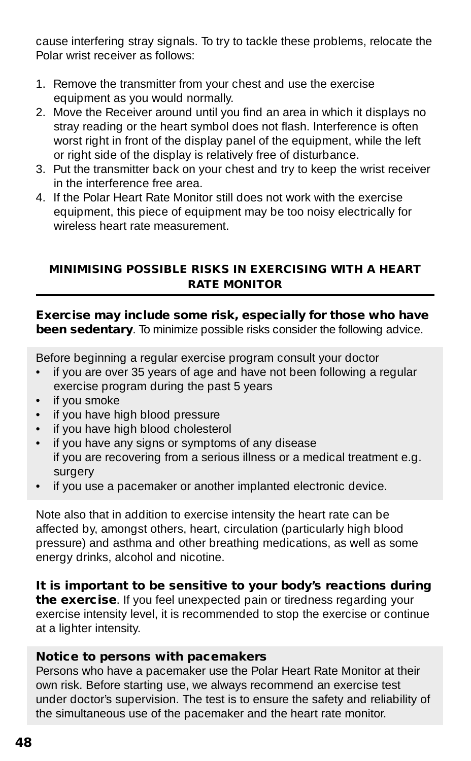cause interfering stray signals. To try to tackle these problems, relocate the Polar wrist receiver as follows:

1. Remove the transmitter from your chest and use the exercise equipment as you would normally.
2. Move the Receiver around until you find an area in which it displays no stray reading or the heart symbol does not flash. Interference is often worst right in front of the display panel of the equipment, while the left or right side of the display is relatively free of disturbance.
3. Put the transmitter back on your chest and try to keep the wrist receiver in the interference free area.
4. If the Polar Heart Rate Monitor still does not work with the exercise equipment, this piece of equipment may be too noisy electrically for wireless heart rate measurement.

## MINIMISING POSSIBLE RISKS IN EXERCISING WITH A HEART RATE MONITOR

**Exercise may include some risk, especially for those who have been sedentary**. To minimize possible risks consider the following advice.

Before beginning a regular exercise program consult your doctor

- if you are over 35 years of age and have not been following a regular exercise program during the past 5 years
- if you smoke
- if you have high blood pressure
- if you have high blood cholesterol
- if you have any signs or symptoms of any disease
  if you are recovering from a serious illness or a medical treatment e.g. surgery
- if you use a pacemaker or another implanted electronic device.

Note also that in addition to exercise intensity the heart rate can be affected by, amongst others, heart, circulation (particularly high blood pressure) and asthma and other breathing medications, as well as some energy drinks, alcohol and nicotine.

**It is important to be sensitive to your body's reactions during the exercise**. If you feel unexpected pain or tiredness regarding your exercise intensity level, it is recommended to stop the exercise or continue at a lighter intensity.

**Notice to persons with pacemakers**
Persons who have a pacemaker use the Polar Heart Rate Monitor at their own risk. Before starting use, we always recommend an exercise test under doctor's supervision. The test is to ensure the safety and reliability of the simultaneous use of the pacemaker and the heart rate monitor.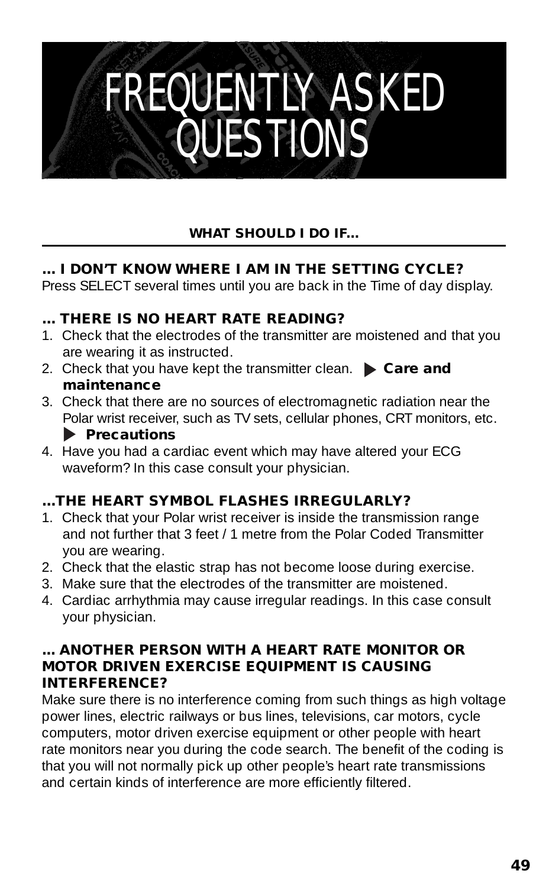# FREQUENTLY ASKED QUESTIONS

## WHAT SHOULD I DO IF...

### ... I DON'T KNOW WHERE I AM IN THE SETTING CYCLE?

Press SELECT several times until you are back in the Time of day display.

### ... THERE IS NO HEART RATE READING?

1. Check that the electrodes of the transmitter are moistened and that you are wearing it as instructed.
2. Check that you have kept the transmitter clean. ▶ **Care and maintenance**
3. Check that there are no sources of electromagnetic radiation near the Polar wrist receiver, such as TV sets, cellular phones, CRT monitors, etc. ▶ **Precautions**
4. Have you had a cardiac event which may have altered your ECG waveform? In this case consult your physician.

### ...THE HEART SYMBOL FLASHES IRREGULARLY?

1. Check that your Polar wrist receiver is inside the transmission range and not further that 3 feet / 1 metre from the Polar Coded Transmitter you are wearing.
2. Check that the elastic strap has not become loose during exercise.
3. Make sure that the electrodes of the transmitter are moistened.
4. Cardiac arrhythmia may cause irregular readings. In this case consult your physician.

### ... ANOTHER PERSON WITH A HEART RATE MONITOR OR MOTOR DRIVEN EXERCISE EQUIPMENT IS CAUSING INTERFERENCE?

Make sure there is no interference coming from such things as high voltage power lines, electric railways or bus lines, televisions, car motors, cycle computers, motor driven exercise equipment or other people with heart rate monitors near you during the code search. The benefit of the coding is that you will not normally pick up other people's heart rate transmissions and certain kinds of interference are more efficiently filtered.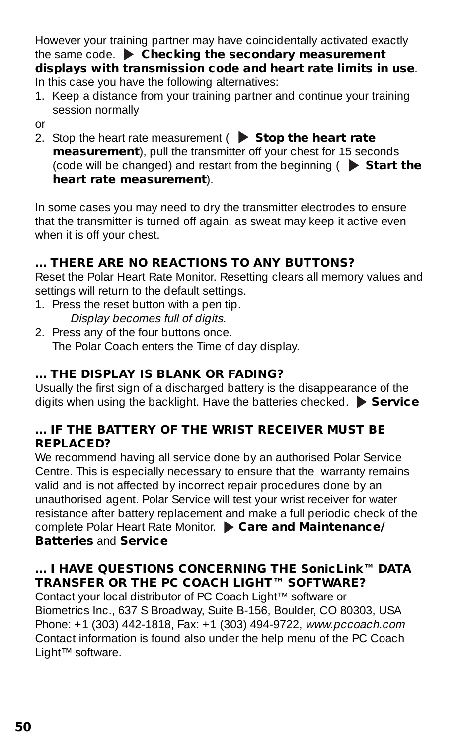However your training partner may have coincidentally activated exactly the same code. ▶ **Checking the secondary measurement displays with transmission code and heart rate limits in use**. In this case you have the following alternatives:

1. Keep a distance from your training partner and continue your training session normally

or

2. Stop the heart rate measurement ( ▶ **Stop the heart rate measurement**), pull the transmitter off your chest for 15 seconds (code will be changed) and restart from the beginning ( ▶ **Start the heart rate measurement**).

In some cases you may need to dry the transmitter electrodes to ensure that the transmitter is turned off again, as sweat may keep it active even when it is off your chest.

### ... THERE ARE NO REACTIONS TO ANY BUTTONS?

Reset the Polar Heart Rate Monitor. Resetting clears all memory values and settings will return to the default settings.

1. Press the reset button with a pen tip.
   *Display becomes full of digits.*
2. Press any of the four buttons once.
   The Polar Coach enters the Time of day display.

### ... THE DISPLAY IS BLANK OR FADING?

Usually the first sign of a discharged battery is the disappearance of the digits when using the backlight. Have the batteries checked. ▶ **Service**

### ... IF THE BATTERY OF THE WRIST RECEIVER MUST BE REPLACED?

We recommend having all service done by an authorised Polar Service Centre. This is especially necessary to ensure that the warranty remains valid and is not affected by incorrect repair procedures done by an unauthorised agent. Polar Service will test your wrist receiver for water resistance after battery replacement and make a full periodic check of the complete Polar Heart Rate Monitor. ▶ **Care and Maintenance/ Batteries** and **Service**

### ... I HAVE QUESTIONS CONCERNING THE SonicLink™ DATA TRANSFER OR THE PC COACH LIGHT™ SOFTWARE?

Contact your local distributor of PC Coach Light™ software or
Biometrics Inc., 637 S Broadway, Suite B-156, Boulder, CO 80303, USA
Phone: +1 (303) 442-1818, Fax: +1 (303) 494-9722, *www.pccoach.com*
Contact information is found also under the help menu of the PC Coach Light™ software.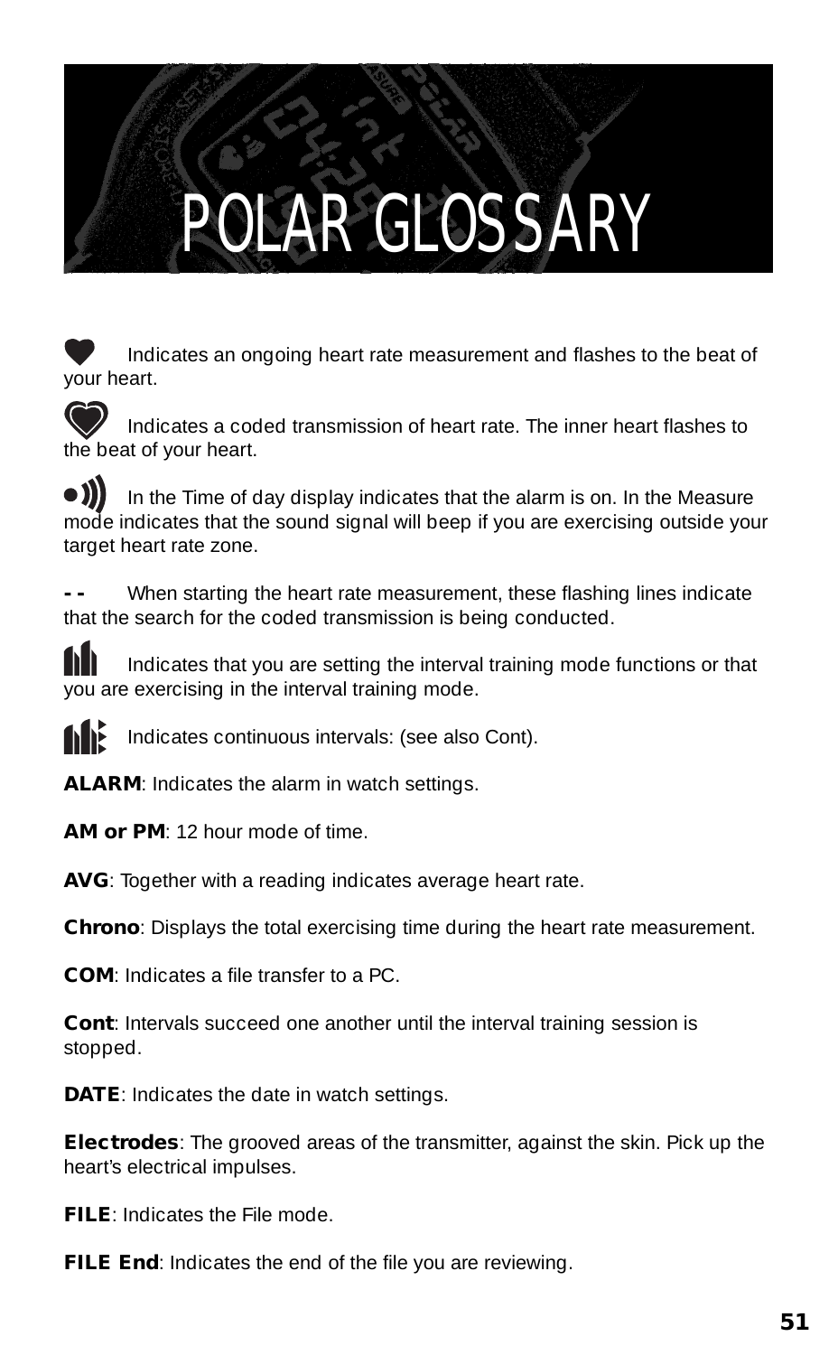# POLAR GLOSSARY

Indicates an ongoing heart rate measurement and flashes to the beat of your heart.

Indicates a coded transmission of heart rate. The inner heart flashes to the beat of your heart.

In the Time of day display indicates that the alarm is on. In the Measure mode indicates that the sound signal will beep if you are exercising outside your target heart rate zone.

**- -** When starting the heart rate measurement, these flashing lines indicate that the search for the coded transmission is being conducted.

Indicates that you are setting the interval training mode functions or that you are exercising in the interval training mode.

Indicates continuous intervals: (see also Cont).

**ALARM**: Indicates the alarm in watch settings.

**AM or PM**: 12 hour mode of time.

**AVG**: Together with a reading indicates average heart rate.

**Chrono**: Displays the total exercising time during the heart rate measurement.

**COM**: Indicates a file transfer to a PC.

**Cont**: Intervals succeed one another until the interval training session is stopped.

**DATE**: Indicates the date in watch settings.

**Electrodes**: The grooved areas of the transmitter, against the skin. Pick up the heart's electrical impulses.

**FILE**: Indicates the File mode.

**FILE End**: Indicates the end of the file you are reviewing.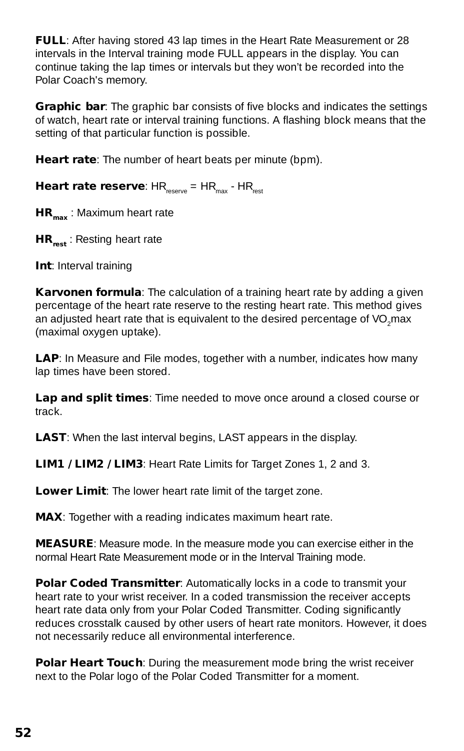**FULL**: After having stored 43 lap times in the Heart Rate Measurement or 28 intervals in the Interval training mode FULL appears in the display. You can continue taking the lap times or intervals but they won't be recorded into the Polar Coach's memory.

**Graphic bar**: The graphic bar consists of five blocks and indicates the settings of watch, heart rate or interval training functions. A flashing block means that the setting of that particular function is possible.

**Heart rate**: The number of heart beats per minute (bpm).

**Heart rate reserve**: $HR_{reserve} = HR_{max} - HR_{rest}$

**$HR_{max}$** : Maximum heart rate

**$HR_{rest}$** : Resting heart rate

**Int**: Interval training

**Karvonen formula**: The calculation of a training heart rate by adding a given percentage of the heart rate reserve to the resting heart rate. This method gives an adjusted heart rate that is equivalent to the desired percentage of $VO_2max$ (maximal oxygen uptake).

**LAP**: In Measure and File modes, together with a number, indicates how many lap times have been stored.

**Lap and split times**: Time needed to move once around a closed course or track.

**LAST**: When the last interval begins, LAST appears in the display.

**LIM1 / LIM2 / LIM3**: Heart Rate Limits for Target Zones 1, 2 and 3.

**Lower Limit**: The lower heart rate limit of the target zone.

**MAX**: Together with a reading indicates maximum heart rate.

**MEASURE**: Measure mode. In the measure mode you can exercise either in the normal Heart Rate Measurement mode or in the Interval Training mode.

**Polar Coded Transmitter**: Automatically locks in a code to transmit your heart rate to your wrist receiver. In a coded transmission the receiver accepts heart rate data only from your Polar Coded Transmitter. Coding significantly reduces crosstalk caused by other users of heart rate monitors. However, it does not necessarily reduce all environmental interference.

**Polar Heart Touch**: During the measurement mode bring the wrist receiver next to the Polar logo of the Polar Coded Transmitter for a moment.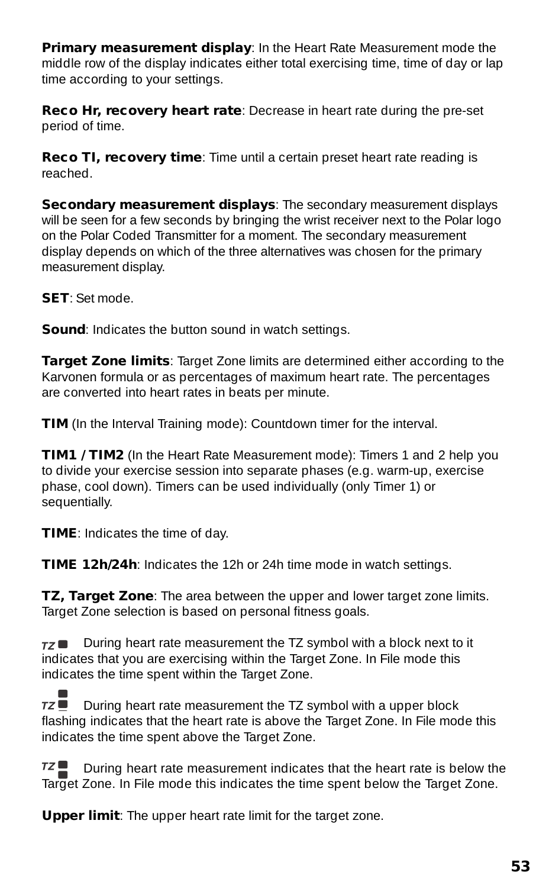**Primary measurement display**: In the Heart Rate Measurement mode the middle row of the display indicates either total exercising time, time of day or lap time according to your settings.

**Reco Hr, recovery heart rate**: Decrease in heart rate during the pre-set period of time.

**Reco TI, recovery time**: Time until a certain preset heart rate reading is reached.

**Secondary measurement displays**: The secondary measurement displays will be seen for a few seconds by bringing the wrist receiver next to the Polar logo on the Polar Coded Transmitter for a moment. The secondary measurement display depends on which of the three alternatives was chosen for the primary measurement display.

**SET**: Set mode.

**Sound**: Indicates the button sound in watch settings.

**Target Zone limits**: Target Zone limits are determined either according to the Karvonen formula or as percentages of maximum heart rate. The percentages are converted into heart rates in beats per minute.

**TIM** (In the Interval Training mode): Countdown timer for the interval.

**TIM1 / TIM2** (In the Heart Rate Measurement mode): Timers 1 and 2 help you to divide your exercise session into separate phases (e.g. warm-up, exercise phase, cool down). Timers can be used individually (only Timer 1) or sequentially.

**TIME**: Indicates the time of day.

**TIME 12h/24h**: Indicates the 12h or 24h time mode in watch settings.

**TZ, Target Zone**: The area between the upper and lower target zone limits. Target Zone selection is based on personal fitness goals.

TZ During heart rate measurement the TZ symbol with a block next to it indicates that you are exercising within the Target Zone. In File mode this indicates the time spent within the Target Zone.

TZ During heart rate measurement the TZ symbol with a upper block flashing indicates that the heart rate is above the Target Zone. In File mode this indicates the time spent above the Target Zone.

TZ During heart rate measurement indicates that the heart rate is below the Target Zone. In File mode this indicates the time spent below the Target Zone.

**Upper limit**: The upper heart rate limit for the target zone.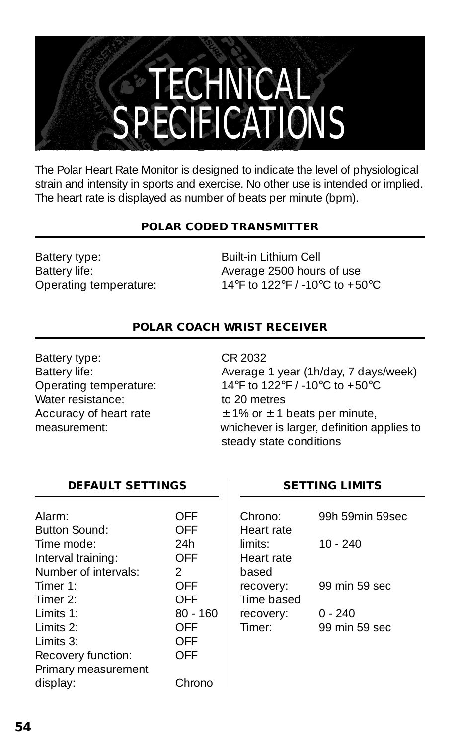# TECHNICAL SPECIFICATIONS

The Polar Heart Rate Monitor is designed to indicate the level of physiological strain and intensity in sports and exercise. No other use is intended or implied. The heart rate is displayed as number of beats per minute (bpm).

## POLAR CODED TRANSMITTER

| | |
|---|---|
| Battery type: | Built-in Lithium Cell |
| Battery life: | Average 2500 hours of use |
| Operating temperature: | 14°F to 122°F / -10°C to +50°C |

## POLAR COACH WRIST RECEIVER

| | |
|---|---|
| Battery type: | CR 2032 |
| Battery life: | Average 1 year (1h/day, 7 days/week) |
| Operating temperature: | 14°F to 122°F / -10°C to +50°C |
| Water resistance: | to 20 metres |
| Accuracy of heart rate measurement: | ± 1% or ± 1 beats per minute, whichever is larger, definition applies to steady state conditions |

## DEFAULT SETTINGS

| | |
|---|---|
| Alarm: | OFF |
| Button Sound: | OFF |
| Time mode: | 24h |
| Interval training: | OFF |
| Number of intervals: | 2 |
| Timer 1: | OFF |
| Timer 2: | OFF |
| Limits 1: | 80 - 160 |
| Limits 2: | OFF |
| Limits 3: | OFF |
| Recovery function: | OFF |
| Primary measurement display: | Chrono |

## SETTING LIMITS

| | |
|---|---|
| Chrono: | 99h 59min 59sec |
| Heart rate limits: | 10 - 240 |
| Heart rate based recovery: | 99 min 59 sec |
| Time based recovery: | 0 - 240 |
| Timer: | 99 min 59 sec |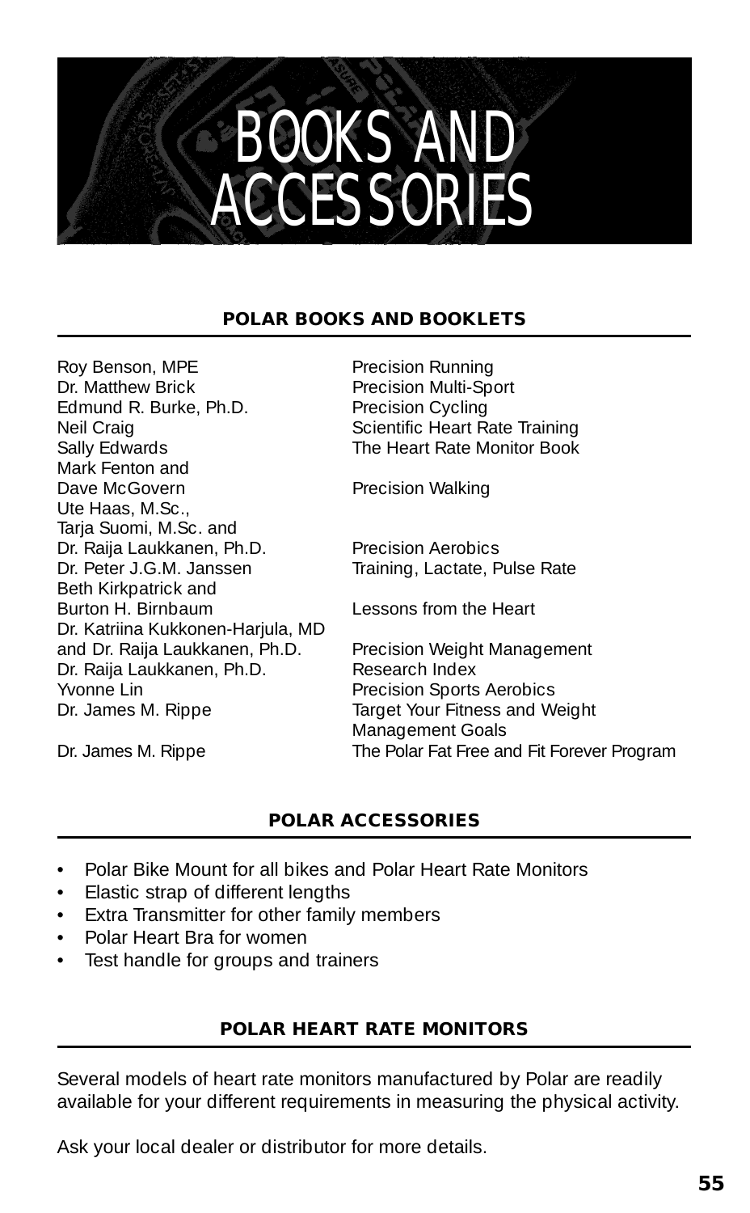# BOOKS AND ACCESSORIES

## POLAR BOOKS AND BOOKLETS

| Author | Title |
|---|---|
| Roy Benson, MPE | Precision Running |
| Dr. Matthew Brick | Precision Multi-Sport |
| Edmund R. Burke, Ph.D. | Precision Cycling |
| Neil Craig | Scientific Heart Rate Training |
| Sally Edwards | The Heart Rate Monitor Book |
| Mark Fenton and Dave McGovern | Precision Walking |
| Ute Haas, M.Sc., Tarja Suomi, M.Sc. and Dr. Raija Laukkanen, Ph.D. | Precision Aerobics |
| Dr. Peter J.G.M. Janssen | Training, Lactate, Pulse Rate |
| Beth Kirkpatrick and Burton H. Birnbaum | Lessons from the Heart |
| Dr. Katriina Kukkonen-Harjula, MD and Dr. Raija Laukkanen, Ph.D. | Precision Weight Management |
| Dr. Raija Laukkanen, Ph.D. | Research Index |
| Yvonne Lin | Precision Sports Aerobics |
| Dr. James M. Rippe | Target Your Fitness and Weight Management Goals |
| Dr. James M. Rippe | The Polar Fat Free and Fit Forever Program |

## POLAR ACCESSORIES

- Polar Bike Mount for all bikes and Polar Heart Rate Monitors
- Elastic strap of different lengths
- Extra Transmitter for other family members
- Polar Heart Bra for women
- Test handle for groups and trainers

## POLAR HEART RATE MONITORS

Several models of heart rate monitors manufactured by Polar are readily available for your different requirements in measuring the physical activity.

Ask your local dealer or distributor for more details.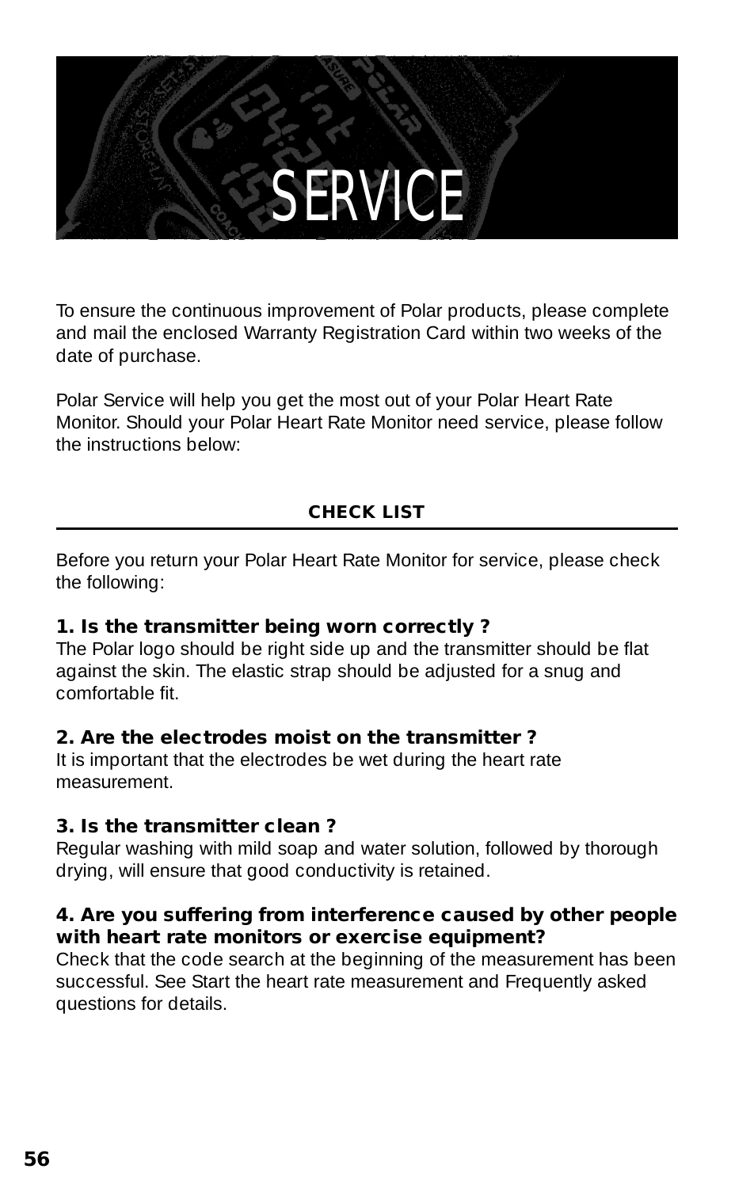# SERVICE

To ensure the continuous improvement of Polar products, please complete and mail the enclosed Warranty Registration Card within two weeks of the date of purchase.

Polar Service will help you get the most out of your Polar Heart Rate Monitor. Should your Polar Heart Rate Monitor need service, please follow the instructions below:

## CHECK LIST

Before you return your Polar Heart Rate Monitor for service, please check the following:

**1. Is the transmitter being worn correctly ?**
The Polar logo should be right side up and the transmitter should be flat against the skin. The elastic strap should be adjusted for a snug and comfortable fit.

**2. Are the electrodes moist on the transmitter ?**
It is important that the electrodes be wet during the heart rate measurement.

**3. Is the transmitter clean ?**
Regular washing with mild soap and water solution, followed by thorough drying, will ensure that good conductivity is retained.

**4. Are you suffering from interference caused by other people with heart rate monitors or exercise equipment?**
Check that the code search at the beginning of the measurement has been successful. See Start the heart rate measurement and Frequently asked questions for details.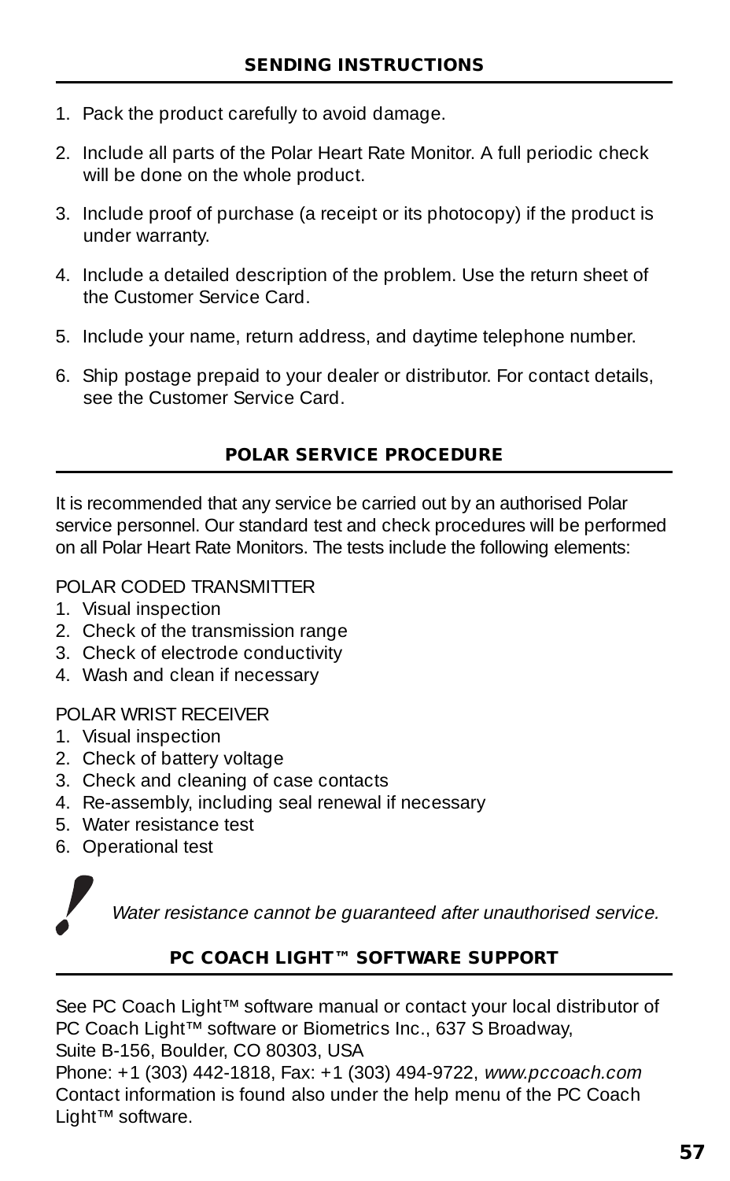## SENDING INSTRUCTIONS

1. Pack the product carefully to avoid damage.
2. Include all parts of the Polar Heart Rate Monitor. A full periodic check will be done on the whole product.
3. Include proof of purchase (a receipt or its photocopy) if the product is under warranty.
4. Include a detailed description of the problem. Use the return sheet of the Customer Service Card.
5. Include your name, return address, and daytime telephone number.
6. Ship postage prepaid to your dealer or distributor. For contact details, see the Customer Service Card.

## POLAR SERVICE PROCEDURE

It is recommended that any service be carried out by an authorised Polar service personnel. Our standard test and check procedures will be performed on all Polar Heart Rate Monitors. The tests include the following elements:

POLAR CODED TRANSMITTER
1. Visual inspection
2. Check of the transmission range
3. Check of electrode conductivity
4. Wash and clean if necessary

POLAR WRIST RECEIVER
1. Visual inspection
2. Check of battery voltage
3. Check and cleaning of case contacts
4. Re-assembly, including seal renewal if necessary
5. Water resistance test
6. Operational test

! *Water resistance cannot be guaranteed after unauthorised service.*

## PC COACH LIGHT™ SOFTWARE SUPPORT

See PC Coach Light™ software manual or contact your local distributor of PC Coach Light™ software or Biometrics Inc., 637 S Broadway, Suite B-156, Boulder, CO 80303, USA
Phone: +1 (303) 442-1818, Fax: +1 (303) 494-9722, *www.pccoach.com*
Contact information is found also under the help menu of the PC Coach Light™ software.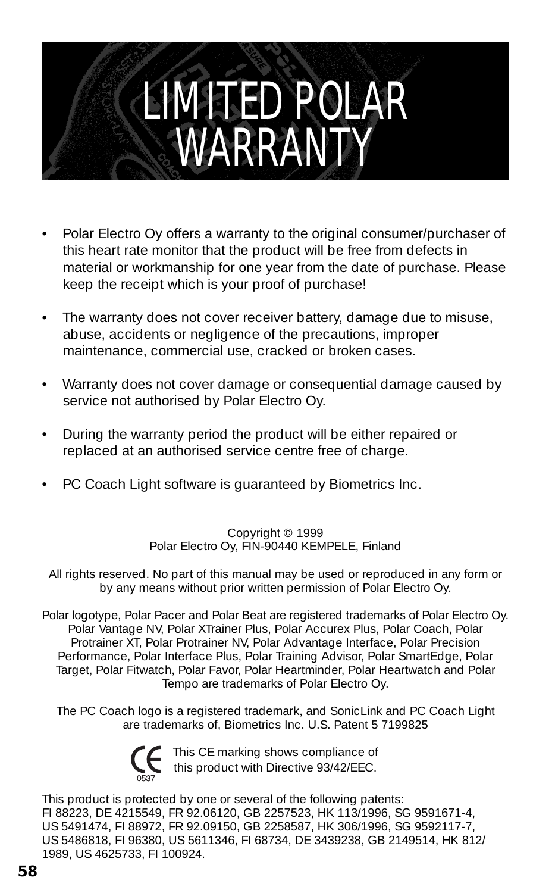# LIMITED POLAR WARRANTY

- Polar Electro Oy offers a warranty to the original consumer/purchaser of this heart rate monitor that the product will be free from defects in material or workmanship for one year from the date of purchase. Please keep the receipt which is your proof of purchase!
- The warranty does not cover receiver battery, damage due to misuse, abuse, accidents or negligence of the precautions, improper maintenance, commercial use, cracked or broken cases.
- Warranty does not cover damage or consequential damage caused by service not authorised by Polar Electro Oy.
- During the warranty period the product will be either repaired or replaced at an authorised service centre free of charge.
- PC Coach Light software is guaranteed by Biometrics Inc.

Copyright © 1999
Polar Electro Oy, FIN-90440 KEMPELE, Finland

All rights reserved. No part of this manual may be used or reproduced in any form or by any means without prior written permission of Polar Electro Oy.

Polar logotype, Polar Pacer and Polar Beat are registered trademarks of Polar Electro Oy. Polar Vantage NV, Polar XTrainer Plus, Polar Accurex Plus, Polar Coach, Polar Protrainer XT, Polar Protrainer NV, Polar Advantage Interface, Polar Precision Performance, Polar Interface Plus, Polar Training Advisor, Polar SmartEdge, Polar Target, Polar Fitwatch, Polar Favor, Polar Heartminder, Polar Heartwatch and Polar Tempo are trademarks of Polar Electro Oy.

The PC Coach logo is a registered trademark, and SonicLink and PC Coach Light are trademarks of, Biometrics Inc. U.S. Patent 5 7199825

CE 0537 This CE marking shows compliance of this product with Directive 93/42/EEC.

This product is protected by one or several of the following patents:
FI 88223, DE 4215549, FR 92.06120, GB 2257523, HK 113/1996, SG 9591671-4, US 5491474, FI 88972, FR 92.09150, GB 2258587, HK 306/1996, SG 9592117-7, US 5486818, FI 96380, US 5611346, FI 68734, DE 3439238, GB 2149514, HK 812/1989, US 4625733, FI 100924.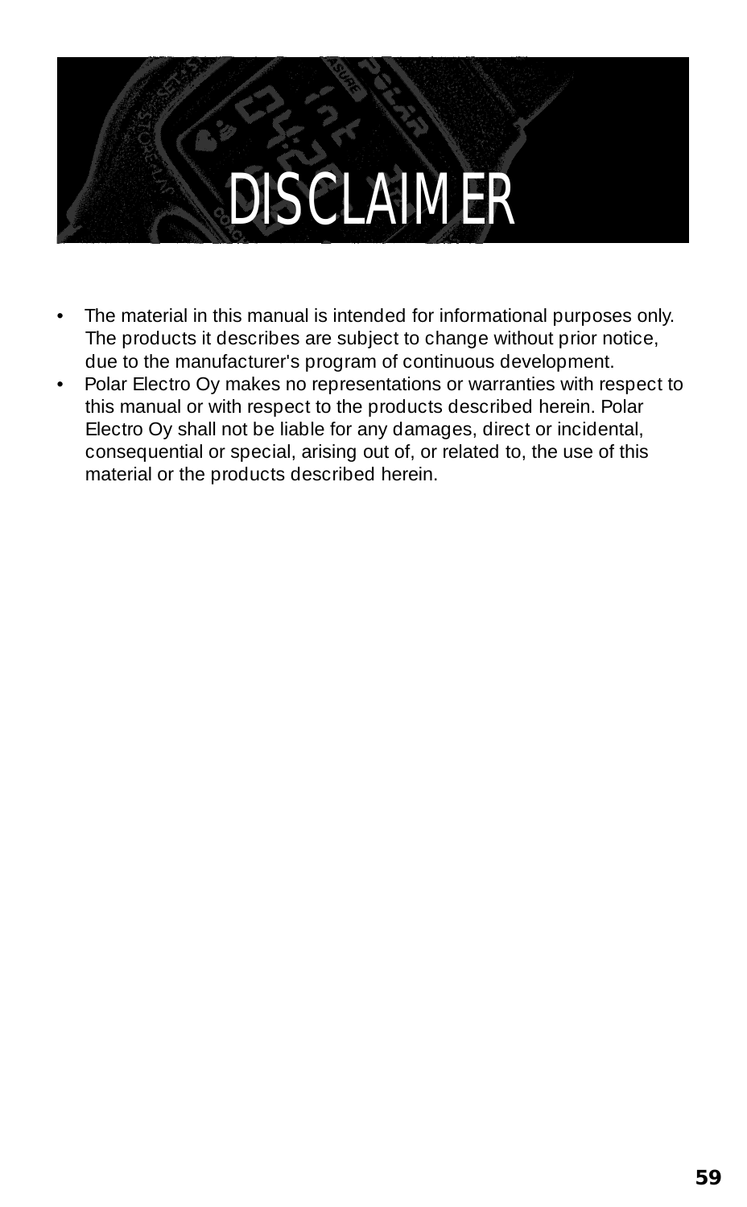# DISCLAIMER

- The material in this manual is intended for informational purposes only. The products it describes are subject to change without prior notice, due to the manufacturer's program of continuous development.
- Polar Electro Oy makes no representations or warranties with respect to this manual or with respect to the products described herein. Polar Electro Oy shall not be liable for any damages, direct or incidental, consequential or special, arising out of, or related to, the use of this material or the products described herein.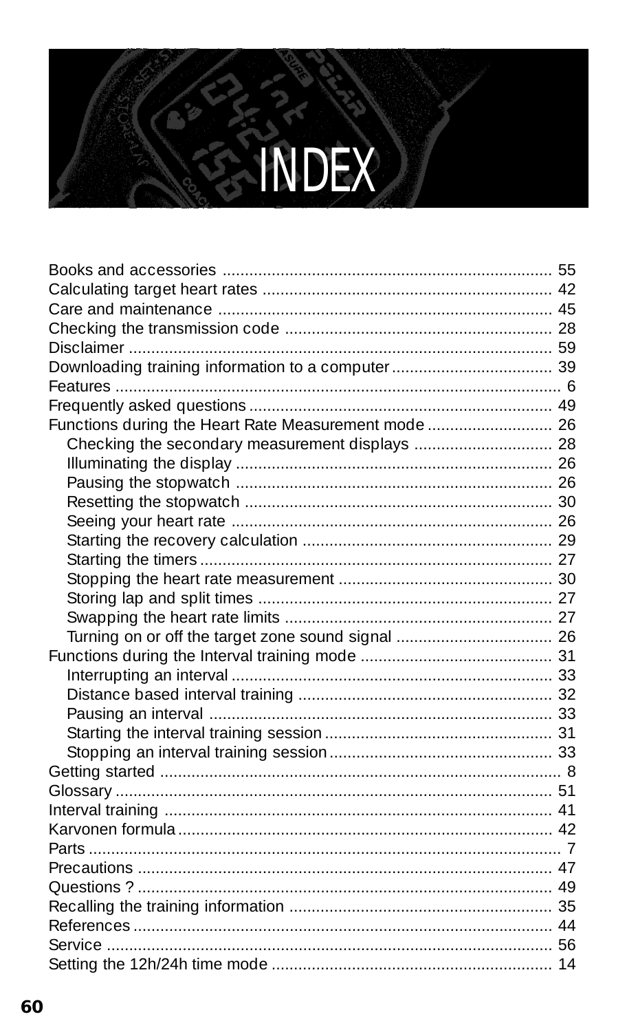# INDEX

Books and accessories .......................................................................... 55
Calculating target heart rates ................................................................. 42
Care and maintenance ........................................................................... 45
Checking the transmission code ............................................................ 28
Disclaimer ............................................................................................... 59
Downloading training information to a computer .................................... 39
Features .................................................................................................... 6
Frequently asked questions .................................................................... 49
Functions during the Heart Rate Measurement mode ............................ 26
  Checking the secondary measurement displays ............................... 28
  Illuminating the display ...................................................................... 26
  Pausing the stopwatch ....................................................................... 26
  Resetting the stopwatch ..................................................................... 30
  Seeing your heart rate ........................................................................ 26
  Starting the recovery calculation ........................................................ 29
  Starting the timers ............................................................................... 27
  Stopping the heart rate measurement ................................................ 30
  Storing lap and split times .................................................................. 27
  Swapping the heart rate limits ............................................................ 27
  Turning on or off the target zone sound signal ................................... 26
Functions during the Interval training mode ........................................... 31
  Interrupting an interval ........................................................................ 33
  Distance based interval training ......................................................... 32
  Pausing an interval ............................................................................. 33
  Starting the interval training session ................................................... 31
  Stopping an interval training session .................................................. 33
Getting started .......................................................................................... 8
Glossary .................................................................................................. 51
Interval training ....................................................................................... 41
Karvonen formula .................................................................................... 42
Parts ......................................................................................................... 7
Precautions ............................................................................................. 47
Questions ? ............................................................................................. 49
Recalling the training information ........................................................... 35
References .............................................................................................. 44
Service .................................................................................................... 56
Setting the 12h/24h time mode ............................................................... 14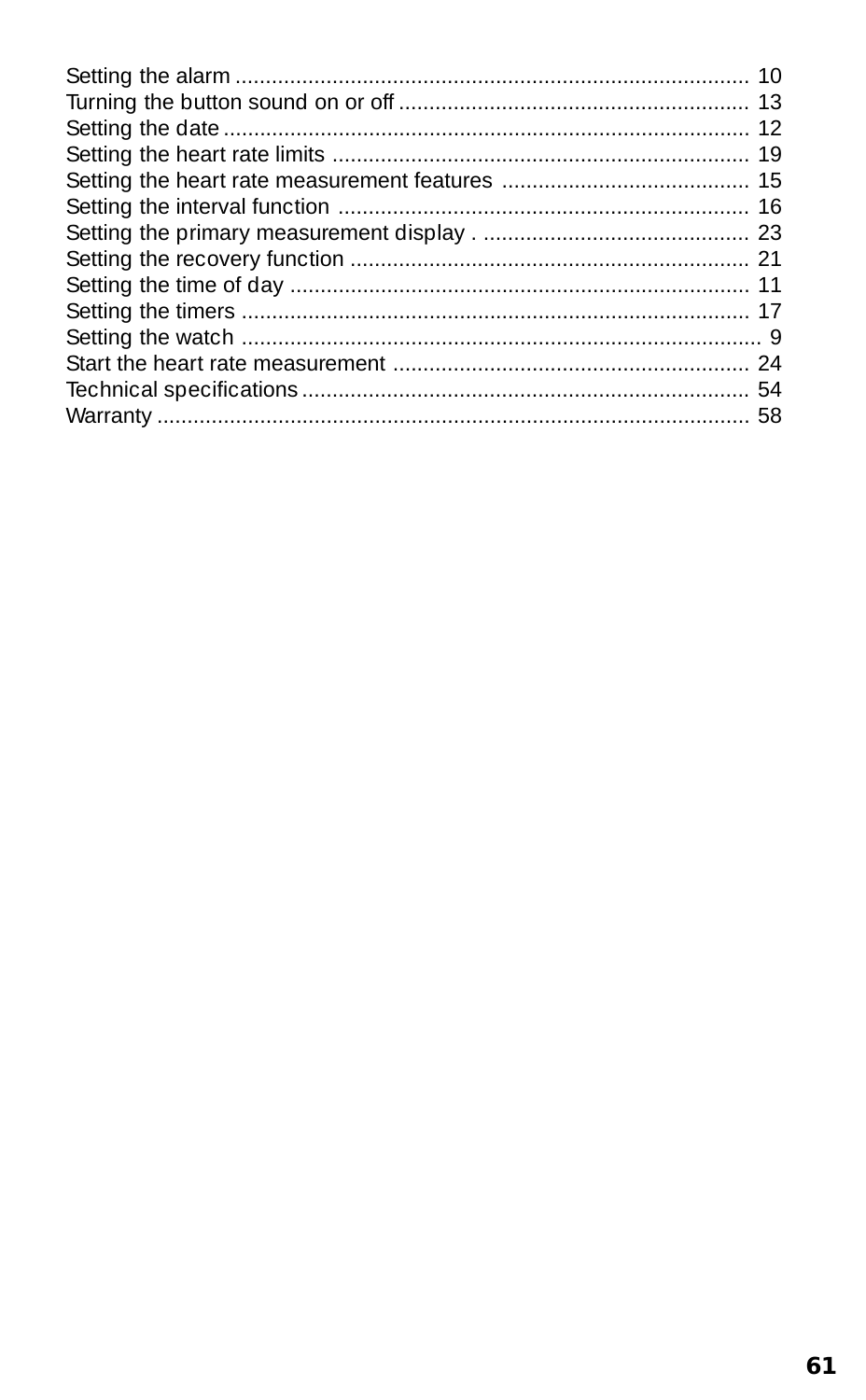Setting the alarm .................................................................................... 10
Turning the button sound on or off .......................................................... 13
Setting the date ...................................................................................... 12
Setting the heart rate limits .................................................................... 19
Setting the heart rate measurement features ......................................... 15
Setting the interval function .................................................................... 16
Setting the primary measurement display . ............................................ 23
Setting the recovery function .................................................................. 21
Setting the time of day ............................................................................ 11
Setting the timers .................................................................................... 17
Setting the watch ...................................................................................... 9
Start the heart rate measurement ........................................................... 24
Technical specifications .......................................................................... 54
Warranty .................................................................................................. 58